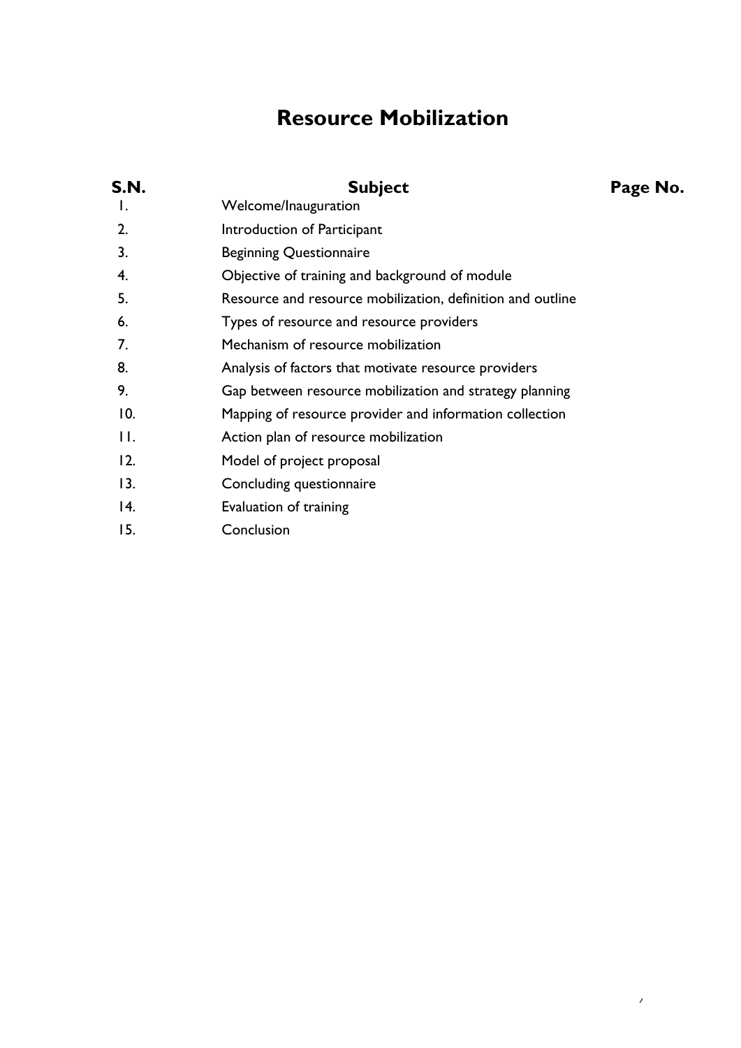# Resource Mobilization

| S.N. | Subject | Page No. |
|---|---|---|
| 1. | Welcome/Inauguration | |
| 2. | Introduction of Participant | |
| 3. | Beginning Questionnaire | |
| 4. | Objective of training and background of module | |
| 5. | Resource and resource mobilization, definition and outline | |
| 6. | Types of resource and resource providers | |
| 7. | Mechanism of resource mobilization | |
| 8. | Analysis of factors that motivate resource providers | |
| 9. | Gap between resource mobilization and strategy planning | |
| 10. | Mapping of resource provider and information collection | |
| 11. | Action plan of resource mobilization | |
| 12. | Model of project proposal | |
| 13. | Concluding questionnaire | |
| 14. | Evaluation of training | |
| 15. | Conclusion | |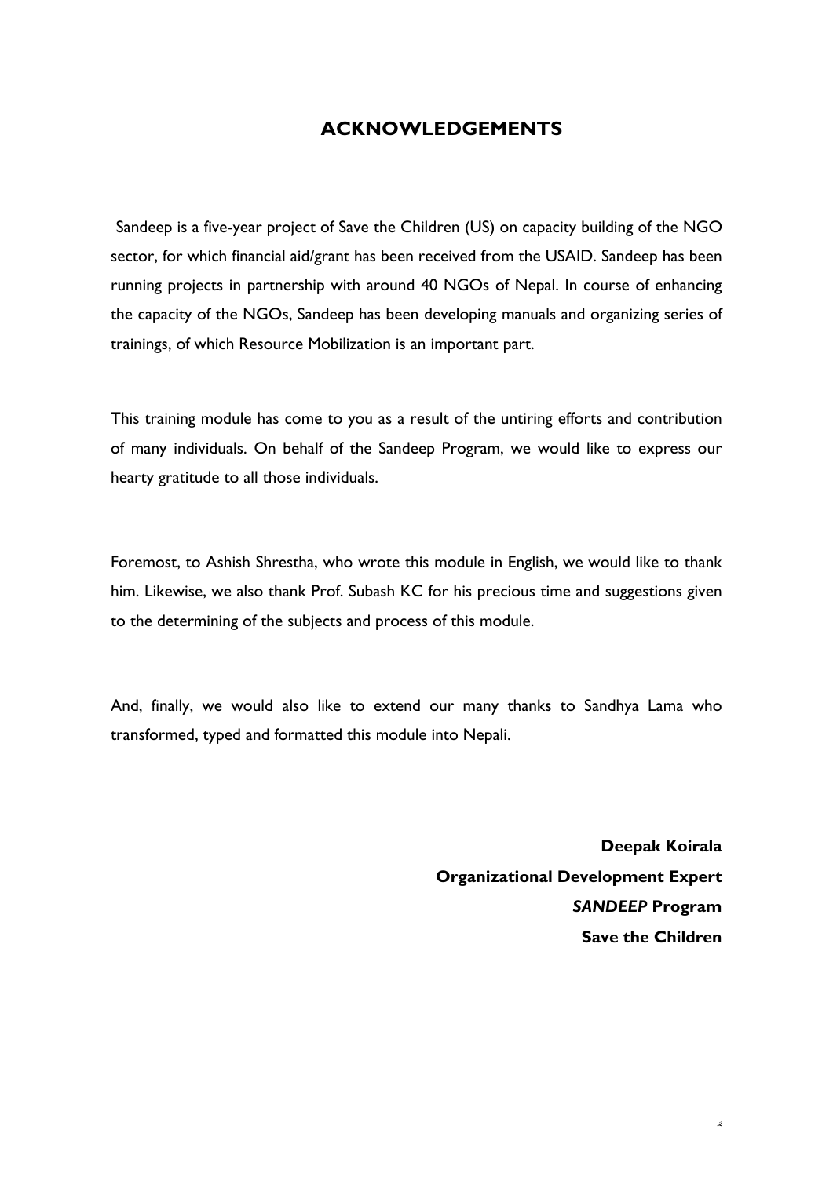# ACKNOWLEDGEMENTS

Sandeep is a five-year project of Save the Children (US) on capacity building of the NGO sector, for which financial aid/grant has been received from the USAID. Sandeep has been running projects in partnership with around 40 NGOs of Nepal. In course of enhancing the capacity of the NGOs, Sandeep has been developing manuals and organizing series of trainings, of which Resource Mobilization is an important part.

This training module has come to you as a result of the untiring efforts and contribution of many individuals. On behalf of the Sandeep Program, we would like to express our hearty gratitude to all those individuals.

Foremost, to Ashish Shrestha, who wrote this module in English, we would like to thank him. Likewise, we also thank Prof. Subash KC for his precious time and suggestions given to the determining of the subjects and process of this module.

And, finally, we would also like to extend our many thanks to Sandhya Lama who transformed, typed and formatted this module into Nepali.

**Deepak Koirala**
**Organizational Development Expert**
***SANDEEP* Program**
**Save the Children**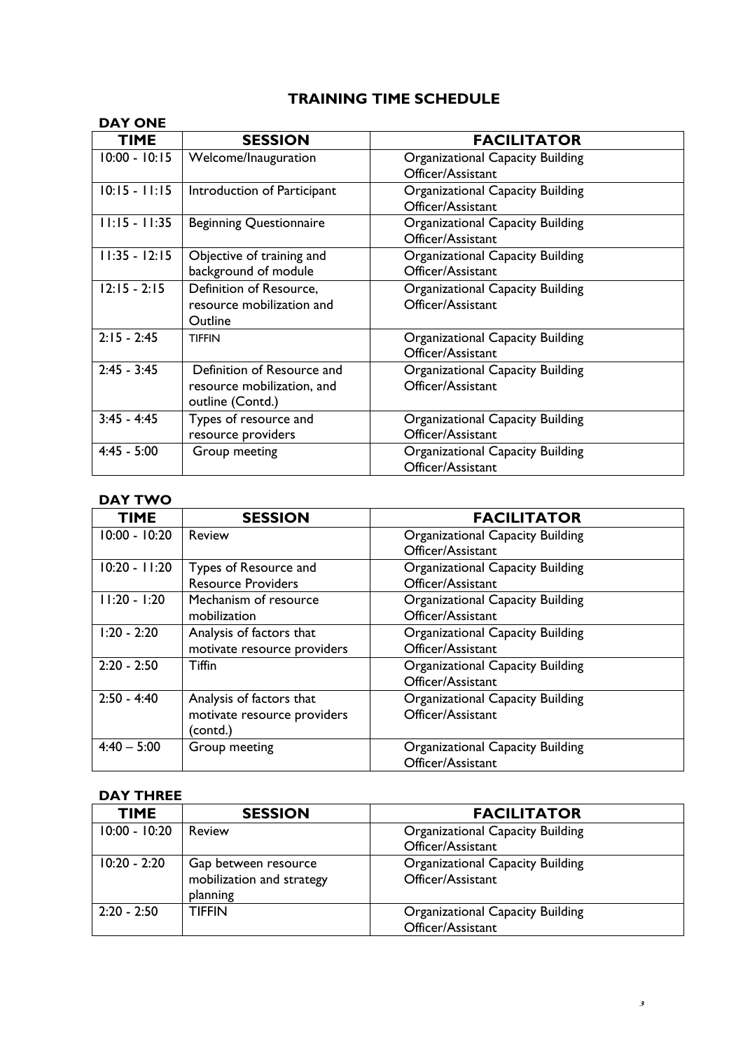# TRAINING TIME SCHEDULE

## DAY ONE

| TIME | SESSION | FACILITATOR |
| --- | --- | --- |
| 10:00 - 10:15 | Welcome/Inauguration | Organizational Capacity Building Officer/Assistant |
| 10:15 - 11:15 | Introduction of Participant | Organizational Capacity Building Officer/Assistant |
| 11:15 - 11:35 | Beginning Questionnaire | Organizational Capacity Building Officer/Assistant |
| 11:35 - 12:15 | Objective of training and background of module | Organizational Capacity Building Officer/Assistant |
| 12:15 - 2:15 | Definition of Resource, resource mobilization and Outline | Organizational Capacity Building Officer/Assistant |
| 2:15 - 2:45 | TIFFIN | Organizational Capacity Building Officer/Assistant |
| 2:45 - 3:45 | Definition of Resource and resource mobilization, and outline (Contd.) | Organizational Capacity Building Officer/Assistant |
| 3:45 - 4:45 | Types of resource and resource providers | Organizational Capacity Building Officer/Assistant |
| 4:45 - 5:00 | Group meeting | Organizational Capacity Building Officer/Assistant |

## DAY TWO

| TIME | SESSION | FACILITATOR |
| --- | --- | --- |
| 10:00 - 10:20 | Review | Organizational Capacity Building Officer/Assistant |
| 10:20 - 11:20 | Types of Resource and Resource Providers | Organizational Capacity Building Officer/Assistant |
| 11:20 - 1:20 | Mechanism of resource mobilization | Organizational Capacity Building Officer/Assistant |
| 1:20 - 2:20 | Analysis of factors that motivate resource providers | Organizational Capacity Building Officer/Assistant |
| 2:20 - 2:50 | Tiffin | Organizational Capacity Building Officer/Assistant |
| 2:50 - 4:40 | Analysis of factors that motivate resource providers (contd.) | Organizational Capacity Building Officer/Assistant |
| 4:40 – 5:00 | Group meeting | Organizational Capacity Building Officer/Assistant |

## DAY THREE

| TIME | SESSION | FACILITATOR |
| --- | --- | --- |
| 10:00 - 10:20 | Review | Organizational Capacity Building Officer/Assistant |
| 10:20 - 2:20 | Gap between resource mobilization and strategy planning | Organizational Capacity Building Officer/Assistant |
| 2:20 - 2:50 | TIFFIN | Organizational Capacity Building Officer/Assistant |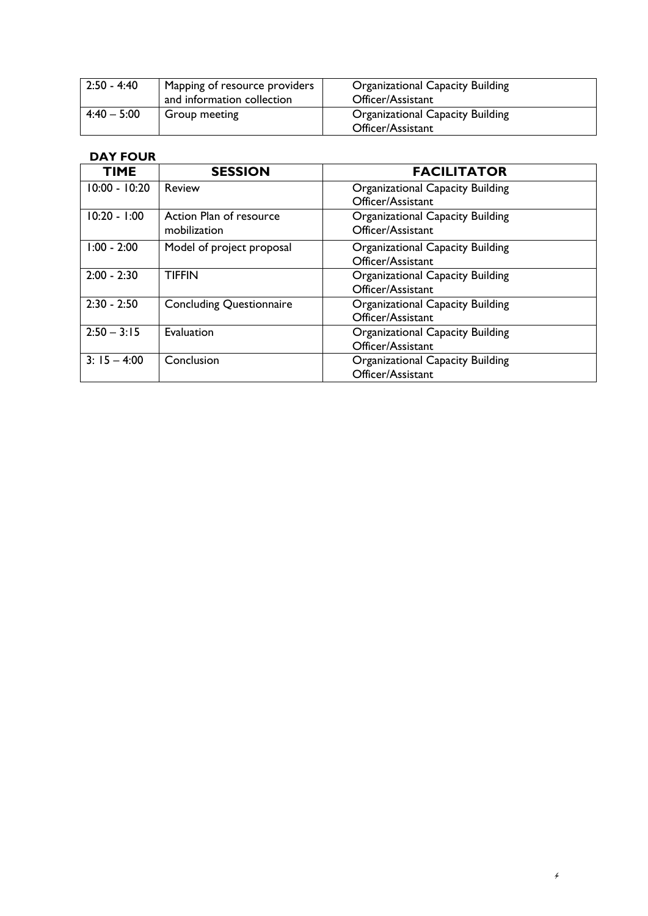| | | |
|---|---|---|
| 2:50 - 4:40 | Mapping of resource providers and information collection | Organizational Capacity Building Officer/Assistant |
| 4:40 – 5:00 | Group meeting | Organizational Capacity Building Officer/Assistant |

**DAY FOUR**

| TIME | SESSION | FACILITATOR |
|---|---|---|
| 10:00 - 10:20 | Review | Organizational Capacity Building Officer/Assistant |
| 10:20 - 1:00 | Action Plan of resource mobilization | Organizational Capacity Building Officer/Assistant |
| 1:00 - 2:00 | Model of project proposal | Organizational Capacity Building Officer/Assistant |
| 2:00 - 2:30 | TIFFIN | Organizational Capacity Building Officer/Assistant |
| 2:30 - 2:50 | Concluding Questionnaire | Organizational Capacity Building Officer/Assistant |
| 2:50 – 3:15 | Evaluation | Organizational Capacity Building Officer/Assistant |
| 3: 15 – 4:00 | Conclusion | Organizational Capacity Building Officer/Assistant |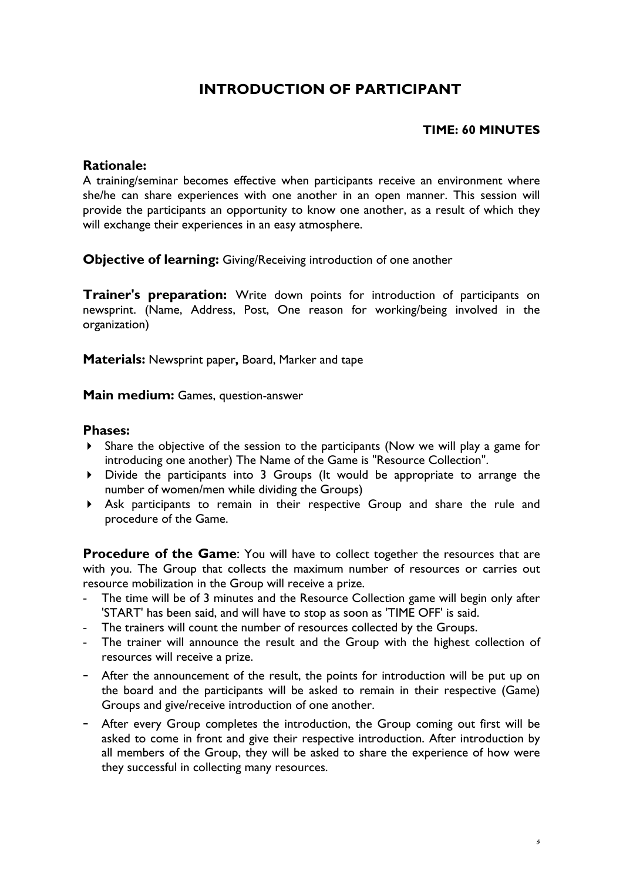# INTRODUCTION OF PARTICIPANT

**TIME: 60 MINUTES**

## Rationale:

A training/seminar becomes effective when participants receive an environment where she/he can share experiences with one another in an open manner. This session will provide the participants an opportunity to know one another, as a result of which they will exchange their experiences in an easy atmosphere.

**Objective of learning:** Giving/Receiving introduction of one another

**Trainer's preparation:** Write down points for introduction of participants on newsprint. (Name, Address, Post, One reason for working/being involved in the organization)

**Materials:** Newsprint paper**,** Board, Marker and tape

**Main medium:** Games, question-answer

## Phases:

- Share the objective of the session to the participants (Now we will play a game for introducing one another) The Name of the Game is "Resource Collection".
- Divide the participants into 3 Groups (It would be appropriate to arrange the number of women/men while dividing the Groups)
- Ask participants to remain in their respective Group and share the rule and procedure of the Game.

**Procedure of the Game**: You will have to collect together the resources that are with you. The Group that collects the maximum number of resources or carries out resource mobilization in the Group will receive a prize.

- The time will be of 3 minutes and the Resource Collection game will begin only after 'START' has been said, and will have to stop as soon as 'TIME OFF' is said.
- The trainers will count the number of resources collected by the Groups.
- The trainer will announce the result and the Group with the highest collection of resources will receive a prize.
- After the announcement of the result, the points for introduction will be put up on the board and the participants will be asked to remain in their respective (Game) Groups and give/receive introduction of one another.
- After every Group completes the introduction, the Group coming out first will be asked to come in front and give their respective introduction. After introduction by all members of the Group, they will be asked to share the experience of how were they successful in collecting many resources.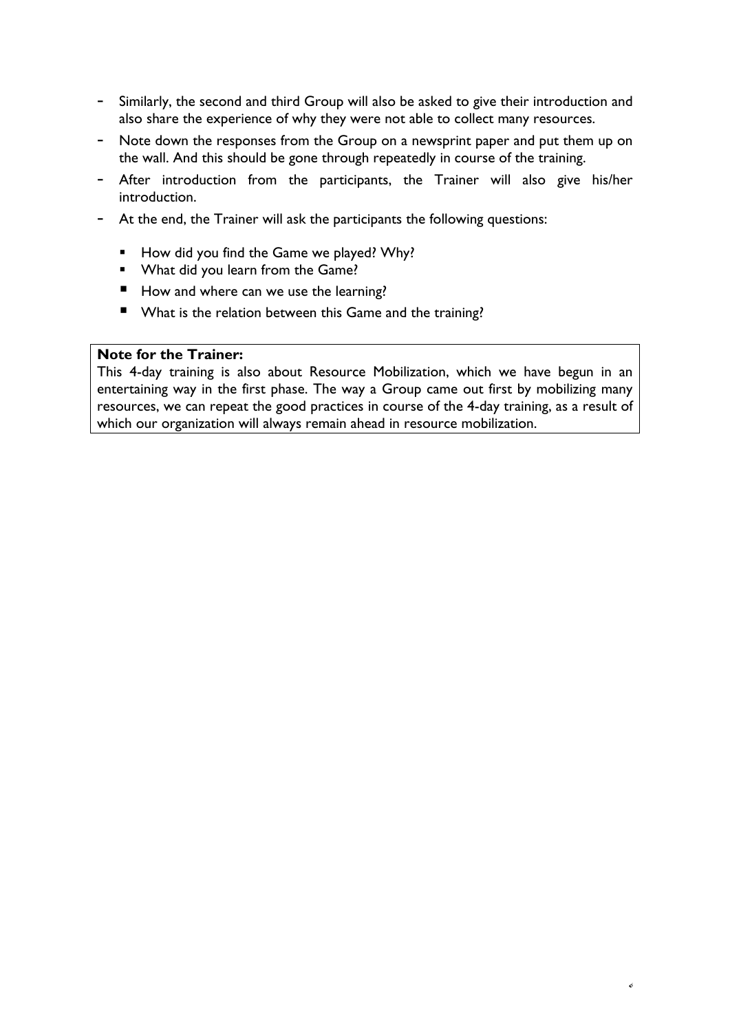- Similarly, the second and third Group will also be asked to give their introduction and also share the experience of why they were not able to collect many resources.
- Note down the responses from the Group on a newsprint paper and put them up on the wall. And this should be gone through repeatedly in course of the training.
- After introduction from the participants, the Trainer will also give his/her introduction.
- At the end, the Trainer will ask the participants the following questions:
  - How did you find the Game we played? Why?
  - What did you learn from the Game?
  - How and where can we use the learning?
  - What is the relation between this Game and the training?

**Note for the Trainer:**
This 4-day training is also about Resource Mobilization, which we have begun in an entertaining way in the first phase. The way a Group came out first by mobilizing many resources, we can repeat the good practices in course of the 4-day training, as a result of which our organization will always remain ahead in resource mobilization.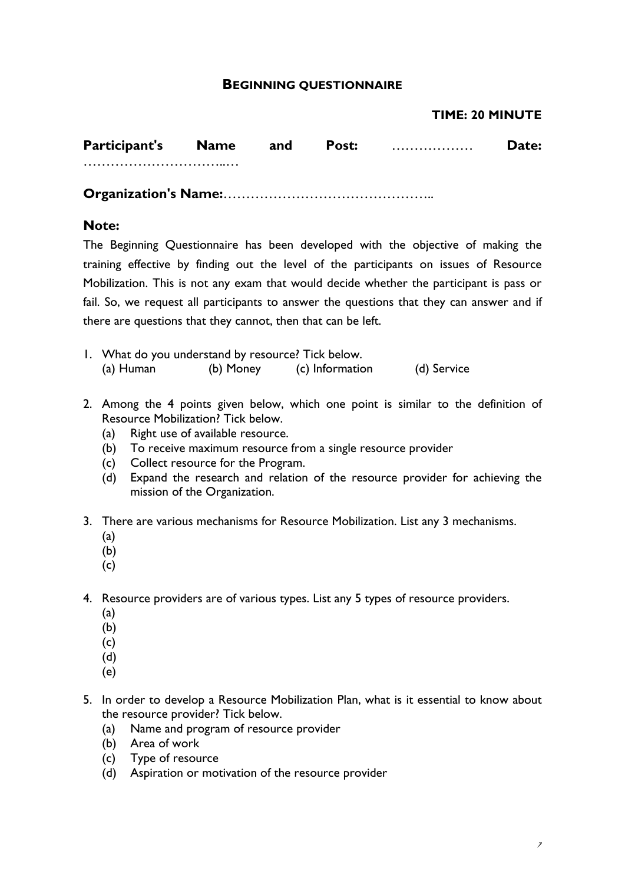## BEGINNING QUESTIONNAIRE

**TIME: 20 MINUTE**

**Participant's Name and Post:** ……………… **Date:** …………………………..…

**Organization's Name:**………………………………………..

**Note:**

The Beginning Questionnaire has been developed with the objective of making the training effective by finding out the level of the participants on issues of Resource Mobilization. This is not any exam that would decide whether the participant is pass or fail. So, we request all participants to answer the questions that they can answer and if there are questions that they cannot, then that can be left.

1. What do you understand by resource? Tick below.
   (a) Human (b) Money (c) Information (d) Service

2. Among the 4 points given below, which one point is similar to the definition of Resource Mobilization? Tick below.
   (a) Right use of available resource.
   (b) To receive maximum resource from a single resource provider
   (c) Collect resource for the Program.
   (d) Expand the research and relation of the resource provider for achieving the mission of the Organization.

3. There are various mechanisms for Resource Mobilization. List any 3 mechanisms.
   (a)
   (b)
   (c)

4. Resource providers are of various types. List any 5 types of resource providers.
   (a)
   (b)
   (c)
   (d)
   (e)

5. In order to develop a Resource Mobilization Plan, what is it essential to know about the resource provider? Tick below.
   (a) Name and program of resource provider
   (b) Area of work
   (c) Type of resource
   (d) Aspiration or motivation of the resource provider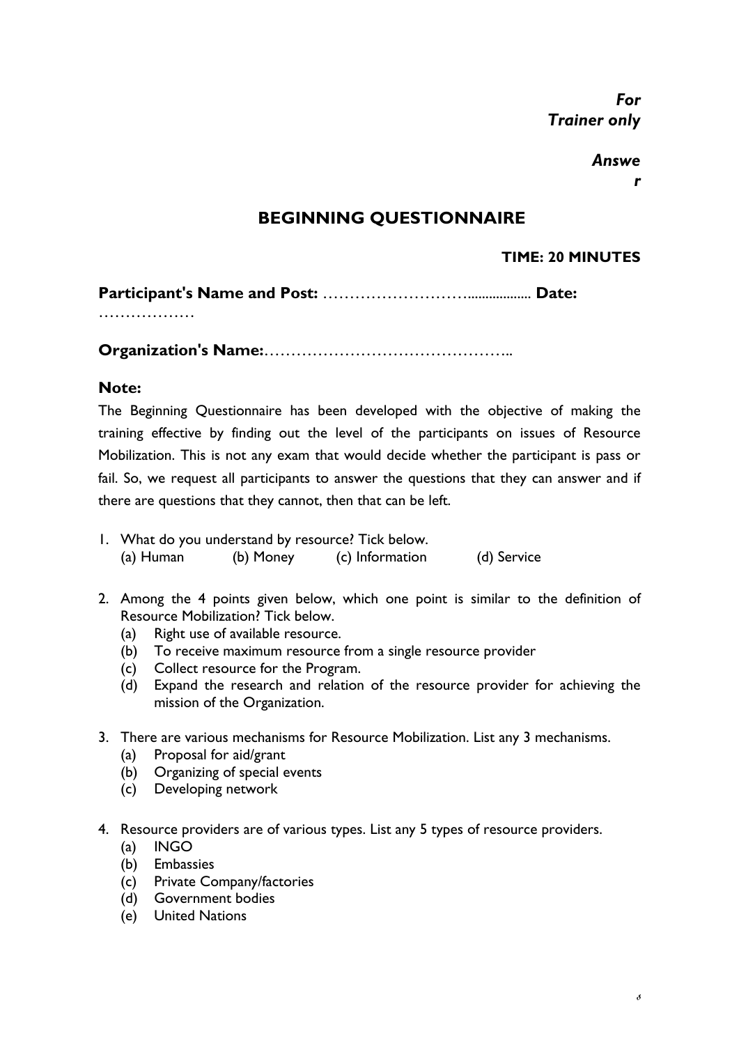***For Trainer only***

***Answer***

## BEGINNING QUESTIONNAIRE

**TIME: 20 MINUTES**

**Participant's Name and Post:** ……………………….................. **Date:** ………………

**Organization's Name:**………………………………………..

**Note:**

The Beginning Questionnaire has been developed with the objective of making the training effective by finding out the level of the participants on issues of Resource Mobilization. This is not any exam that would decide whether the participant is pass or fail. So, we request all participants to answer the questions that they can answer and if there are questions that they cannot, then that can be left.

1. What do you understand by resource? Tick below.
   (a) Human  (b) Money  (c) Information  (d) Service

2. Among the 4 points given below, which one point is similar to the definition of Resource Mobilization? Tick below.
   (a) Right use of available resource.
   (b) To receive maximum resource from a single resource provider
   (c) Collect resource for the Program.
   (d) Expand the research and relation of the resource provider for achieving the mission of the Organization.

3. There are various mechanisms for Resource Mobilization. List any 3 mechanisms.
   (a) Proposal for aid/grant
   (b) Organizing of special events
   (c) Developing network

4. Resource providers are of various types. List any 5 types of resource providers.
   (a) INGO
   (b) Embassies
   (c) Private Company/factories
   (d) Government bodies
   (e) United Nations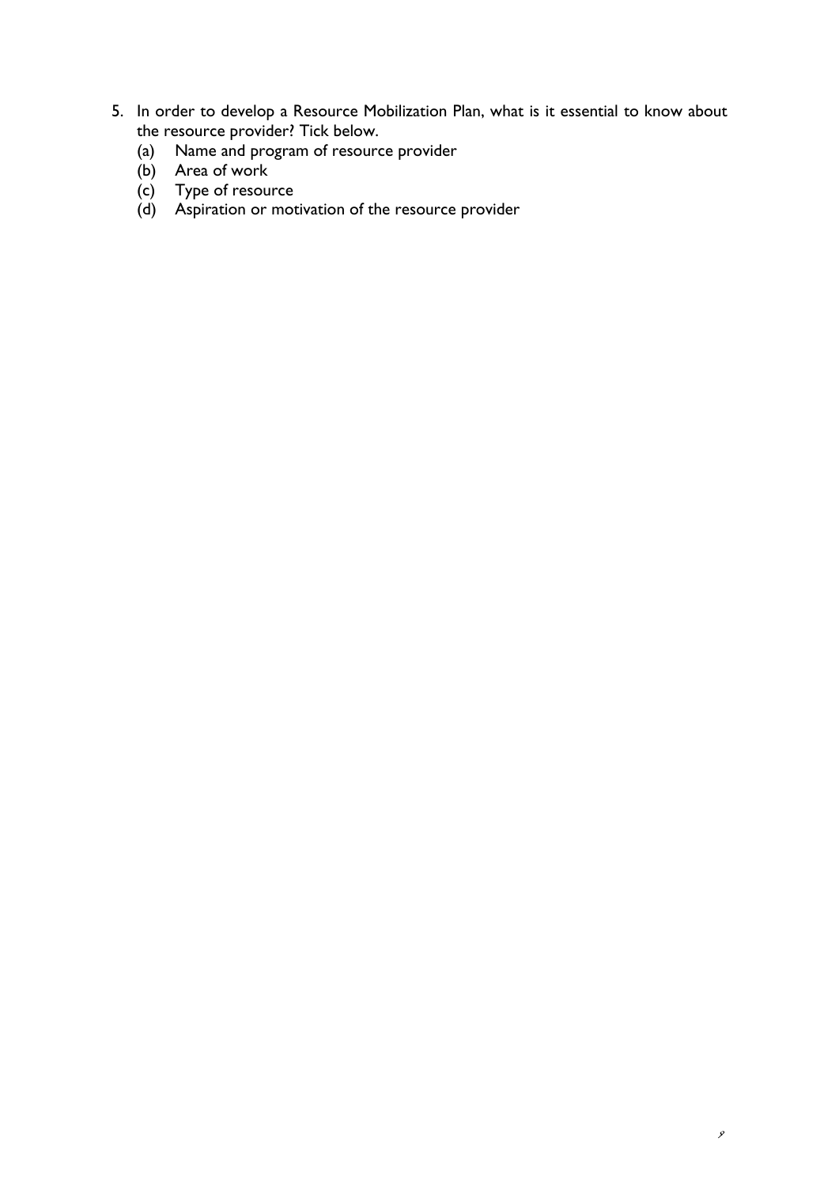5. In order to develop a Resource Mobilization Plan, what is it essential to know about the resource provider? Tick below.
   (a) Name and program of resource provider
   (b) Area of work
   (c) Type of resource
   (d) Aspiration or motivation of the resource provider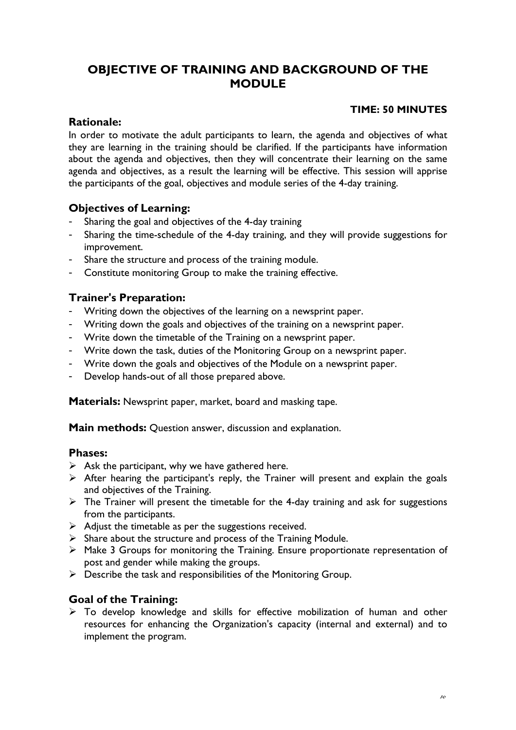# OBJECTIVE OF TRAINING AND BACKGROUND OF THE MODULE

**TIME: 50 MINUTES**

### Rationale:

In order to motivate the adult participants to learn, the agenda and objectives of what they are learning in the training should be clarified. If the participants have information about the agenda and objectives, then they will concentrate their learning on the same agenda and objectives, as a result the learning will be effective. This session will apprise the participants of the goal, objectives and module series of the 4-day training.

### Objectives of Learning:

- Sharing the goal and objectives of the 4-day training
- Sharing the time-schedule of the 4-day training, and they will provide suggestions for improvement.
- Share the structure and process of the training module.
- Constitute monitoring Group to make the training effective.

### Trainer's Preparation:

- Writing down the objectives of the learning on a newsprint paper.
- Writing down the goals and objectives of the training on a newsprint paper.
- Write down the timetable of the Training on a newsprint paper.
- Write down the task, duties of the Monitoring Group on a newsprint paper.
- Write down the goals and objectives of the Module on a newsprint paper.
- Develop hands-out of all those prepared above.

**Materials:** Newsprint paper, market, board and masking tape.

**Main methods:** Question answer, discussion and explanation.

### Phases:

- Ask the participant, why we have gathered here.
- After hearing the participant's reply, the Trainer will present and explain the goals and objectives of the Training.
- The Trainer will present the timetable for the 4-day training and ask for suggestions from the participants.
- Adjust the timetable as per the suggestions received.
- Share about the structure and process of the Training Module.
- Make 3 Groups for monitoring the Training. Ensure proportionate representation of post and gender while making the groups.
- Describe the task and responsibilities of the Monitoring Group.

### Goal of the Training:

- To develop knowledge and skills for effective mobilization of human and other resources for enhancing the Organization's capacity (internal and external) and to implement the program.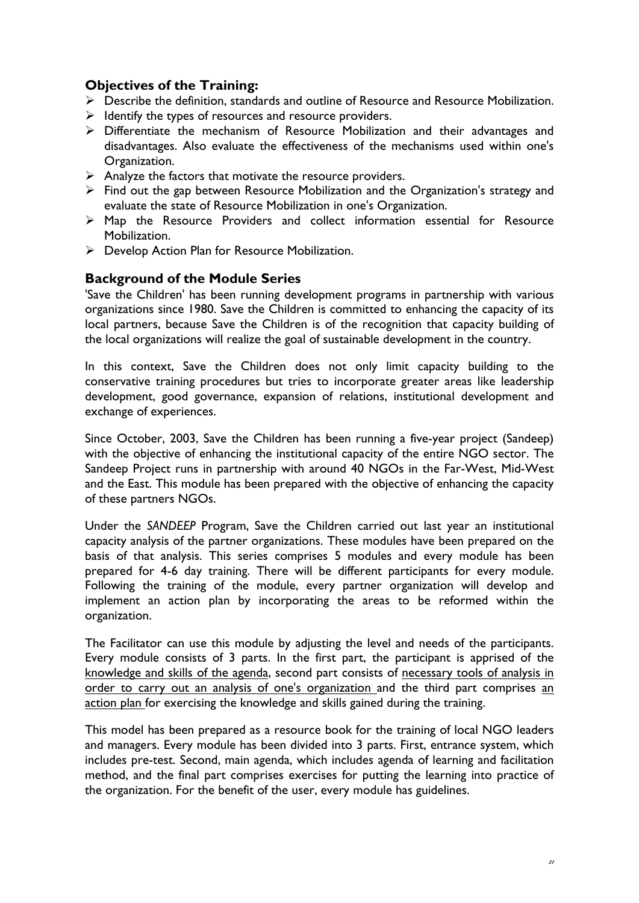## Objectives of the Training:

- Describe the definition, standards and outline of Resource and Resource Mobilization.
- Identify the types of resources and resource providers.
- Differentiate the mechanism of Resource Mobilization and their advantages and disadvantages. Also evaluate the effectiveness of the mechanisms used within one's Organization.
- Analyze the factors that motivate the resource providers.
- Find out the gap between Resource Mobilization and the Organization's strategy and evaluate the state of Resource Mobilization in one's Organization.
- Map the Resource Providers and collect information essential for Resource Mobilization.
- Develop Action Plan for Resource Mobilization.

## Background of the Module Series

'Save the Children' has been running development programs in partnership with various organizations since 1980. Save the Children is committed to enhancing the capacity of its local partners, because Save the Children is of the recognition that capacity building of the local organizations will realize the goal of sustainable development in the country.

In this context, Save the Children does not only limit capacity building to the conservative training procedures but tries to incorporate greater areas like leadership development, good governance, expansion of relations, institutional development and exchange of experiences.

Since October, 2003, Save the Children has been running a five-year project (Sandeep) with the objective of enhancing the institutional capacity of the entire NGO sector. The Sandeep Project runs in partnership with around 40 NGOs in the Far-West, Mid-West and the East. This module has been prepared with the objective of enhancing the capacity of these partners NGOs.

Under the *SANDEEP* Program, Save the Children carried out last year an institutional capacity analysis of the partner organizations. These modules have been prepared on the basis of that analysis. This series comprises 5 modules and every module has been prepared for 4-6 day training. There will be different participants for every module. Following the training of the module, every partner organization will develop and implement an action plan by incorporating the areas to be reformed within the organization.

The Facilitator can use this module by adjusting the level and needs of the participants. Every module consists of 3 parts. In the first part, the participant is apprised of the <u>knowledge and skills of the agenda</u>, second part consists of <u>necessary tools of analysis in order to carry out an analysis of one's organization</u> and the third part comprises <u>an action plan</u> for exercising the knowledge and skills gained during the training.

This model has been prepared as a resource book for the training of local NGO leaders and managers. Every module has been divided into 3 parts. First, entrance system, which includes pre-test. Second, main agenda, which includes agenda of learning and facilitation method, and the final part comprises exercises for putting the learning into practice of the organization. For the benefit of the user, every module has guidelines.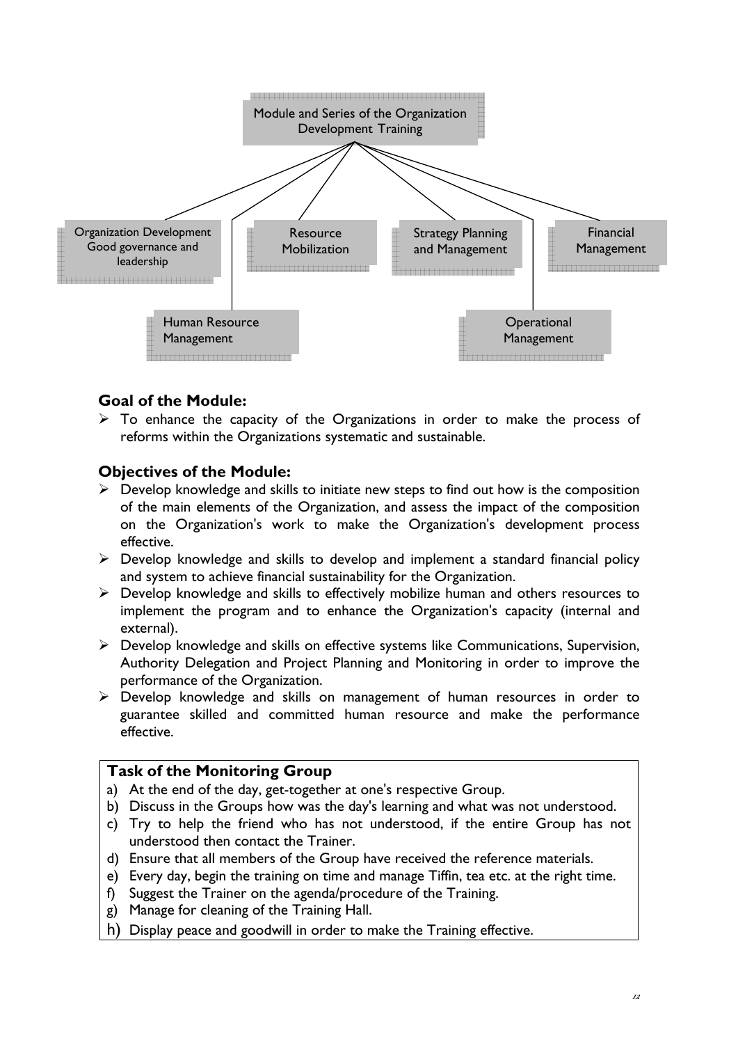Module and Series of the Organization Development Training

- Organization Development Good governance and leadership
- Resource Mobilization
- Strategy Planning and Management
- Financial Management
- Human Resource Management
- Operational Management

### Goal of the Module:

- To enhance the capacity of the Organizations in order to make the process of reforms within the Organizations systematic and sustainable.

### Objectives of the Module:

- Develop knowledge and skills to initiate new steps to find out how is the composition of the main elements of the Organization, and assess the impact of the composition on the Organization's work to make the Organization's development process effective.
- Develop knowledge and skills to develop and implement a standard financial policy and system to achieve financial sustainability for the Organization.
- Develop knowledge and skills to effectively mobilize human and others resources to implement the program and to enhance the Organization's capacity (internal and external).
- Develop knowledge and skills on effective systems like Communications, Supervision, Authority Delegation and Project Planning and Monitoring in order to improve the performance of the Organization.
- Develop knowledge and skills on management of human resources in order to guarantee skilled and committed human resource and make the performance effective.

### Task of the Monitoring Group

a) At the end of the day, get-together at one's respective Group.
b) Discuss in the Groups how was the day's learning and what was not understood.
c) Try to help the friend who has not understood, if the entire Group has not understood then contact the Trainer.
d) Ensure that all members of the Group have received the reference materials.
e) Every day, begin the training on time and manage Tiffin, tea etc. at the right time.
f) Suggest the Trainer on the agenda/procedure of the Training.
g) Manage for cleaning of the Training Hall.
h) Display peace and goodwill in order to make the Training effective.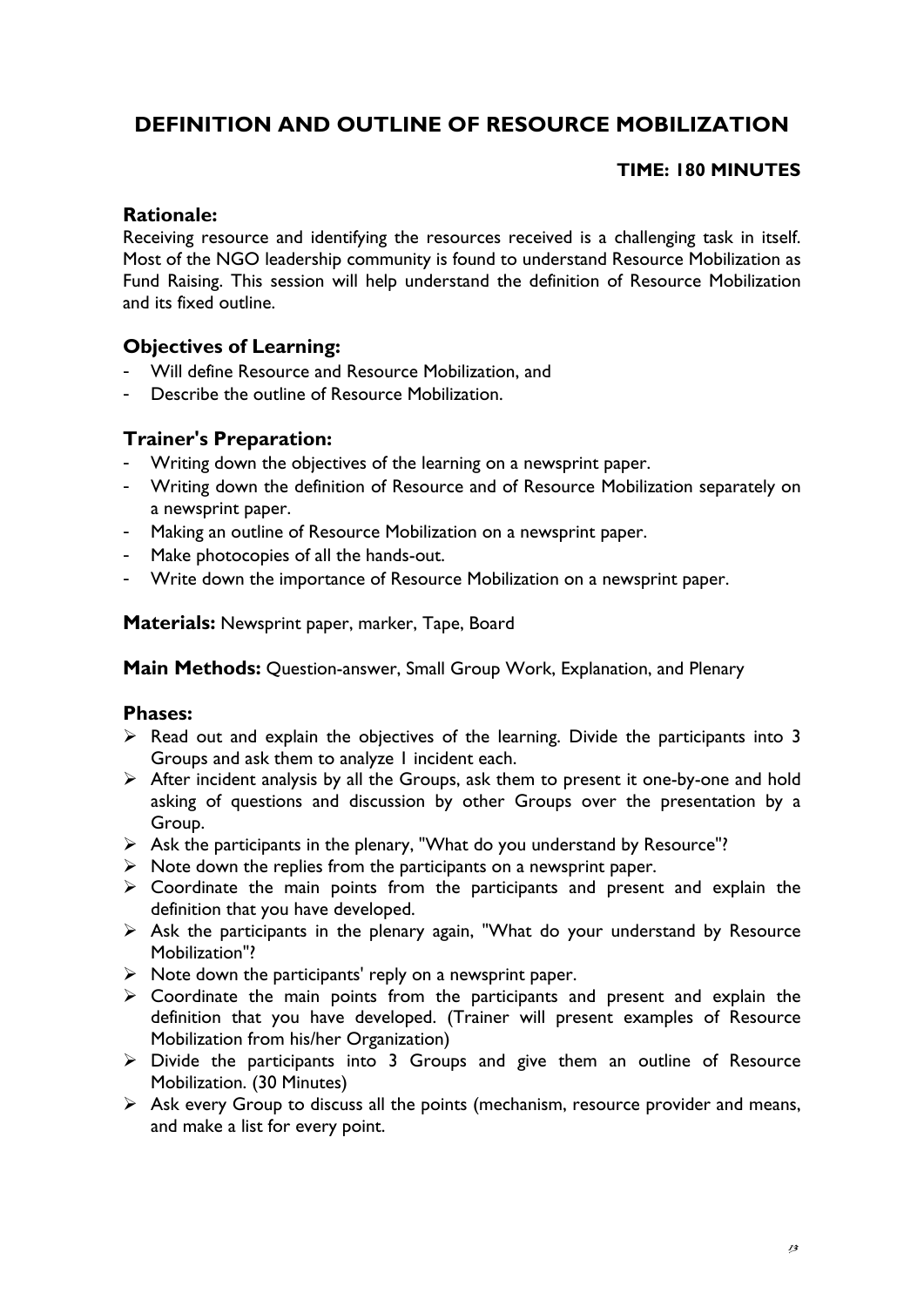# DEFINITION AND OUTLINE OF RESOURCE MOBILIZATION

**TIME: 180 MINUTES**

## Rationale:

Receiving resource and identifying the resources received is a challenging task in itself. Most of the NGO leadership community is found to understand Resource Mobilization as Fund Raising. This session will help understand the definition of Resource Mobilization and its fixed outline.

## Objectives of Learning:

- Will define Resource and Resource Mobilization, and
- Describe the outline of Resource Mobilization.

## Trainer's Preparation:

- Writing down the objectives of the learning on a newsprint paper.
- Writing down the definition of Resource and of Resource Mobilization separately on a newsprint paper.
- Making an outline of Resource Mobilization on a newsprint paper.
- Make photocopies of all the hands-out.
- Write down the importance of Resource Mobilization on a newsprint paper.

**Materials:** Newsprint paper, marker, Tape, Board

**Main Methods:** Question-answer, Small Group Work, Explanation, and Plenary

## Phases:

- Read out and explain the objectives of the learning. Divide the participants into 3 Groups and ask them to analyze 1 incident each.
- After incident analysis by all the Groups, ask them to present it one-by-one and hold asking of questions and discussion by other Groups over the presentation by a Group.
- Ask the participants in the plenary, "What do you understand by Resource"?
- Note down the replies from the participants on a newsprint paper.
- Coordinate the main points from the participants and present and explain the definition that you have developed.
- Ask the participants in the plenary again, "What do your understand by Resource Mobilization"?
- Note down the participants' reply on a newsprint paper.
- Coordinate the main points from the participants and present and explain the definition that you have developed. (Trainer will present examples of Resource Mobilization from his/her Organization)
- Divide the participants into 3 Groups and give them an outline of Resource Mobilization. (30 Minutes)
- Ask every Group to discuss all the points (mechanism, resource provider and means, and make a list for every point.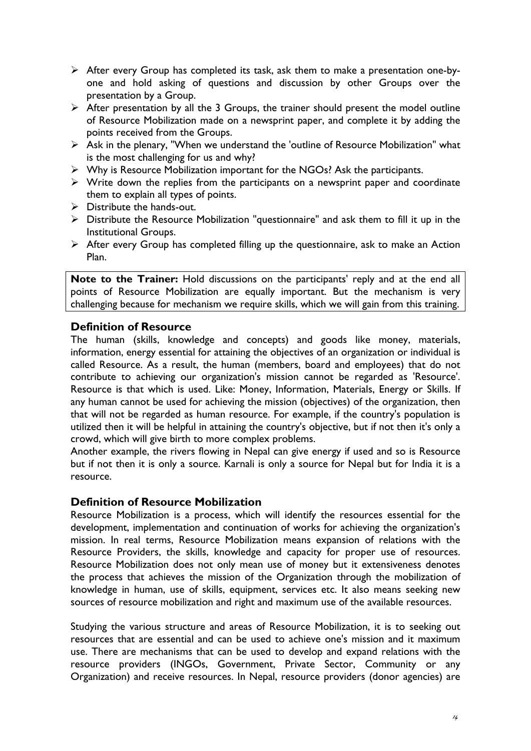- After every Group has completed its task, ask them to make a presentation one-by-one and hold asking of questions and discussion by other Groups over the presentation by a Group.
- After presentation by all the 3 Groups, the trainer should present the model outline of Resource Mobilization made on a newsprint paper, and complete it by adding the points received from the Groups.
- Ask in the plenary, "When we understand the 'outline of Resource Mobilization" what is the most challenging for us and why?
- Why is Resource Mobilization important for the NGOs? Ask the participants.
- Write down the replies from the participants on a newsprint paper and coordinate them to explain all types of points.
- Distribute the hands-out.
- Distribute the Resource Mobilization "questionnaire" and ask them to fill it up in the Institutional Groups.
- After every Group has completed filling up the questionnaire, ask to make an Action Plan.

**Note to the Trainer:** Hold discussions on the participants' reply and at the end all points of Resource Mobilization are equally important. But the mechanism is very challenging because for mechanism we require skills, which we will gain from this training.

## Definition of Resource

The human (skills, knowledge and concepts) and goods like money, materials, information, energy essential for attaining the objectives of an organization or individual is called Resource. As a result, the human (members, board and employees) that do not contribute to achieving our organization's mission cannot be regarded as 'Resource'. Resource is that which is used. Like: Money, Information, Materials, Energy or Skills. If any human cannot be used for achieving the mission (objectives) of the organization, then that will not be regarded as human resource. For example, if the country's population is utilized then it will be helpful in attaining the country's objective, but if not then it's only a crowd, which will give birth to more complex problems.

Another example, the rivers flowing in Nepal can give energy if used and so is Resource but if not then it is only a source. Karnali is only a source for Nepal but for India it is a resource.

## Definition of Resource Mobilization

Resource Mobilization is a process, which will identify the resources essential for the development, implementation and continuation of works for achieving the organization's mission. In real terms, Resource Mobilization means expansion of relations with the Resource Providers, the skills, knowledge and capacity for proper use of resources. Resource Mobilization does not only mean use of money but it extensiveness denotes the process that achieves the mission of the Organization through the mobilization of knowledge in human, use of skills, equipment, services etc. It also means seeking new sources of resource mobilization and right and maximum use of the available resources.

Studying the various structure and areas of Resource Mobilization, it is to seeking out resources that are essential and can be used to achieve one's mission and it maximum use. There are mechanisms that can be used to develop and expand relations with the resource providers (INGOs, Government, Private Sector, Community or any Organization) and receive resources. In Nepal, resource providers (donor agencies) are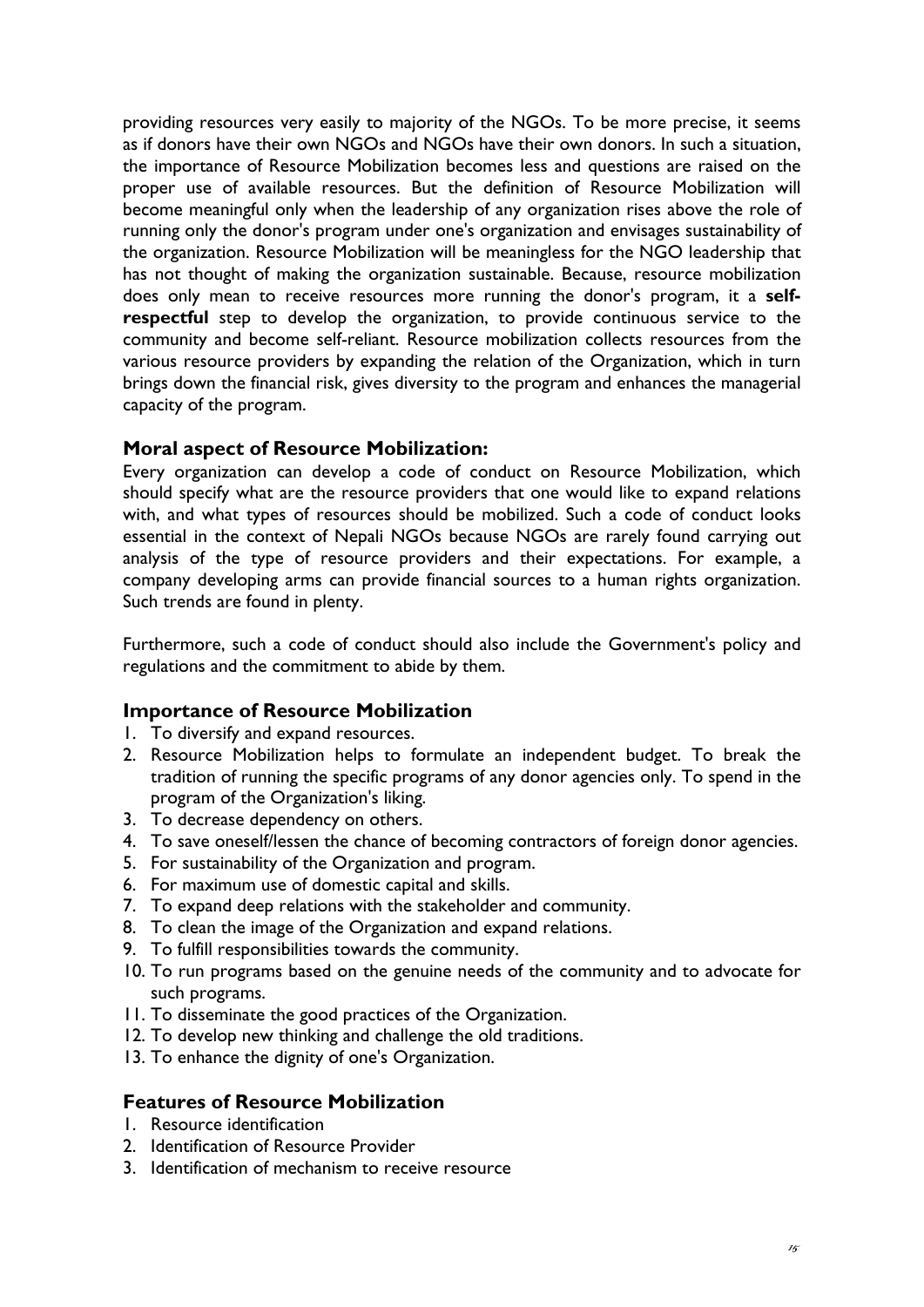providing resources very easily to majority of the NGOs. To be more precise, it seems as if donors have their own NGOs and NGOs have their own donors. In such a situation, the importance of Resource Mobilization becomes less and questions are raised on the proper use of available resources. But the definition of Resource Mobilization will become meaningful only when the leadership of any organization rises above the role of running only the donor's program under one's organization and envisages sustainability of the organization. Resource Mobilization will be meaningless for the NGO leadership that has not thought of making the organization sustainable. Because, resource mobilization does only mean to receive resources more running the donor's program, it a **self-respectful** step to develop the organization, to provide continuous service to the community and become self-reliant. Resource mobilization collects resources from the various resource providers by expanding the relation of the Organization, which in turn brings down the financial risk, gives diversity to the program and enhances the managerial capacity of the program.

### Moral aspect of Resource Mobilization:

Every organization can develop a code of conduct on Resource Mobilization, which should specify what are the resource providers that one would like to expand relations with, and what types of resources should be mobilized. Such a code of conduct looks essential in the context of Nepali NGOs because NGOs are rarely found carrying out analysis of the type of resource providers and their expectations. For example, a company developing arms can provide financial sources to a human rights organization. Such trends are found in plenty.

Furthermore, such a code of conduct should also include the Government's policy and regulations and the commitment to abide by them.

### Importance of Resource Mobilization

1. To diversify and expand resources.
2. Resource Mobilization helps to formulate an independent budget. To break the tradition of running the specific programs of any donor agencies only. To spend in the program of the Organization's liking.
3. To decrease dependency on others.
4. To save oneself/lessen the chance of becoming contractors of foreign donor agencies.
5. For sustainability of the Organization and program.
6. For maximum use of domestic capital and skills.
7. To expand deep relations with the stakeholder and community.
8. To clean the image of the Organization and expand relations.
9. To fulfill responsibilities towards the community.
10. To run programs based on the genuine needs of the community and to advocate for such programs.
11. To disseminate the good practices of the Organization.
12. To develop new thinking and challenge the old traditions.
13. To enhance the dignity of one's Organization.

### Features of Resource Mobilization

1. Resource identification
2. Identification of Resource Provider
3. Identification of mechanism to receive resource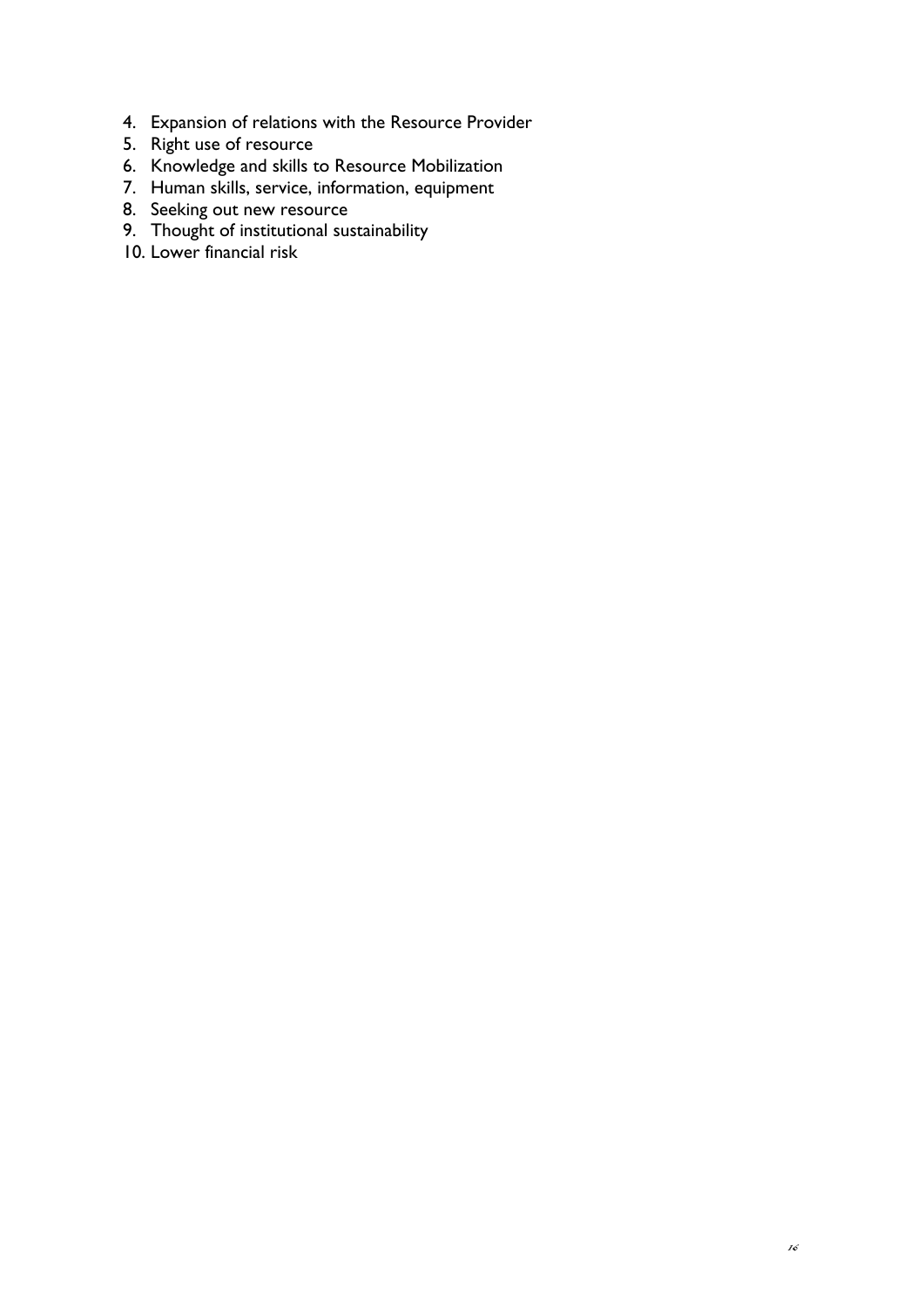4. Expansion of relations with the Resource Provider
5. Right use of resource
6. Knowledge and skills to Resource Mobilization
7. Human skills, service, information, equipment
8. Seeking out new resource
9. Thought of institutional sustainability
10. Lower financial risk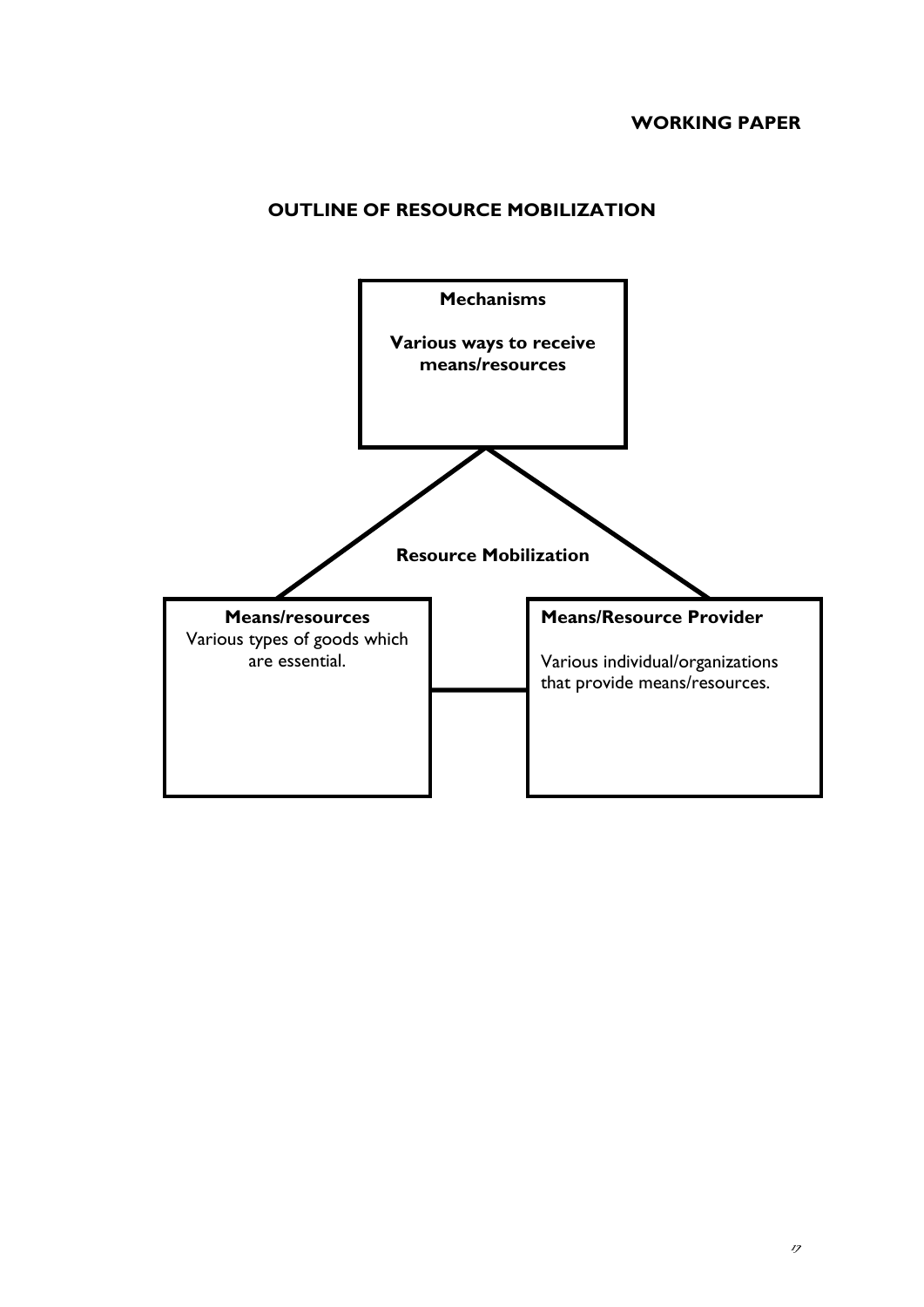## OUTLINE OF RESOURCE MOBILIZATION

**Mechanisms**

**Various ways to receive means/resources**

**Resource Mobilization**

**Means/resources**
Various types of goods which are essential.

**Means/Resource Provider**

Various individual/organizations that provide means/resources.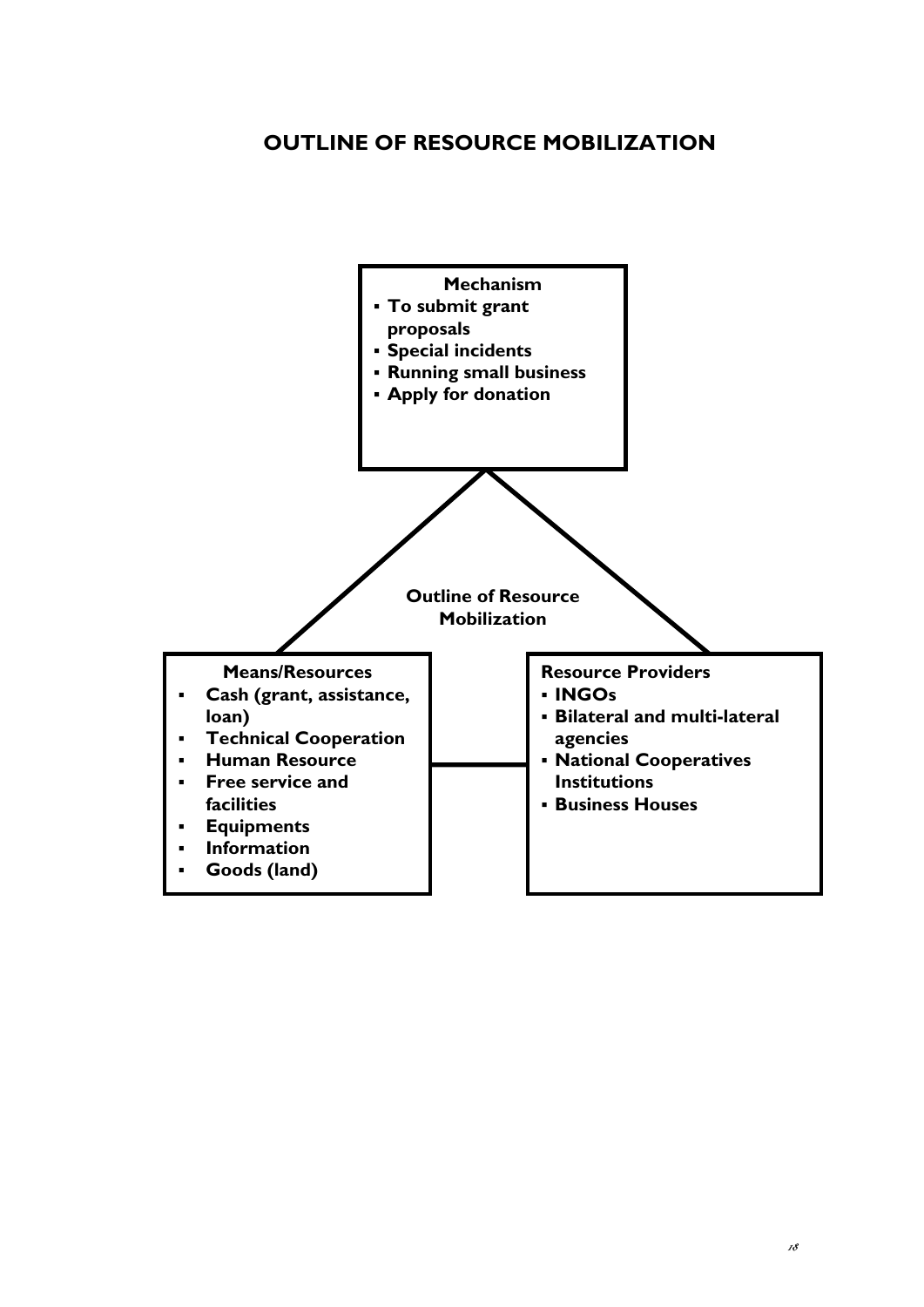## OUTLINE OF RESOURCE MOBILIZATION

**Mechanism**

- **To submit grant proposals**
- **Special incidents**
- **Running small business**
- **Apply for donation**

**Outline of Resource Mobilization**

**Means/Resources**

- **Cash (grant, assistance, loan)**
- **Technical Cooperation**
- **Human Resource**
- **Free service and facilities**
- **Equipments**
- **Information**
- **Goods (land)**

**Resource Providers**

- **INGOs**
- **Bilateral and multi-lateral agencies**
- **National Cooperatives Institutions**
- **Business Houses**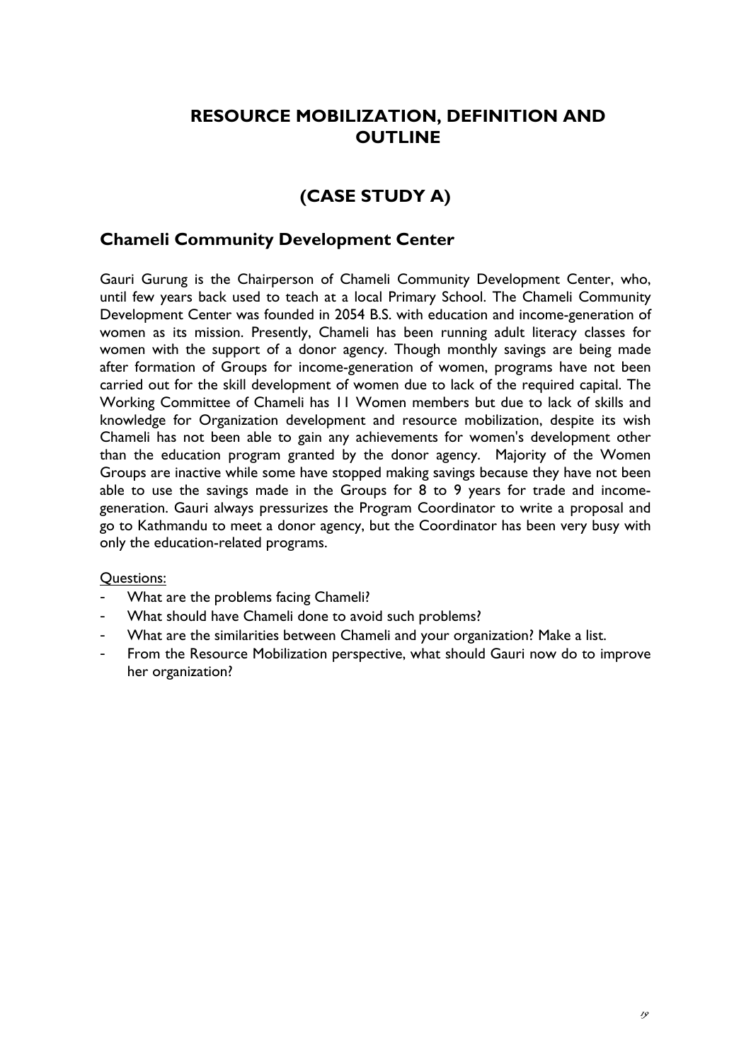# RESOURCE MOBILIZATION, DEFINITION AND OUTLINE

# (CASE STUDY A)

## Chameli Community Development Center

Gauri Gurung is the Chairperson of Chameli Community Development Center, who, until few years back used to teach at a local Primary School. The Chameli Community Development Center was founded in 2054 B.S. with education and income-generation of women as its mission. Presently, Chameli has been running adult literacy classes for women with the support of a donor agency. Though monthly savings are being made after formation of Groups for income-generation of women, programs have not been carried out for the skill development of women due to lack of the required capital. The Working Committee of Chameli has 11 Women members but due to lack of skills and knowledge for Organization development and resource mobilization, despite its wish Chameli has not been able to gain any achievements for women's development other than the education program granted by the donor agency. Majority of the Women Groups are inactive while some have stopped making savings because they have not been able to use the savings made in the Groups for 8 to 9 years for trade and income-generation. Gauri always pressurizes the Program Coordinator to write a proposal and go to Kathmandu to meet a donor agency, but the Coordinator has been very busy with only the education-related programs.

Questions:

- What are the problems facing Chameli?
- What should have Chameli done to avoid such problems?
- What are the similarities between Chameli and your organization? Make a list.
- From the Resource Mobilization perspective, what should Gauri now do to improve her organization?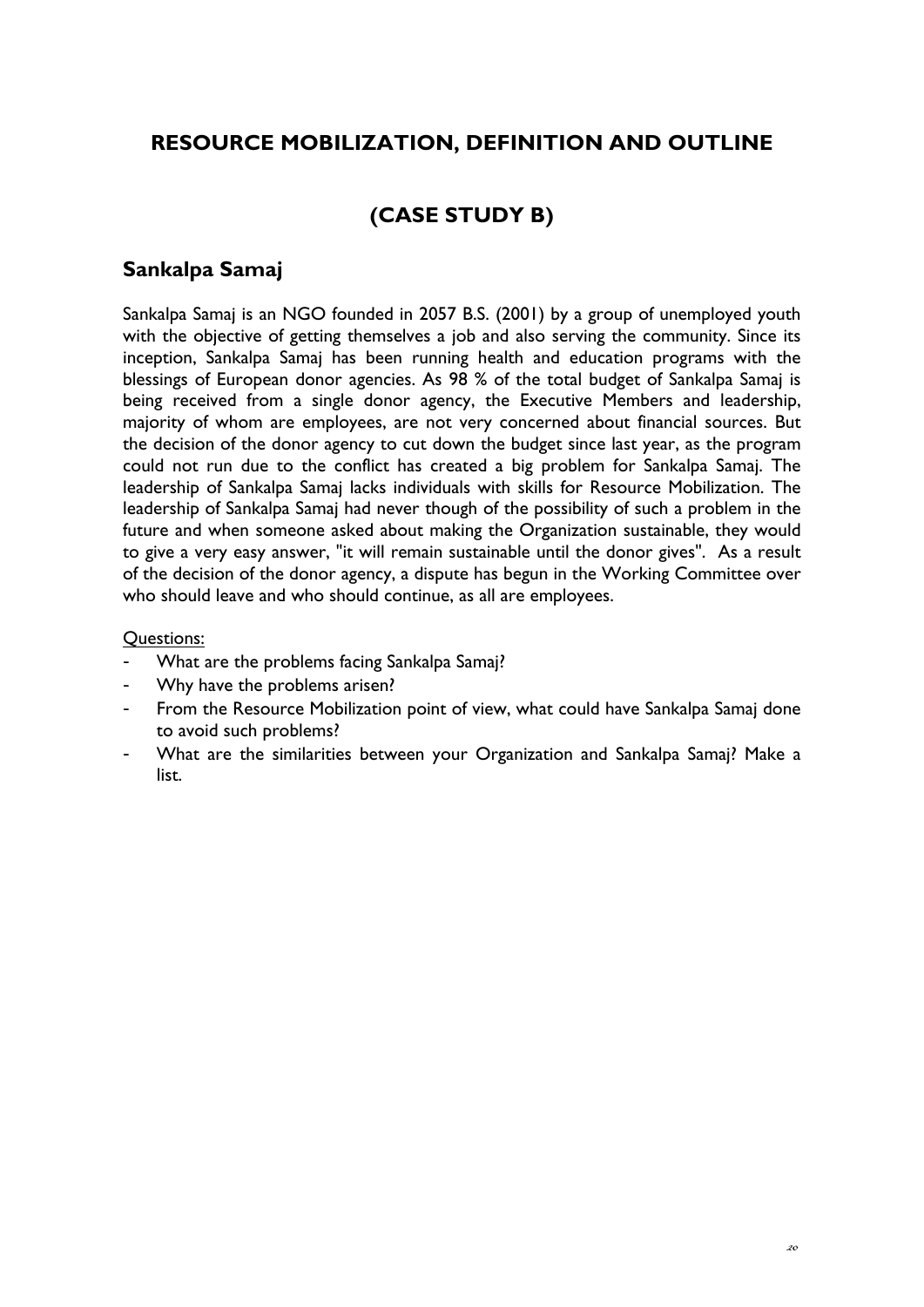## RESOURCE MOBILIZATION, DEFINITION AND OUTLINE

## (CASE STUDY B)

### Sankalpa Samaj

Sankalpa Samaj is an NGO founded in 2057 B.S. (2001) by a group of unemployed youth with the objective of getting themselves a job and also serving the community. Since its inception, Sankalpa Samaj has been running health and education programs with the blessings of European donor agencies. As 98 % of the total budget of Sankalpa Samaj is being received from a single donor agency, the Executive Members and leadership, majority of whom are employees, are not very concerned about financial sources. But the decision of the donor agency to cut down the budget since last year, as the program could not run due to the conflict has created a big problem for Sankalpa Samaj. The leadership of Sankalpa Samaj lacks individuals with skills for Resource Mobilization. The leadership of Sankalpa Samaj had never though of the possibility of such a problem in the future and when someone asked about making the Organization sustainable, they would to give a very easy answer, "it will remain sustainable until the donor gives". As a result of the decision of the donor agency, a dispute has begun in the Working Committee over who should leave and who should continue, as all are employees.

Questions:

- What are the problems facing Sankalpa Samaj?
- Why have the problems arisen?
- From the Resource Mobilization point of view, what could have Sankalpa Samaj done to avoid such problems?
- What are the similarities between your Organization and Sankalpa Samaj? Make a list.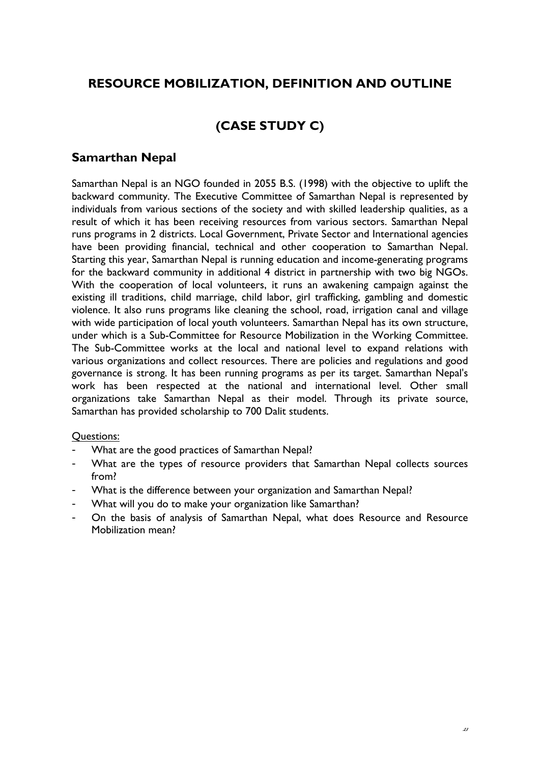## RESOURCE MOBILIZATION, DEFINITION AND OUTLINE

## (CASE STUDY C)

### Samarthan Nepal

Samarthan Nepal is an NGO founded in 2055 B.S. (1998) with the objective to uplift the backward community. The Executive Committee of Samarthan Nepal is represented by individuals from various sections of the society and with skilled leadership qualities, as a result of which it has been receiving resources from various sectors. Samarthan Nepal runs programs in 2 districts. Local Government, Private Sector and International agencies have been providing financial, technical and other cooperation to Samarthan Nepal. Starting this year, Samarthan Nepal is running education and income-generating programs for the backward community in additional 4 district in partnership with two big NGOs. With the cooperation of local volunteers, it runs an awakening campaign against the existing ill traditions, child marriage, child labor, girl trafficking, gambling and domestic violence. It also runs programs like cleaning the school, road, irrigation canal and village with wide participation of local youth volunteers. Samarthan Nepal has its own structure, under which is a Sub-Committee for Resource Mobilization in the Working Committee. The Sub-Committee works at the local and national level to expand relations with various organizations and collect resources. There are policies and regulations and good governance is strong. It has been running programs as per its target. Samarthan Nepal's work has been respected at the national and international level. Other small organizations take Samarthan Nepal as their model. Through its private source, Samarthan has provided scholarship to 700 Dalit students.

Questions:

- What are the good practices of Samarthan Nepal?
- What are the types of resource providers that Samarthan Nepal collects sources from?
- What is the difference between your organization and Samarthan Nepal?
- What will you do to make your organization like Samarthan?
- On the basis of analysis of Samarthan Nepal, what does Resource and Resource Mobilization mean?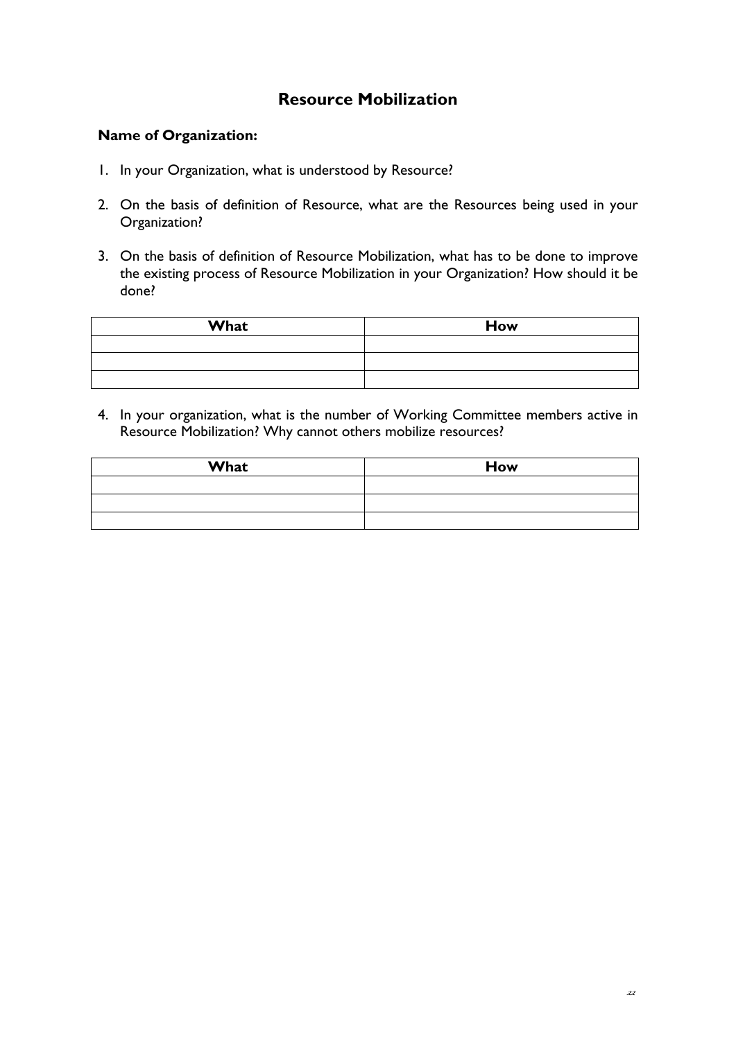# Resource Mobilization

**Name of Organization:**

1. In your Organization, what is understood by Resource?

2. On the basis of definition of Resource, what are the Resources being used in your Organization?

3. On the basis of definition of Resource Mobilization, what has to be done to improve the existing process of Resource Mobilization in your Organization? How should it be done?

| What | How |
|---|---|
| | |
| | |
| | |

4. In your organization, what is the number of Working Committee members active in Resource Mobilization? Why cannot others mobilize resources?

| What | How |
|---|---|
| | |
| | |
| | |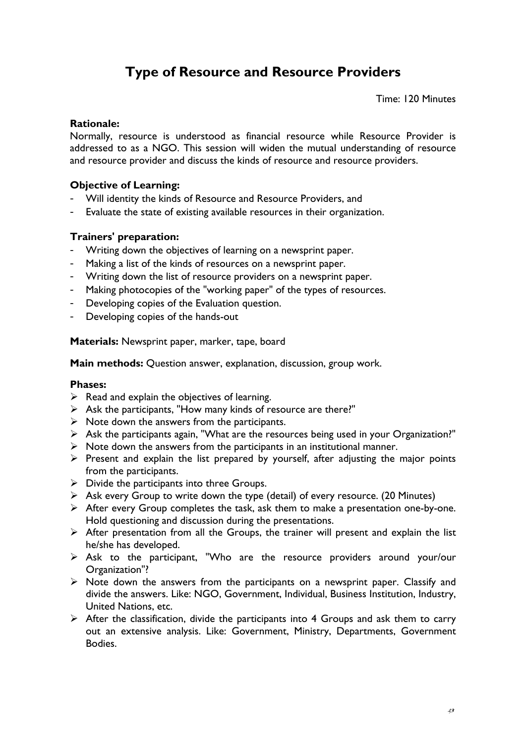# Type of Resource and Resource Providers

Time: 120 Minutes

**Rationale:**
Normally, resource is understood as financial resource while Resource Provider is addressed to as a NGO. This session will widen the mutual understanding of resource and resource provider and discuss the kinds of resource and resource providers.

**Objective of Learning:**

- Will identity the kinds of Resource and Resource Providers, and
- Evaluate the state of existing available resources in their organization.

**Trainers' preparation:**

- Writing down the objectives of learning on a newsprint paper.
- Making a list of the kinds of resources on a newsprint paper.
- Writing down the list of resource providers on a newsprint paper.
- Making photocopies of the "working paper" of the types of resources.
- Developing copies of the Evaluation question.
- Developing copies of the hands-out

**Materials:** Newsprint paper, marker, tape, board

**Main methods:** Question answer, explanation, discussion, group work.

**Phases:**

- Read and explain the objectives of learning.
- Ask the participants, "How many kinds of resource are there?"
- Note down the answers from the participants.
- Ask the participants again, "What are the resources being used in your Organization?"
- Note down the answers from the participants in an institutional manner.
- Present and explain the list prepared by yourself, after adjusting the major points from the participants.
- Divide the participants into three Groups.
- Ask every Group to write down the type (detail) of every resource. (20 Minutes)
- After every Group completes the task, ask them to make a presentation one-by-one. Hold questioning and discussion during the presentations.
- After presentation from all the Groups, the trainer will present and explain the list he/she has developed.
- Ask to the participant, "Who are the resource providers around your/our Organization"?
- Note down the answers from the participants on a newsprint paper. Classify and divide the answers. Like: NGO, Government, Individual, Business Institution, Industry, United Nations, etc.
- After the classification, divide the participants into 4 Groups and ask them to carry out an extensive analysis. Like: Government, Ministry, Departments, Government Bodies.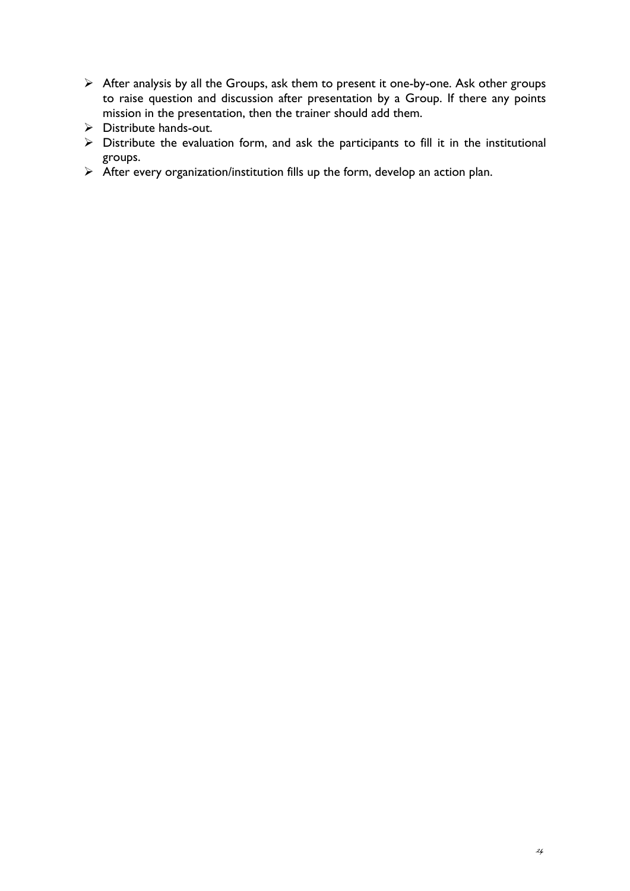- After analysis by all the Groups, ask them to present it one-by-one. Ask other groups to raise question and discussion after presentation by a Group. If there any points mission in the presentation, then the trainer should add them.
- Distribute hands-out.
- Distribute the evaluation form, and ask the participants to fill it in the institutional groups.
- After every organization/institution fills up the form, develop an action plan.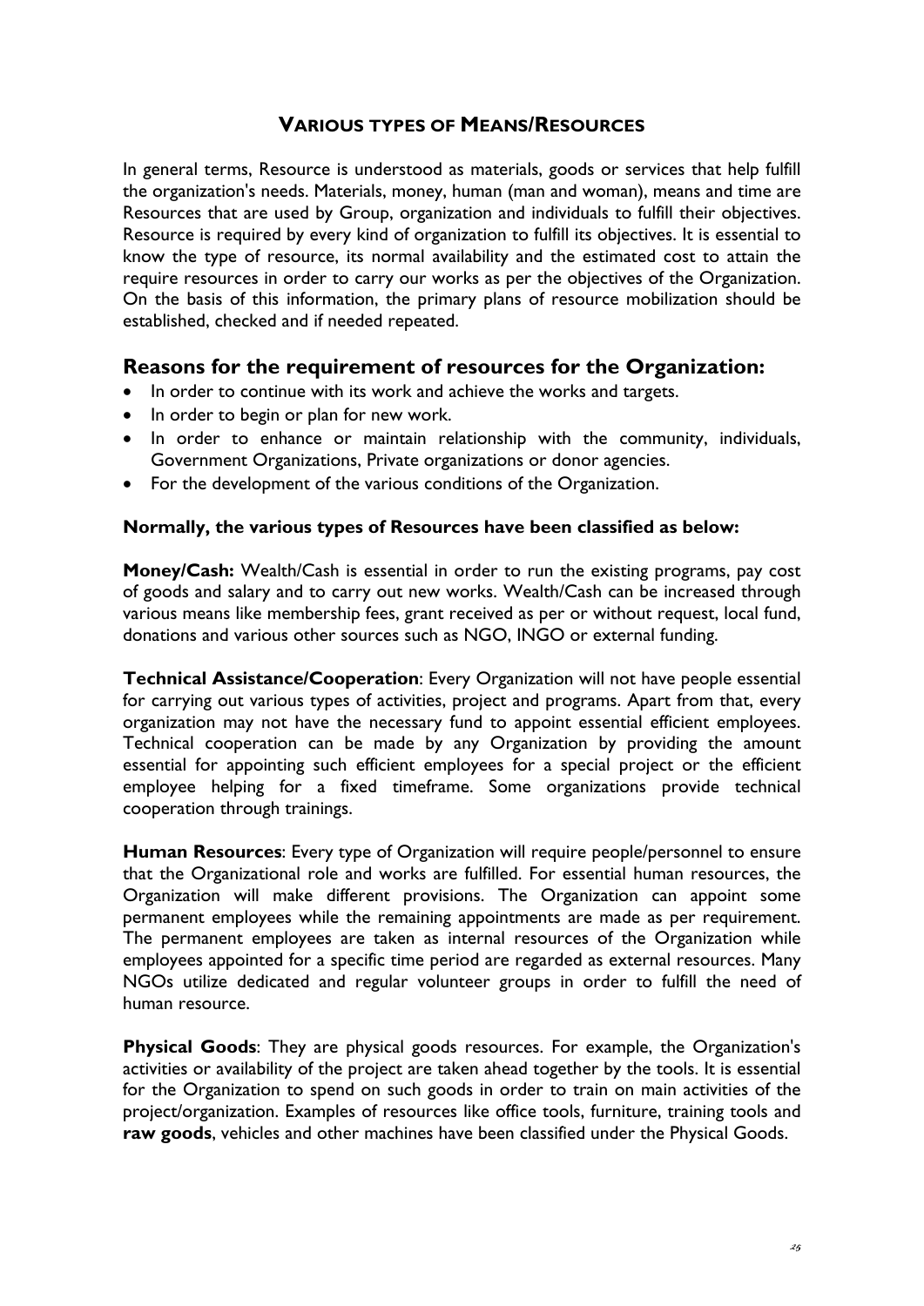## VARIOUS TYPES OF MEANS/RESOURCES

In general terms, Resource is understood as materials, goods or services that help fulfill the organization's needs. Materials, money, human (man and woman), means and time are Resources that are used by Group, organization and individuals to fulfill their objectives. Resource is required by every kind of organization to fulfill its objectives. It is essential to know the type of resource, its normal availability and the estimated cost to attain the require resources in order to carry our works as per the objectives of the Organization. On the basis of this information, the primary plans of resource mobilization should be established, checked and if needed repeated.

### Reasons for the requirement of resources for the Organization:

- In order to continue with its work and achieve the works and targets.
- In order to begin or plan for new work.
- In order to enhance or maintain relationship with the community, individuals, Government Organizations, Private organizations or donor agencies.
- For the development of the various conditions of the Organization.

**Normally, the various types of Resources have been classified as below:**

**Money/Cash:** Wealth/Cash is essential in order to run the existing programs, pay cost of goods and salary and to carry out new works. Wealth/Cash can be increased through various means like membership fees, grant received as per or without request, local fund, donations and various other sources such as NGO, INGO or external funding.

**Technical Assistance/Cooperation**: Every Organization will not have people essential for carrying out various types of activities, project and programs. Apart from that, every organization may not have the necessary fund to appoint essential efficient employees. Technical cooperation can be made by any Organization by providing the amount essential for appointing such efficient employees for a special project or the efficient employee helping for a fixed timeframe. Some organizations provide technical cooperation through trainings.

**Human Resources**: Every type of Organization will require people/personnel to ensure that the Organizational role and works are fulfilled. For essential human resources, the Organization will make different provisions. The Organization can appoint some permanent employees while the remaining appointments are made as per requirement. The permanent employees are taken as internal resources of the Organization while employees appointed for a specific time period are regarded as external resources. Many NGOs utilize dedicated and regular volunteer groups in order to fulfill the need of human resource.

**Physical Goods**: They are physical goods resources. For example, the Organization's activities or availability of the project are taken ahead together by the tools. It is essential for the Organization to spend on such goods in order to train on main activities of the project/organization. Examples of resources like office tools, furniture, training tools and **raw goods**, vehicles and other machines have been classified under the Physical Goods.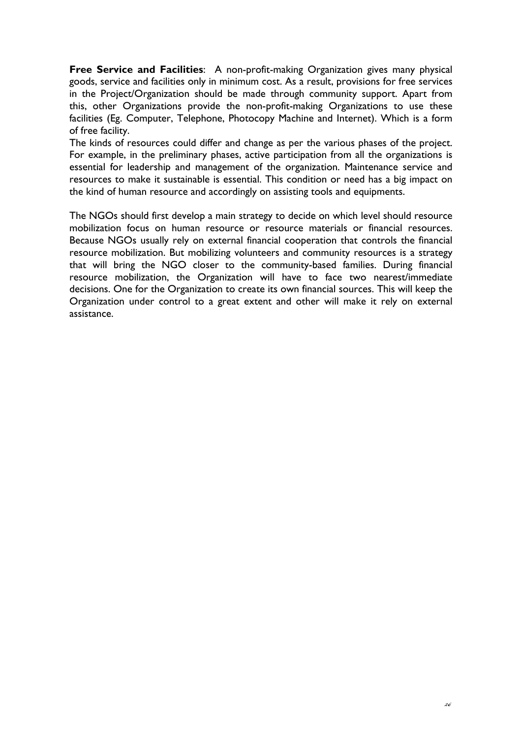**Free Service and Facilities**: A non-profit-making Organization gives many physical goods, service and facilities only in minimum cost. As a result, provisions for free services in the Project/Organization should be made through community support. Apart from this, other Organizations provide the non-profit-making Organizations to use these facilities (Eg. Computer, Telephone, Photocopy Machine and Internet). Which is a form of free facility.

The kinds of resources could differ and change as per the various phases of the project. For example, in the preliminary phases, active participation from all the organizations is essential for leadership and management of the organization. Maintenance service and resources to make it sustainable is essential. This condition or need has a big impact on the kind of human resource and accordingly on assisting tools and equipments.

The NGOs should first develop a main strategy to decide on which level should resource mobilization focus on human resource or resource materials or financial resources. Because NGOs usually rely on external financial cooperation that controls the financial resource mobilization. But mobilizing volunteers and community resources is a strategy that will bring the NGO closer to the community-based families. During financial resource mobilization, the Organization will have to face two nearest/immediate decisions. One for the Organization to create its own financial sources. This will keep the Organization under control to a great extent and other will make it rely on external assistance.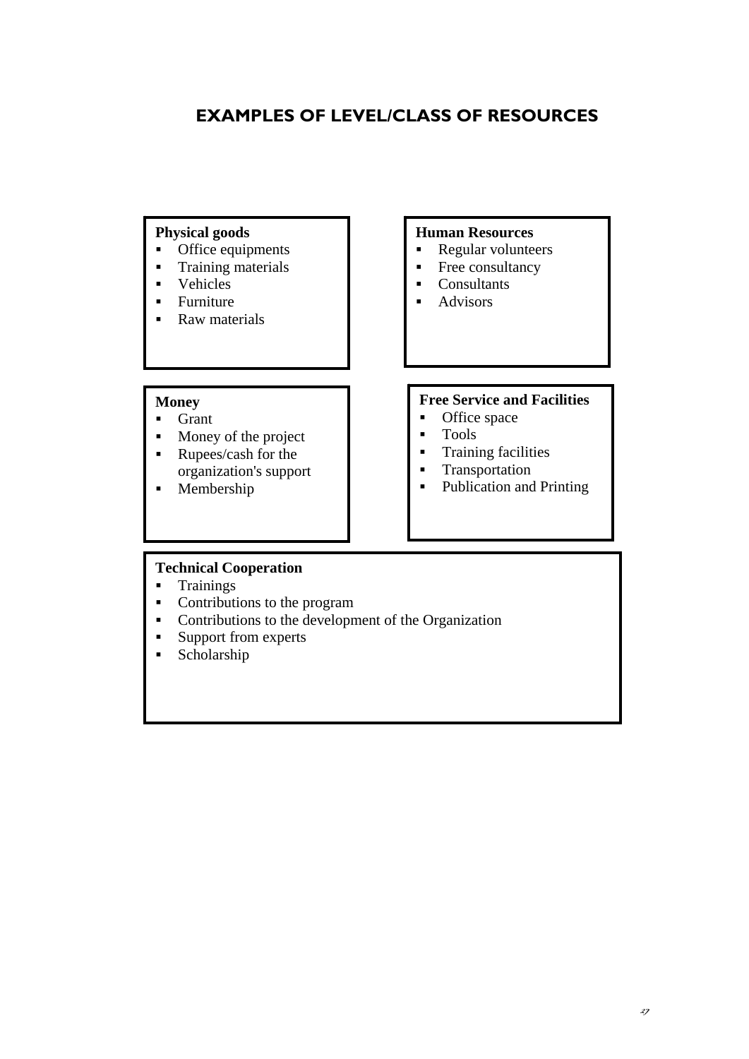## EXAMPLES OF LEVEL/CLASS OF RESOURCES

**Physical goods**

- Office equipments
- Training materials
- Vehicles
- Furniture
- Raw materials

**Human Resources**

- Regular volunteers
- Free consultancy
- Consultants
- Advisors

**Money**

- Grant
- Money of the project
- Rupees/cash for the organization's support
- Membership

**Free Service and Facilities**

- Office space
- Tools
- Training facilities
- Transportation
- Publication and Printing

**Technical Cooperation**

- Trainings
- Contributions to the program
- Contributions to the development of the Organization
- Support from experts
- Scholarship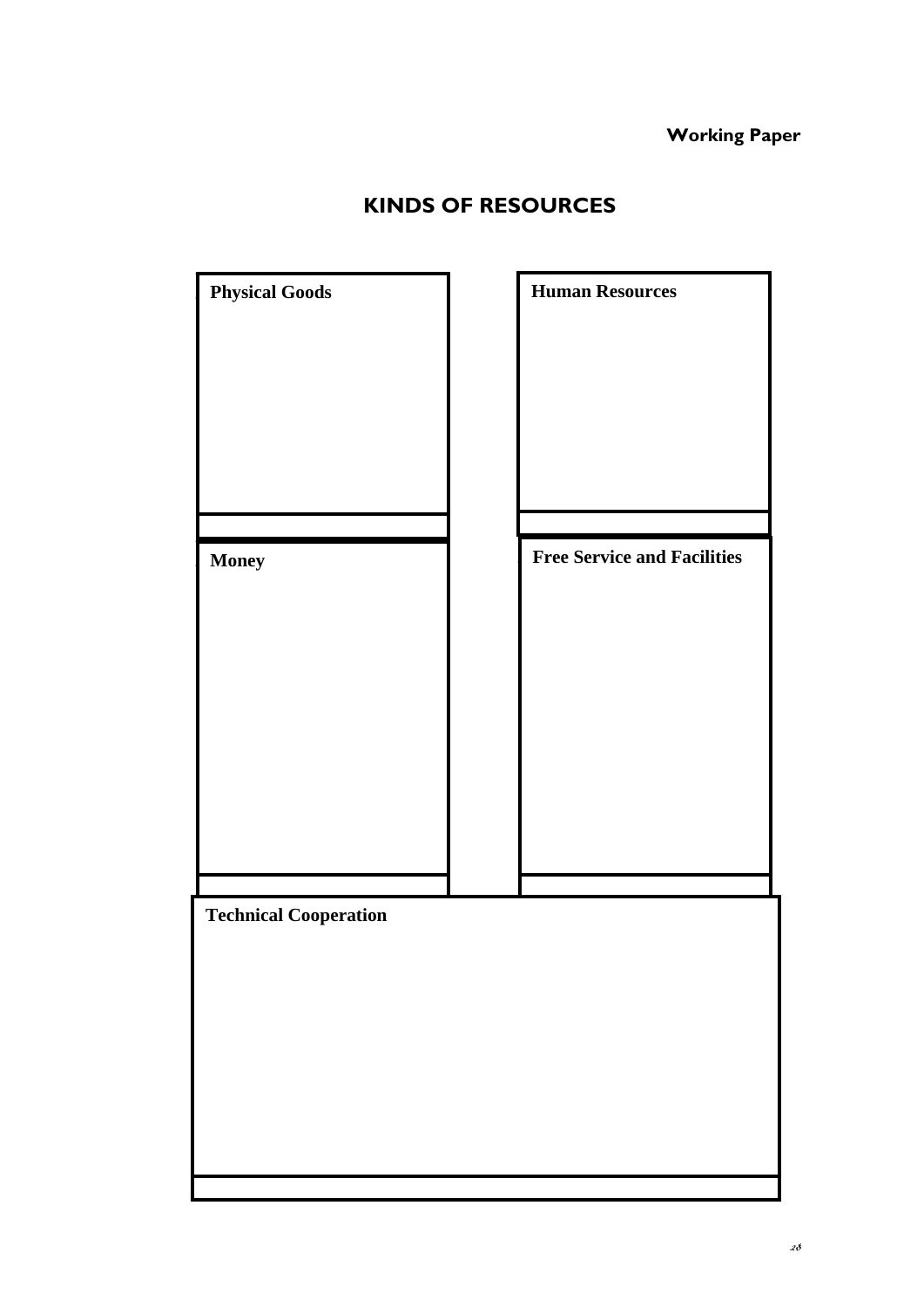## KINDS OF RESOURCES

**Physical Goods**

**Human Resources**

**Money**

**Free Service and Facilities**

**Technical Cooperation**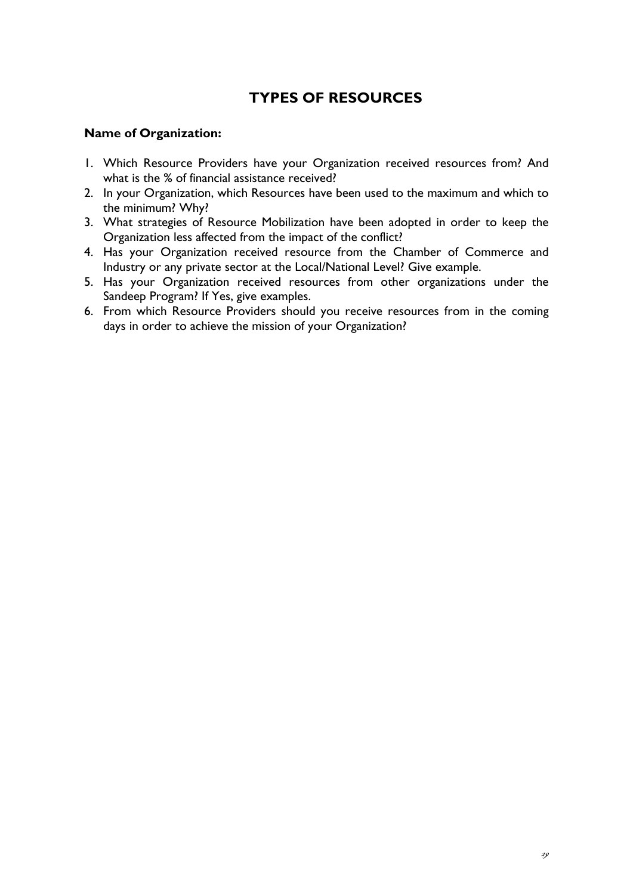# TYPES OF RESOURCES

**Name of Organization:**

1. Which Resource Providers have your Organization received resources from? And what is the % of financial assistance received?
2. In your Organization, which Resources have been used to the maximum and which to the minimum? Why?
3. What strategies of Resource Mobilization have been adopted in order to keep the Organization less affected from the impact of the conflict?
4. Has your Organization received resource from the Chamber of Commerce and Industry or any private sector at the Local/National Level? Give example.
5. Has your Organization received resources from other organizations under the Sandeep Program? If Yes, give examples.
6. From which Resource Providers should you receive resources from in the coming days in order to achieve the mission of your Organization?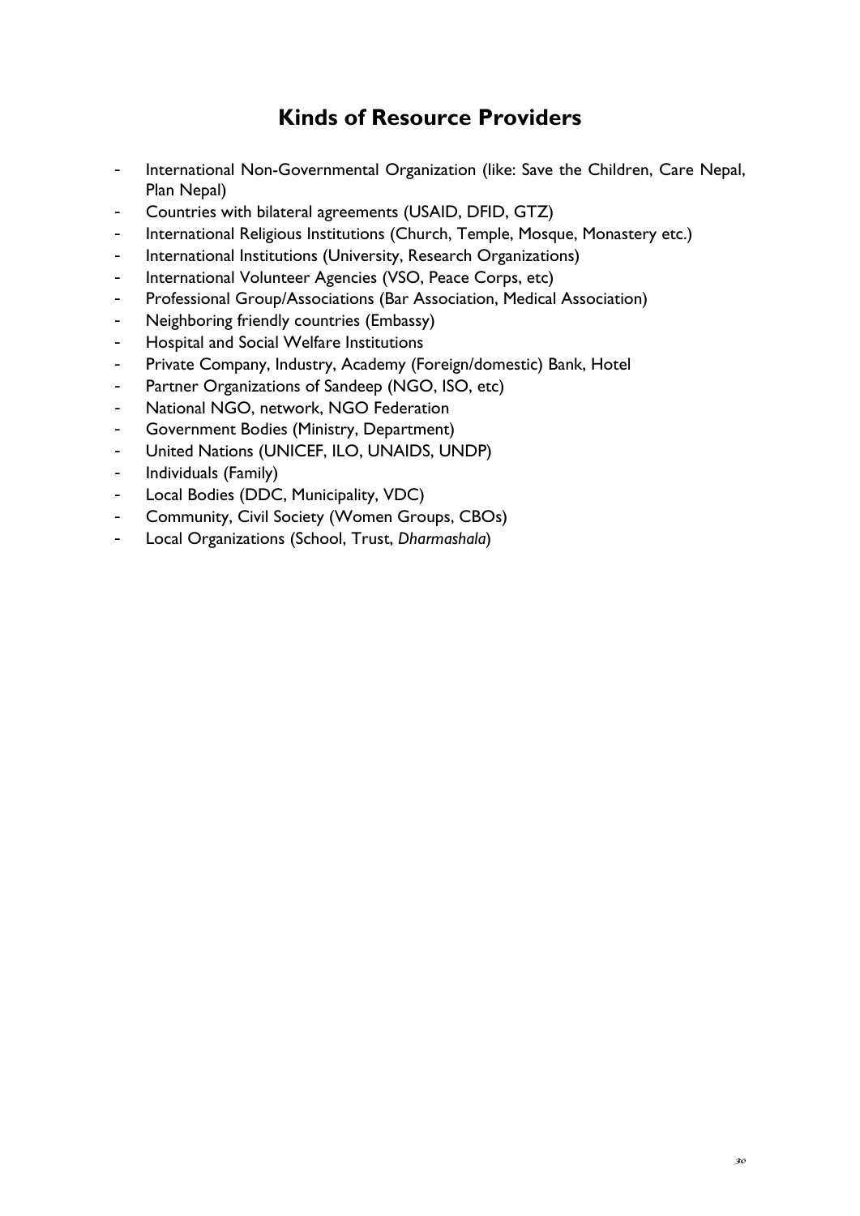# Kinds of Resource Providers

- International Non-Governmental Organization (like: Save the Children, Care Nepal, Plan Nepal)
- Countries with bilateral agreements (USAID, DFID, GTZ)
- International Religious Institutions (Church, Temple, Mosque, Monastery etc.)
- International Institutions (University, Research Organizations)
- International Volunteer Agencies (VSO, Peace Corps, etc)
- Professional Group/Associations (Bar Association, Medical Association)
- Neighboring friendly countries (Embassy)
- Hospital and Social Welfare Institutions
- Private Company, Industry, Academy (Foreign/domestic) Bank, Hotel
- Partner Organizations of Sandeep (NGO, ISO, etc)
- National NGO, network, NGO Federation
- Government Bodies (Ministry, Department)
- United Nations (UNICEF, ILO, UNAIDS, UNDP)
- Individuals (Family)
- Local Bodies (DDC, Municipality, VDC)
- Community, Civil Society (Women Groups, CBOs)
- Local Organizations (School, Trust, *Dharmashala*)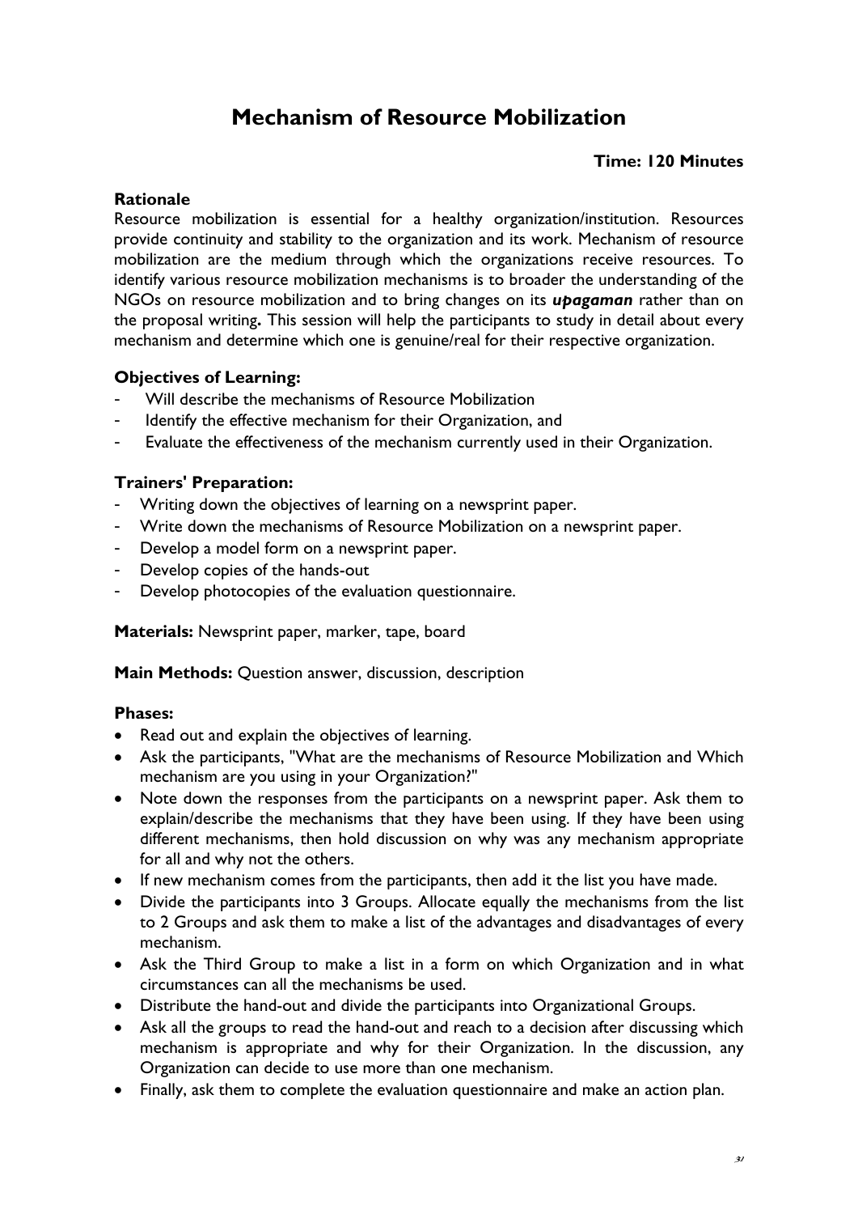# Mechanism of Resource Mobilization

**Time: 120 Minutes**

**Rationale**

Resource mobilization is essential for a healthy organization/institution. Resources provide continuity and stability to the organization and its work. Mechanism of resource mobilization are the medium through which the organizations receive resources. To identify various resource mobilization mechanisms is to broader the understanding of the NGOs on resource mobilization and to bring changes on its ***upagaman*** rather than on the proposal writing**.** This session will help the participants to study in detail about every mechanism and determine which one is genuine/real for their respective organization.

**Objectives of Learning:**

- Will describe the mechanisms of Resource Mobilization
- Identify the effective mechanism for their Organization, and
- Evaluate the effectiveness of the mechanism currently used in their Organization.

**Trainers' Preparation:**

- Writing down the objectives of learning on a newsprint paper.
- Write down the mechanisms of Resource Mobilization on a newsprint paper.
- Develop a model form on a newsprint paper.
- Develop copies of the hands-out
- Develop photocopies of the evaluation questionnaire.

**Materials:** Newsprint paper, marker, tape, board

**Main Methods:** Question answer, discussion, description

**Phases:**

- Read out and explain the objectives of learning.
- Ask the participants, "What are the mechanisms of Resource Mobilization and Which mechanism are you using in your Organization?"
- Note down the responses from the participants on a newsprint paper. Ask them to explain/describe the mechanisms that they have been using. If they have been using different mechanisms, then hold discussion on why was any mechanism appropriate for all and why not the others.
- If new mechanism comes from the participants, then add it the list you have made.
- Divide the participants into 3 Groups. Allocate equally the mechanisms from the list to 2 Groups and ask them to make a list of the advantages and disadvantages of every mechanism.
- Ask the Third Group to make a list in a form on which Organization and in what circumstances can all the mechanisms be used.
- Distribute the hand-out and divide the participants into Organizational Groups.
- Ask all the groups to read the hand-out and reach to a decision after discussing which mechanism is appropriate and why for their Organization. In the discussion, any Organization can decide to use more than one mechanism.
- Finally, ask them to complete the evaluation questionnaire and make an action plan.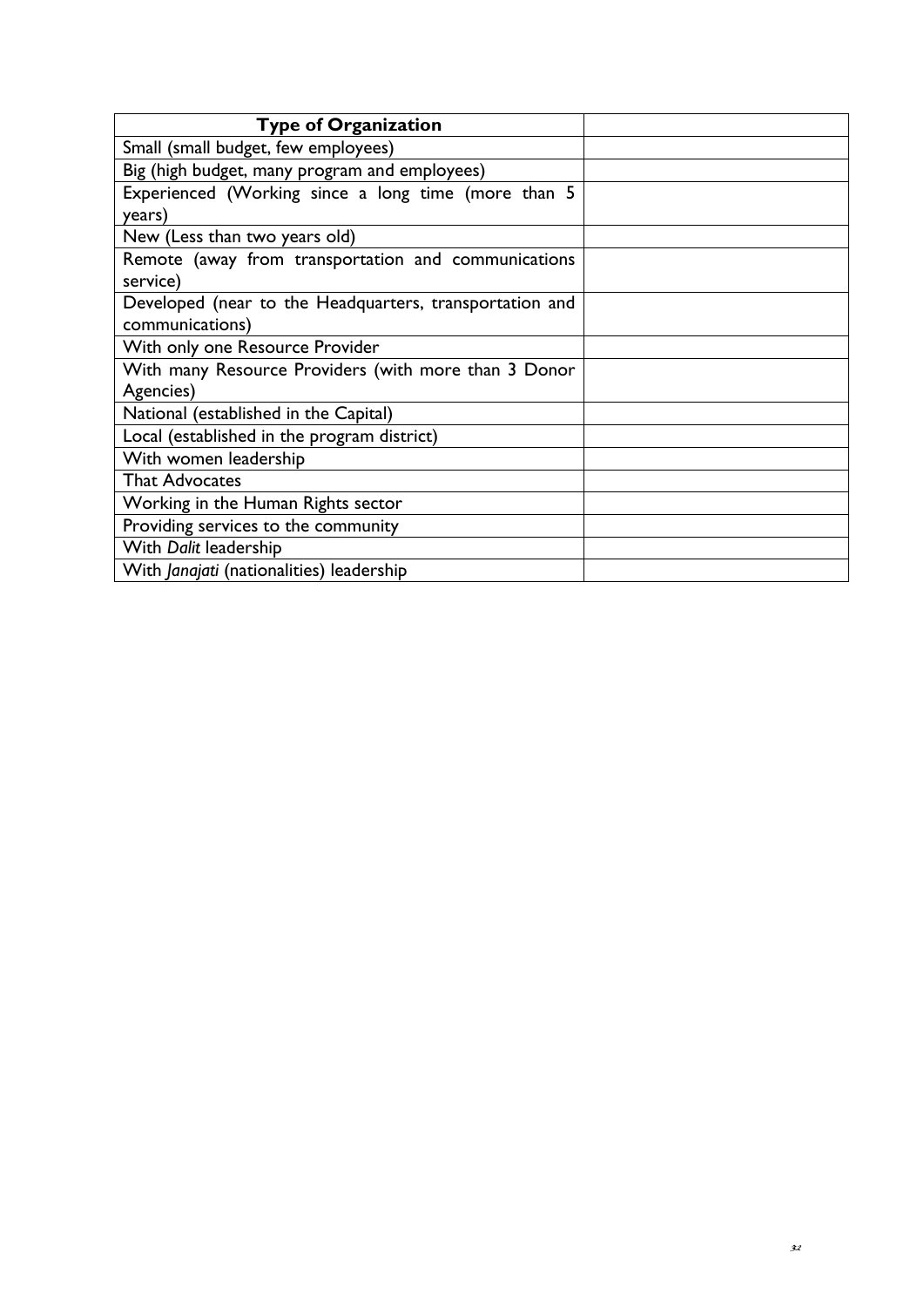| **Type of Organization** | |
|---|---|
| Small (small budget, few employees) | |
| Big (high budget, many program and employees) | |
| Experienced (Working since a long time (more than 5 years) | |
| New (Less than two years old) | |
| Remote (away from transportation and communications service) | |
| Developed (near to the Headquarters, transportation and communications) | |
| With only one Resource Provider | |
| With many Resource Providers (with more than 3 Donor Agencies) | |
| National (established in the Capital) | |
| Local (established in the program district) | |
| With women leadership | |
| That Advocates | |
| Working in the Human Rights sector | |
| Providing services to the community | |
| With *Dalit* leadership | |
| With *Janajati* (nationalities) leadership | |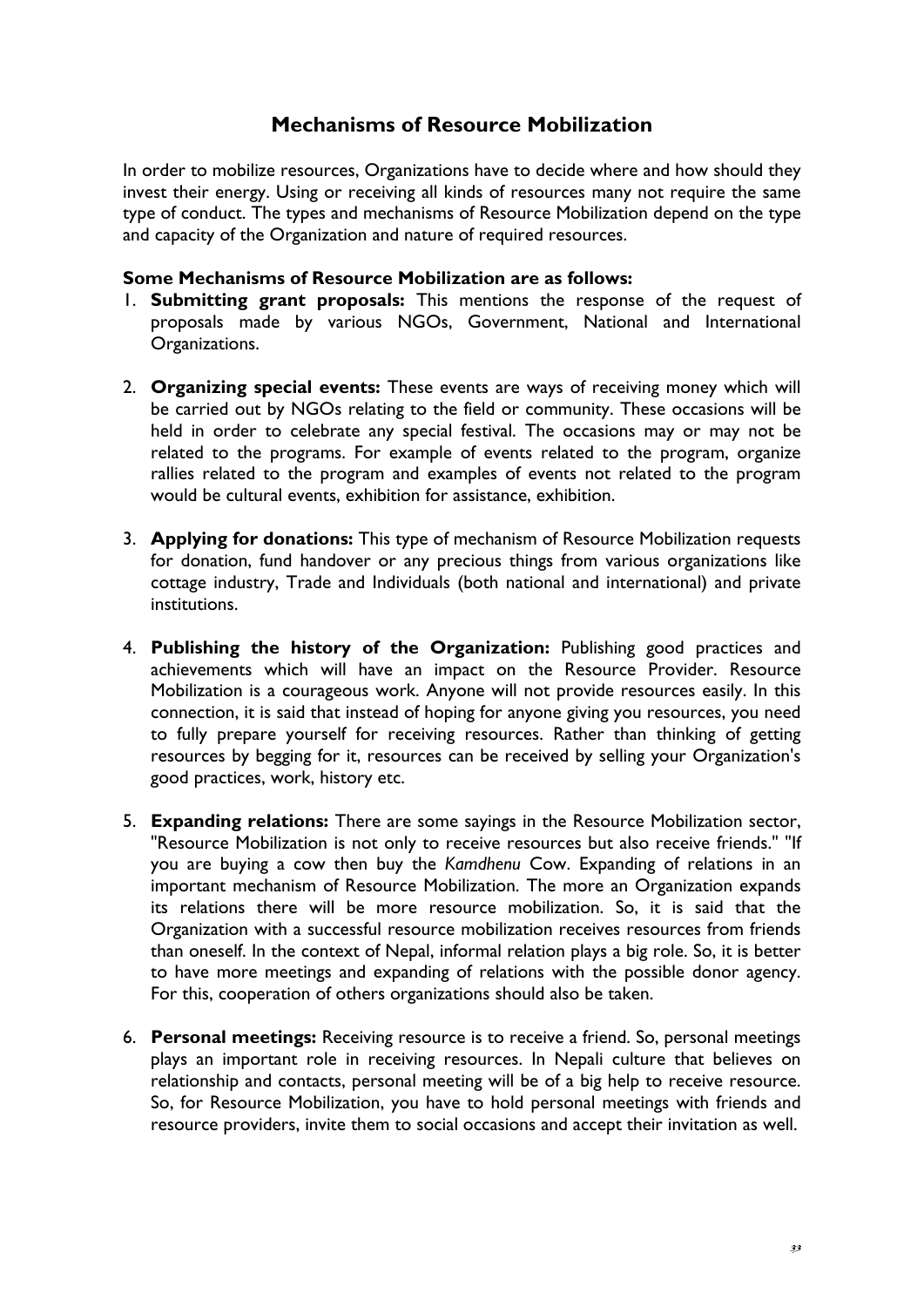# Mechanisms of Resource Mobilization

In order to mobilize resources, Organizations have to decide where and how should they invest their energy. Using or receiving all kinds of resources many not require the same type of conduct. The types and mechanisms of Resource Mobilization depend on the type and capacity of the Organization and nature of required resources.

**Some Mechanisms of Resource Mobilization are as follows:**

1. **Submitting grant proposals:** This mentions the response of the request of proposals made by various NGOs, Government, National and International Organizations.

2. **Organizing special events:** These events are ways of receiving money which will be carried out by NGOs relating to the field or community. These occasions will be held in order to celebrate any special festival. The occasions may or may not be related to the programs. For example of events related to the program, organize rallies related to the program and examples of events not related to the program would be cultural events, exhibition for assistance, exhibition.

3. **Applying for donations:** This type of mechanism of Resource Mobilization requests for donation, fund handover or any precious things from various organizations like cottage industry, Trade and Individuals (both national and international) and private institutions.

4. **Publishing the history of the Organization:** Publishing good practices and achievements which will have an impact on the Resource Provider. Resource Mobilization is a courageous work. Anyone will not provide resources easily. In this connection, it is said that instead of hoping for anyone giving you resources, you need to fully prepare yourself for receiving resources. Rather than thinking of getting resources by begging for it, resources can be received by selling your Organization's good practices, work, history etc.

5. **Expanding relations:** There are some sayings in the Resource Mobilization sector, "Resource Mobilization is not only to receive resources but also receive friends." "If you are buying a cow then buy the *Kamdhenu* Cow. Expanding of relations in an important mechanism of Resource Mobilization. The more an Organization expands its relations there will be more resource mobilization. So, it is said that the Organization with a successful resource mobilization receives resources from friends than oneself. In the context of Nepal, informal relation plays a big role. So, it is better to have more meetings and expanding of relations with the possible donor agency. For this, cooperation of others organizations should also be taken.

6. **Personal meetings:** Receiving resource is to receive a friend. So, personal meetings plays an important role in receiving resources. In Nepali culture that believes on relationship and contacts, personal meeting will be of a big help to receive resource. So, for Resource Mobilization, you have to hold personal meetings with friends and resource providers, invite them to social occasions and accept their invitation as well.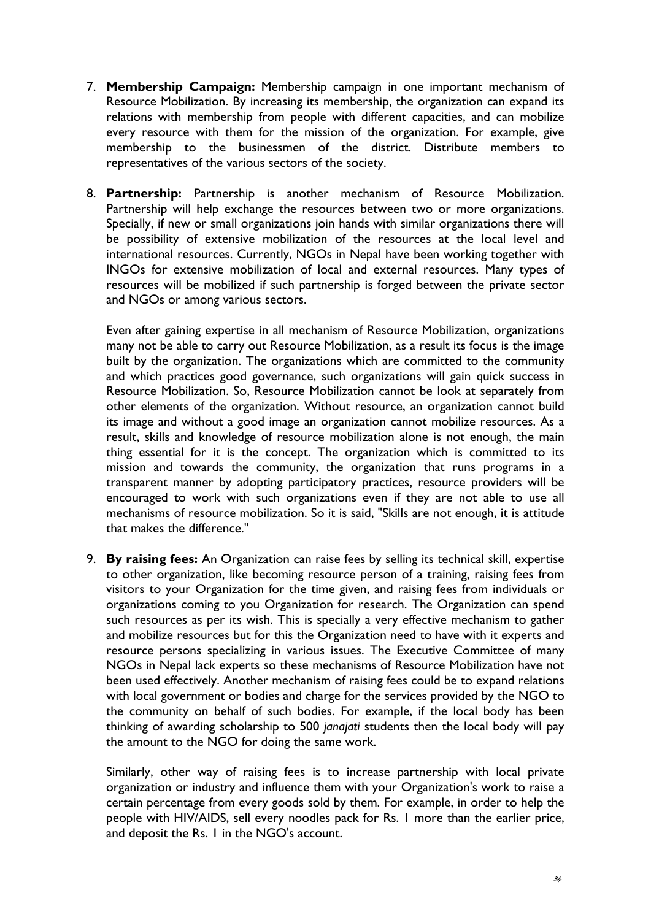7. **Membership Campaign:** Membership campaign in one important mechanism of Resource Mobilization. By increasing its membership, the organization can expand its relations with membership from people with different capacities, and can mobilize every resource with them for the mission of the organization. For example, give membership to the businessmen of the district. Distribute members to representatives of the various sectors of the society.

8. **Partnership:** Partnership is another mechanism of Resource Mobilization. Partnership will help exchange the resources between two or more organizations. Specially, if new or small organizations join hands with similar organizations there will be possibility of extensive mobilization of the resources at the local level and international resources. Currently, NGOs in Nepal have been working together with INGOs for extensive mobilization of local and external resources. Many types of resources will be mobilized if such partnership is forged between the private sector and NGOs or among various sectors.

   Even after gaining expertise in all mechanism of Resource Mobilization, organizations many not be able to carry out Resource Mobilization, as a result its focus is the image built by the organization. The organizations which are committed to the community and which practices good governance, such organizations will gain quick success in Resource Mobilization. So, Resource Mobilization cannot be look at separately from other elements of the organization. Without resource, an organization cannot build its image and without a good image an organization cannot mobilize resources. As a result, skills and knowledge of resource mobilization alone is not enough, the main thing essential for it is the concept. The organization which is committed to its mission and towards the community, the organization that runs programs in a transparent manner by adopting participatory practices, resource providers will be encouraged to work with such organizations even if they are not able to use all mechanisms of resource mobilization. So it is said, "Skills are not enough, it is attitude that makes the difference."

9. **By raising fees:** An Organization can raise fees by selling its technical skill, expertise to other organization, like becoming resource person of a training, raising fees from visitors to your Organization for the time given, and raising fees from individuals or organizations coming to you Organization for research. The Organization can spend such resources as per its wish. This is specially a very effective mechanism to gather and mobilize resources but for this the Organization need to have with it experts and resource persons specializing in various issues. The Executive Committee of many NGOs in Nepal lack experts so these mechanisms of Resource Mobilization have not been used effectively. Another mechanism of raising fees could be to expand relations with local government or bodies and charge for the services provided by the NGO to the community on behalf of such bodies. For example, if the local body has been thinking of awarding scholarship to 500 *janajati* students then the local body will pay the amount to the NGO for doing the same work.

   Similarly, other way of raising fees is to increase partnership with local private organization or industry and influence them with your Organization's work to raise a certain percentage from every goods sold by them. For example, in order to help the people with HIV/AIDS, sell every noodles pack for Rs. 1 more than the earlier price, and deposit the Rs. 1 in the NGO's account.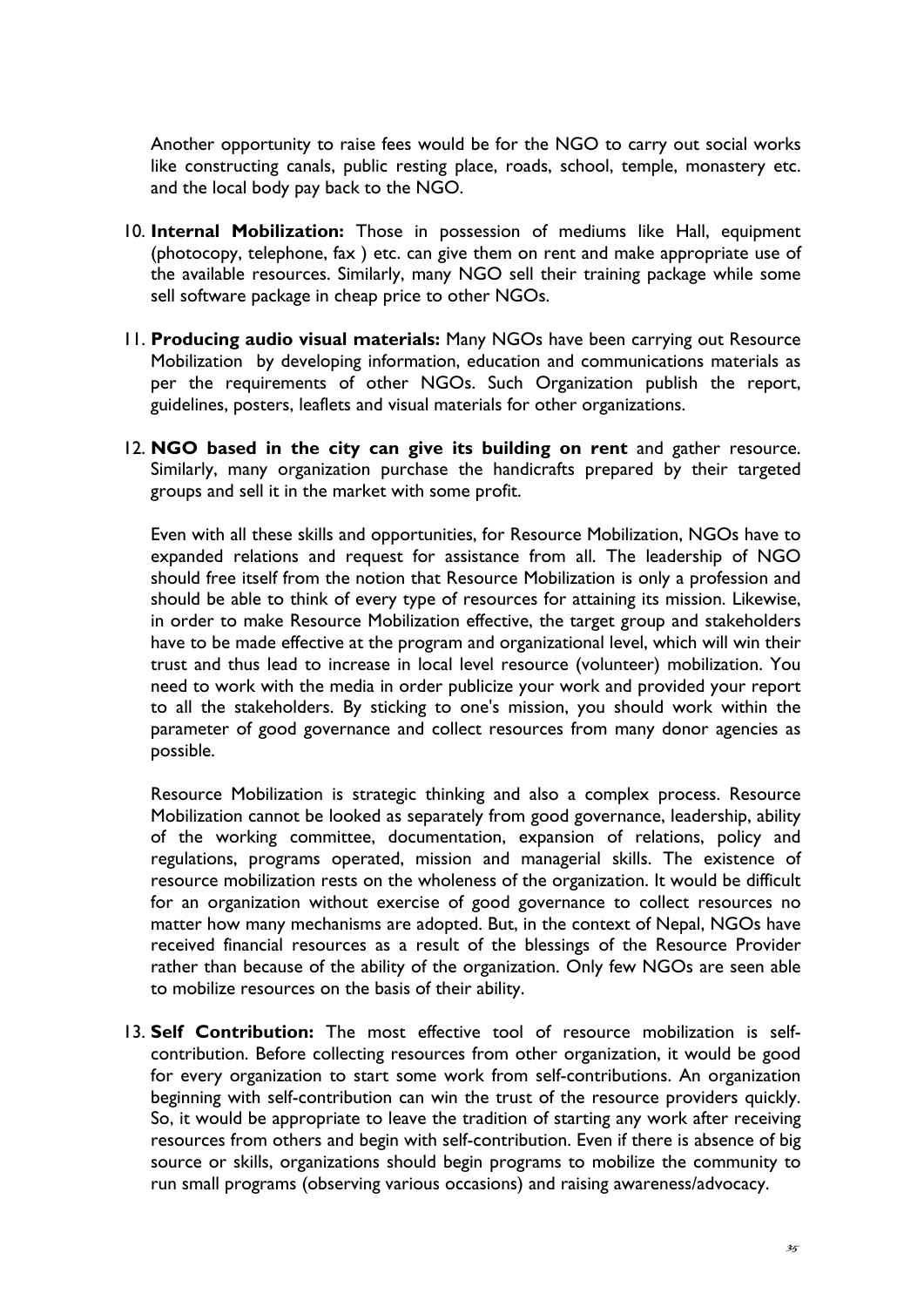Another opportunity to raise fees would be for the NGO to carry out social works like constructing canals, public resting place, roads, school, temple, monastery etc. and the local body pay back to the NGO.

10. **Internal Mobilization:** Those in possession of mediums like Hall, equipment (photocopy, telephone, fax ) etc. can give them on rent and make appropriate use of the available resources. Similarly, many NGO sell their training package while some sell software package in cheap price to other NGOs.

11. **Producing audio visual materials:** Many NGOs have been carrying out Resource Mobilization by developing information, education and communications materials as per the requirements of other NGOs. Such Organization publish the report, guidelines, posters, leaflets and visual materials for other organizations.

12. **NGO based in the city can give its building on rent** and gather resource. Similarly, many organization purchase the handicrafts prepared by their targeted groups and sell it in the market with some profit.

    Even with all these skills and opportunities, for Resource Mobilization, NGOs have to expanded relations and request for assistance from all. The leadership of NGO should free itself from the notion that Resource Mobilization is only a profession and should be able to think of every type of resources for attaining its mission. Likewise, in order to make Resource Mobilization effective, the target group and stakeholders have to be made effective at the program and organizational level, which will win their trust and thus lead to increase in local level resource (volunteer) mobilization. You need to work with the media in order publicize your work and provided your report to all the stakeholders. By sticking to one's mission, you should work within the parameter of good governance and collect resources from many donor agencies as possible.

    Resource Mobilization is strategic thinking and also a complex process. Resource Mobilization cannot be looked as separately from good governance, leadership, ability of the working committee, documentation, expansion of relations, policy and regulations, programs operated, mission and managerial skills. The existence of resource mobilization rests on the wholeness of the organization. It would be difficult for an organization without exercise of good governance to collect resources no matter how many mechanisms are adopted. But, in the context of Nepal, NGOs have received financial resources as a result of the blessings of the Resource Provider rather than because of the ability of the organization. Only few NGOs are seen able to mobilize resources on the basis of their ability.

13. **Self Contribution:** The most effective tool of resource mobilization is self-contribution. Before collecting resources from other organization, it would be good for every organization to start some work from self-contributions. An organization beginning with self-contribution can win the trust of the resource providers quickly. So, it would be appropriate to leave the tradition of starting any work after receiving resources from others and begin with self-contribution. Even if there is absence of big source or skills, organizations should begin programs to mobilize the community to run small programs (observing various occasions) and raising awareness/advocacy.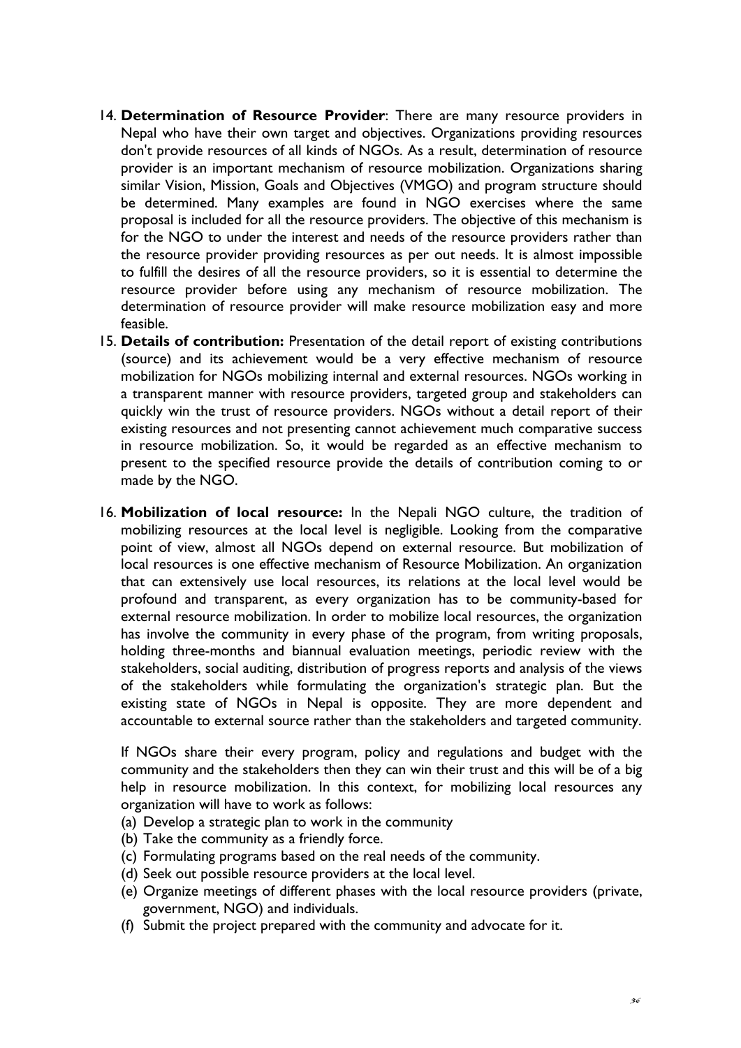14. **Determination of Resource Provider**: There are many resource providers in Nepal who have their own target and objectives. Organizations providing resources don't provide resources of all kinds of NGOs. As a result, determination of resource provider is an important mechanism of resource mobilization. Organizations sharing similar Vision, Mission, Goals and Objectives (VMGO) and program structure should be determined. Many examples are found in NGO exercises where the same proposal is included for all the resource providers. The objective of this mechanism is for the NGO to under the interest and needs of the resource providers rather than the resource provider providing resources as per out needs. It is almost impossible to fulfill the desires of all the resource providers, so it is essential to determine the resource provider before using any mechanism of resource mobilization. The determination of resource provider will make resource mobilization easy and more feasible.

15. **Details of contribution:** Presentation of the detail report of existing contributions (source) and its achievement would be a very effective mechanism of resource mobilization for NGOs mobilizing internal and external resources. NGOs working in a transparent manner with resource providers, targeted group and stakeholders can quickly win the trust of resource providers. NGOs without a detail report of their existing resources and not presenting cannot achievement much comparative success in resource mobilization. So, it would be regarded as an effective mechanism to present to the specified resource provide the details of contribution coming to or made by the NGO.

16. **Mobilization of local resource:** In the Nepali NGO culture, the tradition of mobilizing resources at the local level is negligible. Looking from the comparative point of view, almost all NGOs depend on external resource. But mobilization of local resources is one effective mechanism of Resource Mobilization. An organization that can extensively use local resources, its relations at the local level would be profound and transparent, as every organization has to be community-based for external resource mobilization. In order to mobilize local resources, the organization has involve the community in every phase of the program, from writing proposals, holding three-months and biannual evaluation meetings, periodic review with the stakeholders, social auditing, distribution of progress reports and analysis of the views of the stakeholders while formulating the organization's strategic plan. But the existing state of NGOs in Nepal is opposite. They are more dependent and accountable to external source rather than the stakeholders and targeted community.

    If NGOs share their every program, policy and regulations and budget with the community and the stakeholders then they can win their trust and this will be of a big help in resource mobilization. In this context, for mobilizing local resources any organization will have to work as follows:

    (a) Develop a strategic plan to work in the community
    (b) Take the community as a friendly force.
    (c) Formulating programs based on the real needs of the community.
    (d) Seek out possible resource providers at the local level.
    (e) Organize meetings of different phases with the local resource providers (private, government, NGO) and individuals.
    (f) Submit the project prepared with the community and advocate for it.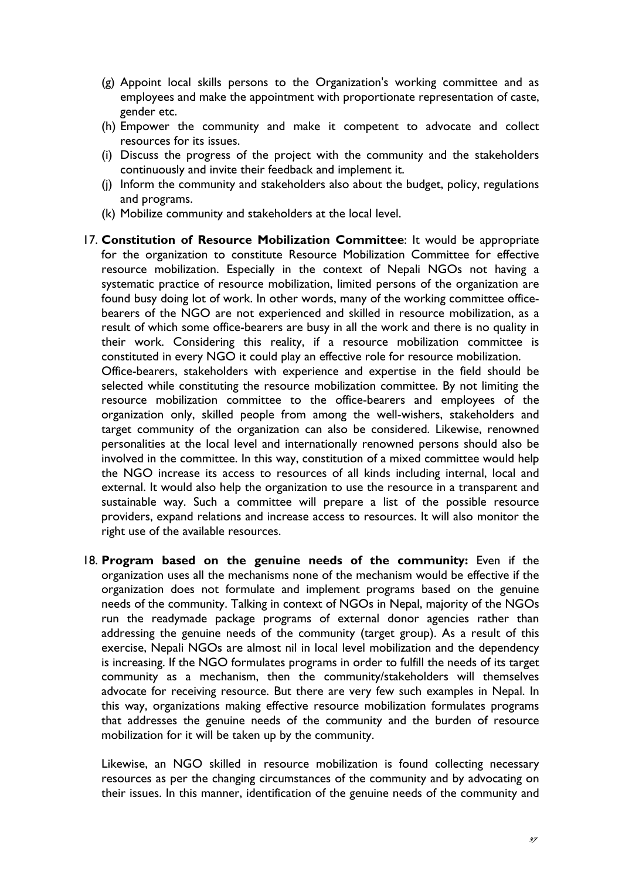(g) Appoint local skills persons to the Organization's working committee and as employees and make the appointment with proportionate representation of caste, gender etc.
(h) Empower the community and make it competent to advocate and collect resources for its issues.
(i) Discuss the progress of the project with the community and the stakeholders continuously and invite their feedback and implement it.
(j) Inform the community and stakeholders also about the budget, policy, regulations and programs.
(k) Mobilize community and stakeholders at the local level.

17. **Constitution of Resource Mobilization Committee**: It would be appropriate for the organization to constitute Resource Mobilization Committee for effective resource mobilization. Especially in the context of Nepali NGOs not having a systematic practice of resource mobilization, limited persons of the organization are found busy doing lot of work. In other words, many of the working committee office-bearers of the NGO are not experienced and skilled in resource mobilization, as a result of which some office-bearers are busy in all the work and there is no quality in their work. Considering this reality, if a resource mobilization committee is constituted in every NGO it could play an effective role for resource mobilization.
Office-bearers, stakeholders with experience and expertise in the field should be selected while constituting the resource mobilization committee. By not limiting the resource mobilization committee to the office-bearers and employees of the organization only, skilled people from among the well-wishers, stakeholders and target community of the organization can also be considered. Likewise, renowned personalities at the local level and internationally renowned persons should also be involved in the committee. In this way, constitution of a mixed committee would help the NGO increase its access to resources of all kinds including internal, local and external. It would also help the organization to use the resource in a transparent and sustainable way. Such a committee will prepare a list of the possible resource providers, expand relations and increase access to resources. It will also monitor the right use of the available resources.

18. **Program based on the genuine needs of the community:** Even if the organization uses all the mechanisms none of the mechanism would be effective if the organization does not formulate and implement programs based on the genuine needs of the community. Talking in context of NGOs in Nepal, majority of the NGOs run the readymade package programs of external donor agencies rather than addressing the genuine needs of the community (target group). As a result of this exercise, Nepali NGOs are almost nil in local level mobilization and the dependency is increasing. If the NGO formulates programs in order to fulfill the needs of its target community as a mechanism, then the community/stakeholders will themselves advocate for receiving resource. But there are very few such examples in Nepal. In this way, organizations making effective resource mobilization formulates programs that addresses the genuine needs of the community and the burden of resource mobilization for it will be taken up by the community.

    Likewise, an NGO skilled in resource mobilization is found collecting necessary resources as per the changing circumstances of the community and by advocating on their issues. In this manner, identification of the genuine needs of the community and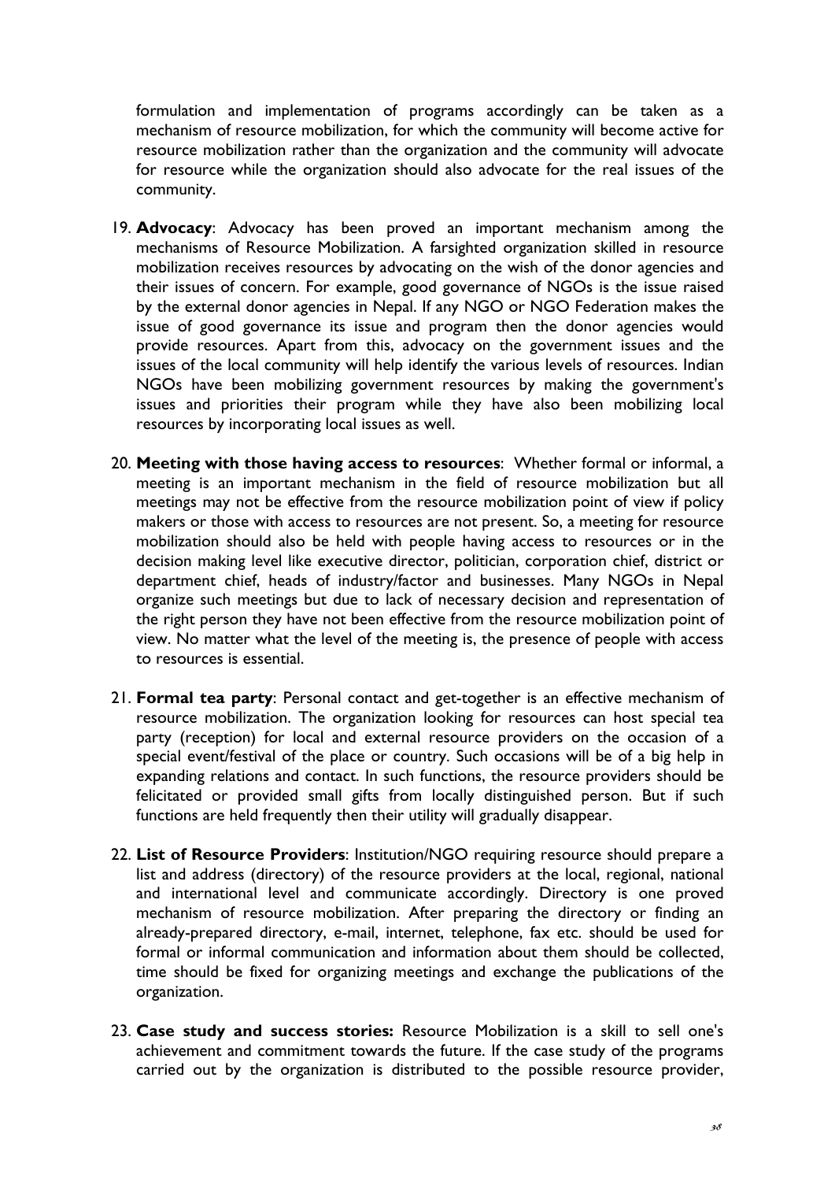formulation and implementation of programs accordingly can be taken as a mechanism of resource mobilization, for which the community will become active for resource mobilization rather than the organization and the community will advocate for resource while the organization should also advocate for the real issues of the community.

19. **Advocacy**: Advocacy has been proved an important mechanism among the mechanisms of Resource Mobilization. A farsighted organization skilled in resource mobilization receives resources by advocating on the wish of the donor agencies and their issues of concern. For example, good governance of NGOs is the issue raised by the external donor agencies in Nepal. If any NGO or NGO Federation makes the issue of good governance its issue and program then the donor agencies would provide resources. Apart from this, advocacy on the government issues and the issues of the local community will help identify the various levels of resources. Indian NGOs have been mobilizing government resources by making the government's issues and priorities their program while they have also been mobilizing local resources by incorporating local issues as well.

20. **Meeting with those having access to resources**: Whether formal or informal, a meeting is an important mechanism in the field of resource mobilization but all meetings may not be effective from the resource mobilization point of view if policy makers or those with access to resources are not present. So, a meeting for resource mobilization should also be held with people having access to resources or in the decision making level like executive director, politician, corporation chief, district or department chief, heads of industry/factor and businesses. Many NGOs in Nepal organize such meetings but due to lack of necessary decision and representation of the right person they have not been effective from the resource mobilization point of view. No matter what the level of the meeting is, the presence of people with access to resources is essential.

21. **Formal tea party**: Personal contact and get-together is an effective mechanism of resource mobilization. The organization looking for resources can host special tea party (reception) for local and external resource providers on the occasion of a special event/festival of the place or country. Such occasions will be of a big help in expanding relations and contact. In such functions, the resource providers should be felicitated or provided small gifts from locally distinguished person. But if such functions are held frequently then their utility will gradually disappear.

22. **List of Resource Providers**: Institution/NGO requiring resource should prepare a list and address (directory) of the resource providers at the local, regional, national and international level and communicate accordingly. Directory is one proved mechanism of resource mobilization. After preparing the directory or finding an already-prepared directory, e-mail, internet, telephone, fax etc. should be used for formal or informal communication and information about them should be collected, time should be fixed for organizing meetings and exchange the publications of the organization.

23. **Case study and success stories:** Resource Mobilization is a skill to sell one's achievement and commitment towards the future. If the case study of the programs carried out by the organization is distributed to the possible resource provider,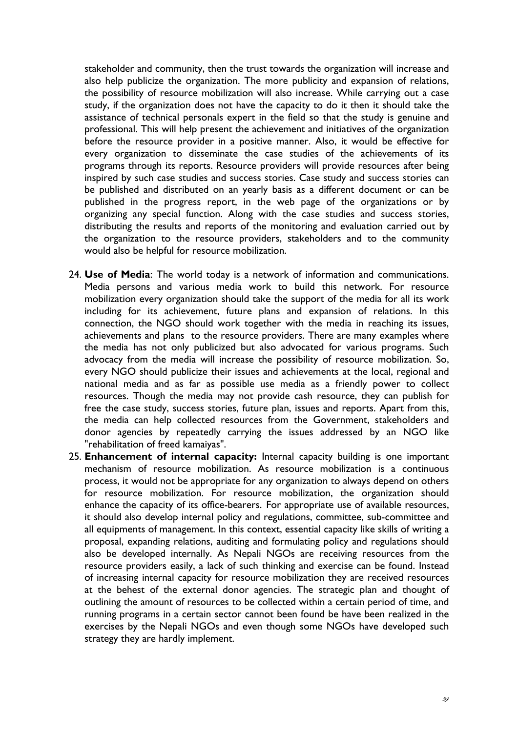stakeholder and community, then the trust towards the organization will increase and also help publicize the organization. The more publicity and expansion of relations, the possibility of resource mobilization will also increase. While carrying out a case study, if the organization does not have the capacity to do it then it should take the assistance of technical personals expert in the field so that the study is genuine and professional. This will help present the achievement and initiatives of the organization before the resource provider in a positive manner. Also, it would be effective for every organization to disseminate the case studies of the achievements of its programs through its reports. Resource providers will provide resources after being inspired by such case studies and success stories. Case study and success stories can be published and distributed on an yearly basis as a different document or can be published in the progress report, in the web page of the organizations or by organizing any special function. Along with the case studies and success stories, distributing the results and reports of the monitoring and evaluation carried out by the organization to the resource providers, stakeholders and to the community would also be helpful for resource mobilization.

24. **Use of Media**: The world today is a network of information and communications. Media persons and various media work to build this network. For resource mobilization every organization should take the support of the media for all its work including for its achievement, future plans and expansion of relations. In this connection, the NGO should work together with the media in reaching its issues, achievements and plans to the resource providers. There are many examples where the media has not only publicized but also advocated for various programs. Such advocacy from the media will increase the possibility of resource mobilization. So, every NGO should publicize their issues and achievements at the local, regional and national media and as far as possible use media as a friendly power to collect resources. Though the media may not provide cash resource, they can publish for free the case study, success stories, future plan, issues and reports. Apart from this, the media can help collected resources from the Government, stakeholders and donor agencies by repeatedly carrying the issues addressed by an NGO like "rehabilitation of freed kamaiyas".
25. **Enhancement of internal capacity:** Internal capacity building is one important mechanism of resource mobilization. As resource mobilization is a continuous process, it would not be appropriate for any organization to always depend on others for resource mobilization. For resource mobilization, the organization should enhance the capacity of its office-bearers. For appropriate use of available resources, it should also develop internal policy and regulations, committee, sub-committee and all equipments of management. In this context, essential capacity like skills of writing a proposal, expanding relations, auditing and formulating policy and regulations should also be developed internally. As Nepali NGOs are receiving resources from the resource providers easily, a lack of such thinking and exercise can be found. Instead of increasing internal capacity for resource mobilization they are received resources at the behest of the external donor agencies. The strategic plan and thought of outlining the amount of resources to be collected within a certain period of time, and running programs in a certain sector cannot been found be have been realized in the exercises by the Nepali NGOs and even though some NGOs have developed such strategy they are hardly implement.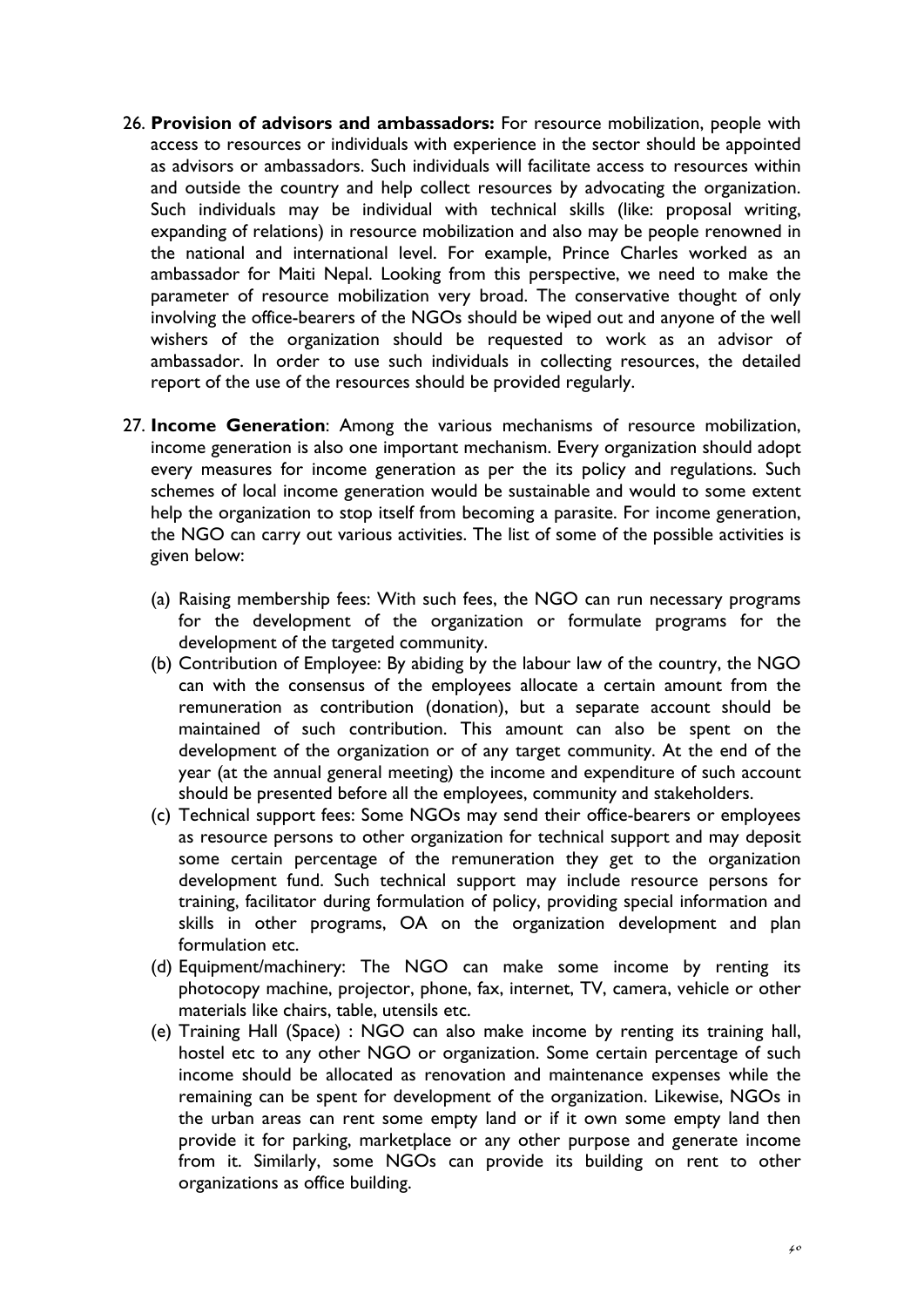26. **Provision of advisors and ambassadors:** For resource mobilization, people with access to resources or individuals with experience in the sector should be appointed as advisors or ambassadors. Such individuals will facilitate access to resources within and outside the country and help collect resources by advocating the organization. Such individuals may be individual with technical skills (like: proposal writing, expanding of relations) in resource mobilization and also may be people renowned in the national and international level. For example, Prince Charles worked as an ambassador for Maiti Nepal. Looking from this perspective, we need to make the parameter of resource mobilization very broad. The conservative thought of only involving the office-bearers of the NGOs should be wiped out and anyone of the well wishers of the organization should be requested to work as an advisor of ambassador. In order to use such individuals in collecting resources, the detailed report of the use of the resources should be provided regularly.

27. **Income Generation**: Among the various mechanisms of resource mobilization, income generation is also one important mechanism. Every organization should adopt every measures for income generation as per the its policy and regulations. Such schemes of local income generation would be sustainable and would to some extent help the organization to stop itself from becoming a parasite. For income generation, the NGO can carry out various activities. The list of some of the possible activities is given below:

    (a) Raising membership fees: With such fees, the NGO can run necessary programs for the development of the organization or formulate programs for the development of the targeted community.
    (b) Contribution of Employee: By abiding by the labour law of the country, the NGO can with the consensus of the employees allocate a certain amount from the remuneration as contribution (donation), but a separate account should be maintained of such contribution. This amount can also be spent on the development of the organization or of any target community. At the end of the year (at the annual general meeting) the income and expenditure of such account should be presented before all the employees, community and stakeholders.
    (c) Technical support fees: Some NGOs may send their office-bearers or employees as resource persons to other organization for technical support and may deposit some certain percentage of the remuneration they get to the organization development fund. Such technical support may include resource persons for training, facilitator during formulation of policy, providing special information and skills in other programs, OA on the organization development and plan formulation etc.
    (d) Equipment/machinery: The NGO can make some income by renting its photocopy machine, projector, phone, fax, internet, TV, camera, vehicle or other materials like chairs, table, utensils etc.
    (e) Training Hall (Space) : NGO can also make income by renting its training hall, hostel etc to any other NGO or organization. Some certain percentage of such income should be allocated as renovation and maintenance expenses while the remaining can be spent for development of the organization. Likewise, NGOs in the urban areas can rent some empty land or if it own some empty land then provide it for parking, marketplace or any other purpose and generate income from it. Similarly, some NGOs can provide its building on rent to other organizations as office building.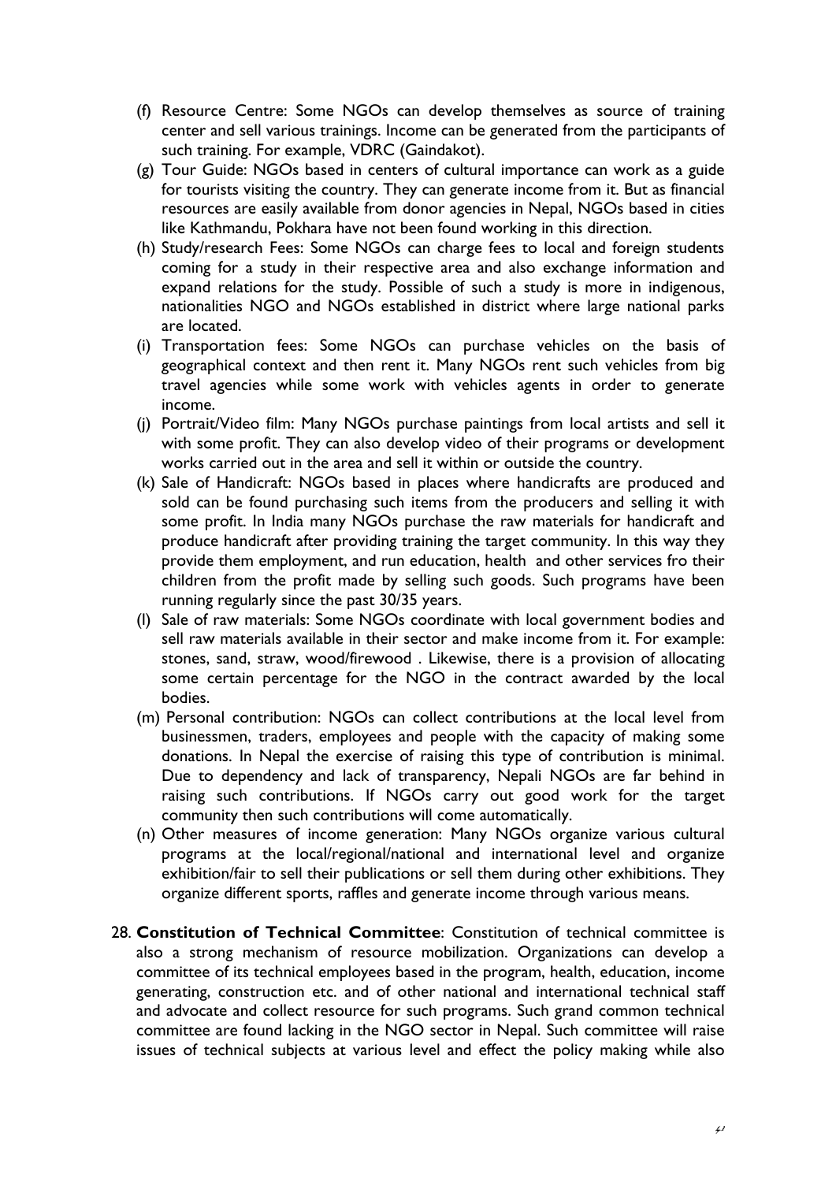(f) Resource Centre: Some NGOs can develop themselves as source of training center and sell various trainings. Income can be generated from the participants of such training. For example, VDRC (Gaindakot).

(g) Tour Guide: NGOs based in centers of cultural importance can work as a guide for tourists visiting the country. They can generate income from it. But as financial resources are easily available from donor agencies in Nepal, NGOs based in cities like Kathmandu, Pokhara have not been found working in this direction.

(h) Study/research Fees: Some NGOs can charge fees to local and foreign students coming for a study in their respective area and also exchange information and expand relations for the study. Possible of such a study is more in indigenous, nationalities NGO and NGOs established in district where large national parks are located.

(i) Transportation fees: Some NGOs can purchase vehicles on the basis of geographical context and then rent it. Many NGOs rent such vehicles from big travel agencies while some work with vehicles agents in order to generate income.

(j) Portrait/Video film: Many NGOs purchase paintings from local artists and sell it with some profit. They can also develop video of their programs or development works carried out in the area and sell it within or outside the country.

(k) Sale of Handicraft: NGOs based in places where handicrafts are produced and sold can be found purchasing such items from the producers and selling it with some profit. In India many NGOs purchase the raw materials for handicraft and produce handicraft after providing training the target community. In this way they provide them employment, and run education, health and other services fro their children from the profit made by selling such goods. Such programs have been running regularly since the past 30/35 years.

(l) Sale of raw materials: Some NGOs coordinate with local government bodies and sell raw materials available in their sector and make income from it. For example: stones, sand, straw, wood/firewood . Likewise, there is a provision of allocating some certain percentage for the NGO in the contract awarded by the local bodies.

(m) Personal contribution: NGOs can collect contributions at the local level from businessmen, traders, employees and people with the capacity of making some donations. In Nepal the exercise of raising this type of contribution is minimal. Due to dependency and lack of transparency, Nepali NGOs are far behind in raising such contributions. If NGOs carry out good work for the target community then such contributions will come automatically.

(n) Other measures of income generation: Many NGOs organize various cultural programs at the local/regional/national and international level and organize exhibition/fair to sell their publications or sell them during other exhibitions. They organize different sports, raffles and generate income through various means.

28. **Constitution of Technical Committee**: Constitution of technical committee is also a strong mechanism of resource mobilization. Organizations can develop a committee of its technical employees based in the program, health, education, income generating, construction etc. and of other national and international technical staff and advocate and collect resource for such programs. Such grand common technical committee are found lacking in the NGO sector in Nepal. Such committee will raise issues of technical subjects at various level and effect the policy making while also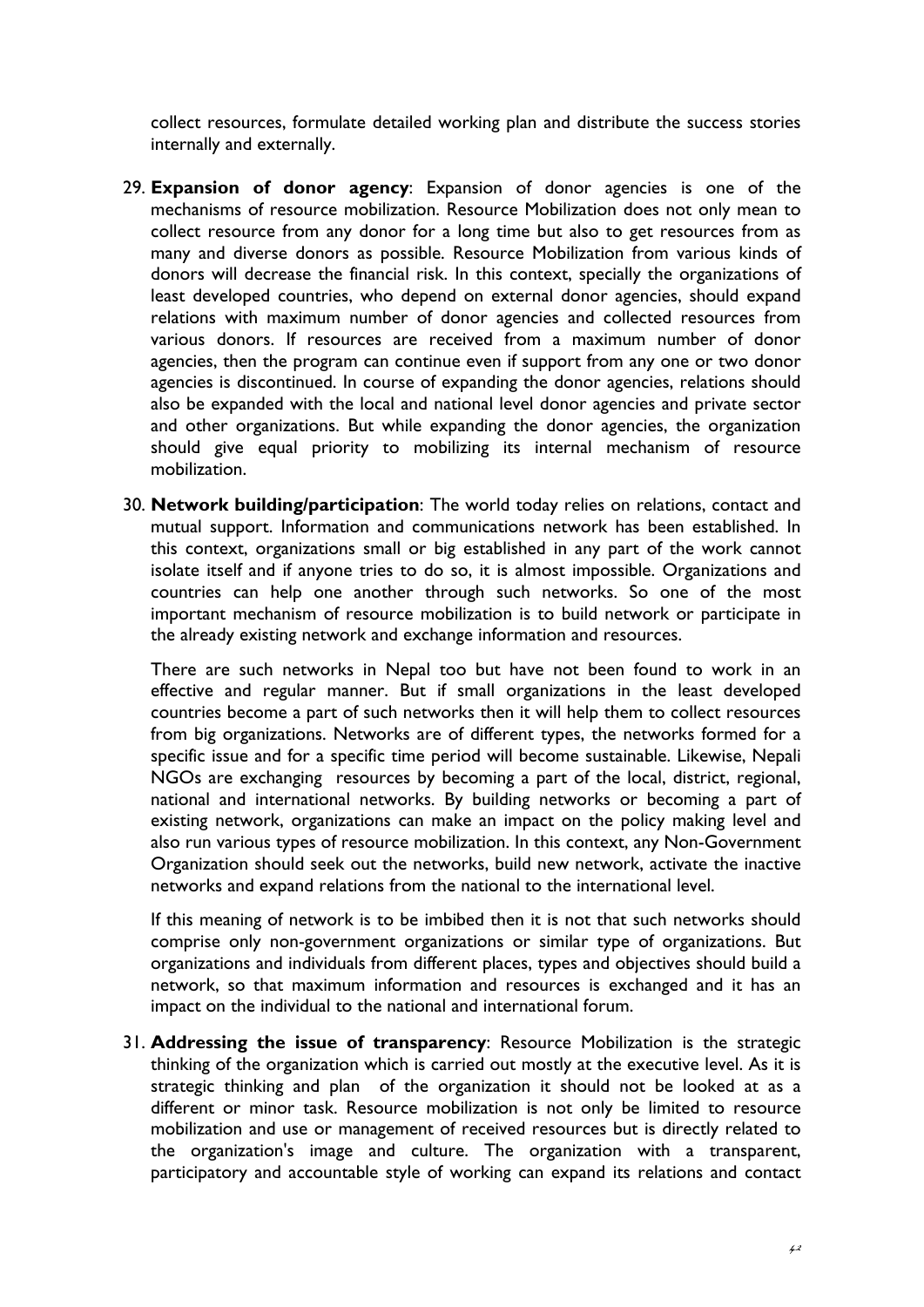collect resources, formulate detailed working plan and distribute the success stories internally and externally.

29. **Expansion of donor agency**: Expansion of donor agencies is one of the mechanisms of resource mobilization. Resource Mobilization does not only mean to collect resource from any donor for a long time but also to get resources from as many and diverse donors as possible. Resource Mobilization from various kinds of donors will decrease the financial risk. In this context, specially the organizations of least developed countries, who depend on external donor agencies, should expand relations with maximum number of donor agencies and collected resources from various donors. If resources are received from a maximum number of donor agencies, then the program can continue even if support from any one or two donor agencies is discontinued. In course of expanding the donor agencies, relations should also be expanded with the local and national level donor agencies and private sector and other organizations. But while expanding the donor agencies, the organization should give equal priority to mobilizing its internal mechanism of resource mobilization.

30. **Network building/participation**: The world today relies on relations, contact and mutual support. Information and communications network has been established. In this context, organizations small or big established in any part of the work cannot isolate itself and if anyone tries to do so, it is almost impossible. Organizations and countries can help one another through such networks. So one of the most important mechanism of resource mobilization is to build network or participate in the already existing network and exchange information and resources.

    There are such networks in Nepal too but have not been found to work in an effective and regular manner. But if small organizations in the least developed countries become a part of such networks then it will help them to collect resources from big organizations. Networks are of different types, the networks formed for a specific issue and for a specific time period will become sustainable. Likewise, Nepali NGOs are exchanging resources by becoming a part of the local, district, regional, national and international networks. By building networks or becoming a part of existing network, organizations can make an impact on the policy making level and also run various types of resource mobilization. In this context, any Non-Government Organization should seek out the networks, build new network, activate the inactive networks and expand relations from the national to the international level.

    If this meaning of network is to be imbibed then it is not that such networks should comprise only non-government organizations or similar type of organizations. But organizations and individuals from different places, types and objectives should build a network, so that maximum information and resources is exchanged and it has an impact on the individual to the national and international forum.

31. **Addressing the issue of transparency**: Resource Mobilization is the strategic thinking of the organization which is carried out mostly at the executive level. As it is strategic thinking and plan of the organization it should not be looked at as a different or minor task. Resource mobilization is not only be limited to resource mobilization and use or management of received resources but is directly related to the organization's image and culture. The organization with a transparent, participatory and accountable style of working can expand its relations and contact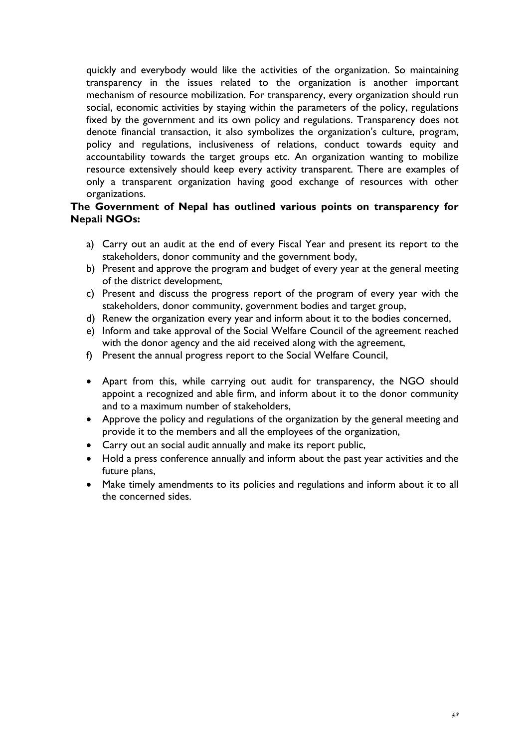quickly and everybody would like the activities of the organization. So maintaining transparency in the issues related to the organization is another important mechanism of resource mobilization. For transparency, every organization should run social, economic activities by staying within the parameters of the policy, regulations fixed by the government and its own policy and regulations. Transparency does not denote financial transaction, it also symbolizes the organization's culture, program, policy and regulations, inclusiveness of relations, conduct towards equity and accountability towards the target groups etc. An organization wanting to mobilize resource extensively should keep every activity transparent. There are examples of only a transparent organization having good exchange of resources with other organizations.

**The Government of Nepal has outlined various points on transparency for Nepali NGOs:**

a) Carry out an audit at the end of every Fiscal Year and present its report to the stakeholders, donor community and the government body,
b) Present and approve the program and budget of every year at the general meeting of the district development,
c) Present and discuss the progress report of the program of every year with the stakeholders, donor community, government bodies and target group,
d) Renew the organization every year and inform about it to the bodies concerned,
e) Inform and take approval of the Social Welfare Council of the agreement reached with the donor agency and the aid received along with the agreement,
f) Present the annual progress report to the Social Welfare Council,

- Apart from this, while carrying out audit for transparency, the NGO should appoint a recognized and able firm, and inform about it to the donor community and to a maximum number of stakeholders,
- Approve the policy and regulations of the organization by the general meeting and provide it to the members and all the employees of the organization,
- Carry out an social audit annually and make its report public,
- Hold a press conference annually and inform about the past year activities and the future plans,
- Make timely amendments to its policies and regulations and inform about it to all the concerned sides.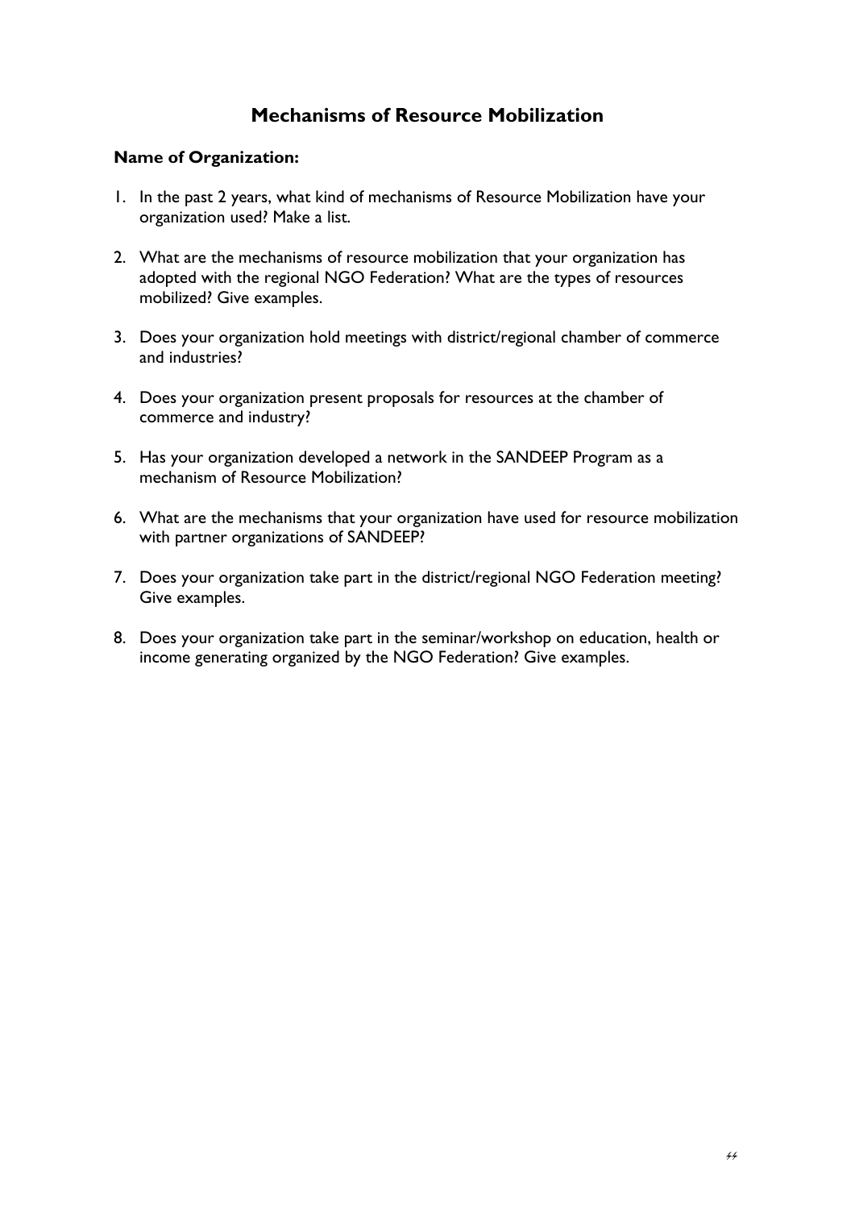# Mechanisms of Resource Mobilization

**Name of Organization:**

1. In the past 2 years, what kind of mechanisms of Resource Mobilization have your organization used? Make a list.

2. What are the mechanisms of resource mobilization that your organization has adopted with the regional NGO Federation? What are the types of resources mobilized? Give examples.

3. Does your organization hold meetings with district/regional chamber of commerce and industries?

4. Does your organization present proposals for resources at the chamber of commerce and industry?

5. Has your organization developed a network in the SANDEEP Program as a mechanism of Resource Mobilization?

6. What are the mechanisms that your organization have used for resource mobilization with partner organizations of SANDEEP?

7. Does your organization take part in the district/regional NGO Federation meeting? Give examples.

8. Does your organization take part in the seminar/workshop on education, health or income generating organized by the NGO Federation? Give examples.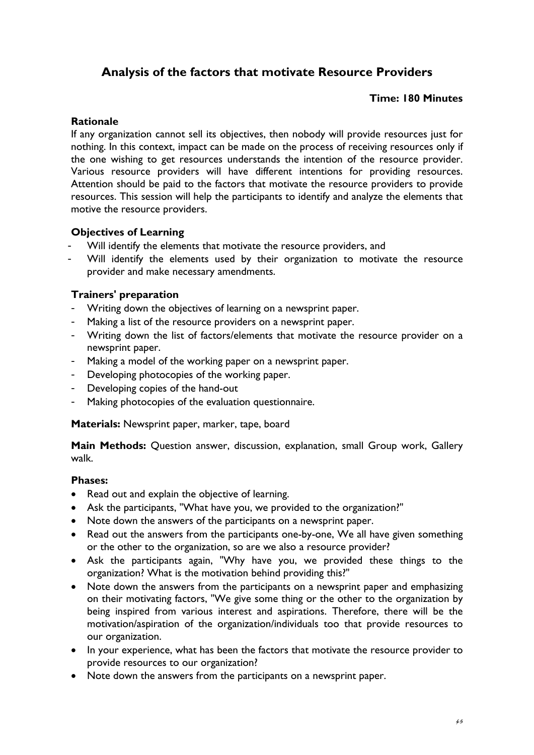## Analysis of the factors that motivate Resource Providers

**Time: 180 Minutes**

### Rationale

If any organization cannot sell its objectives, then nobody will provide resources just for nothing. In this context, impact can be made on the process of receiving resources only if the one wishing to get resources understands the intention of the resource provider. Various resource providers will have different intentions for providing resources. Attention should be paid to the factors that motivate the resource providers to provide resources. This session will help the participants to identify and analyze the elements that motive the resource providers.

### Objectives of Learning

- Will identify the elements that motivate the resource providers, and
- Will identify the elements used by their organization to motivate the resource provider and make necessary amendments.

### Trainers' preparation

- Writing down the objectives of learning on a newsprint paper.
- Making a list of the resource providers on a newsprint paper.
- Writing down the list of factors/elements that motivate the resource provider on a newsprint paper.
- Making a model of the working paper on a newsprint paper.
- Developing photocopies of the working paper.
- Developing copies of the hand-out
- Making photocopies of the evaluation questionnaire.

**Materials:** Newsprint paper, marker, tape, board

**Main Methods:** Question answer, discussion, explanation, small Group work, Gallery walk.

### Phases:

- Read out and explain the objective of learning.
- Ask the participants, "What have you, we provided to the organization?"
- Note down the answers of the participants on a newsprint paper.
- Read out the answers from the participants one-by-one, We all have given something or the other to the organization, so are we also a resource provider?
- Ask the participants again, "Why have you, we provided these things to the organization? What is the motivation behind providing this?"
- Note down the answers from the participants on a newsprint paper and emphasizing on their motivating factors, "We give some thing or the other to the organization by being inspired from various interest and aspirations. Therefore, there will be the motivation/aspiration of the organization/individuals too that provide resources to our organization.
- In your experience, what has been the factors that motivate the resource provider to provide resources to our organization?
- Note down the answers from the participants on a newsprint paper.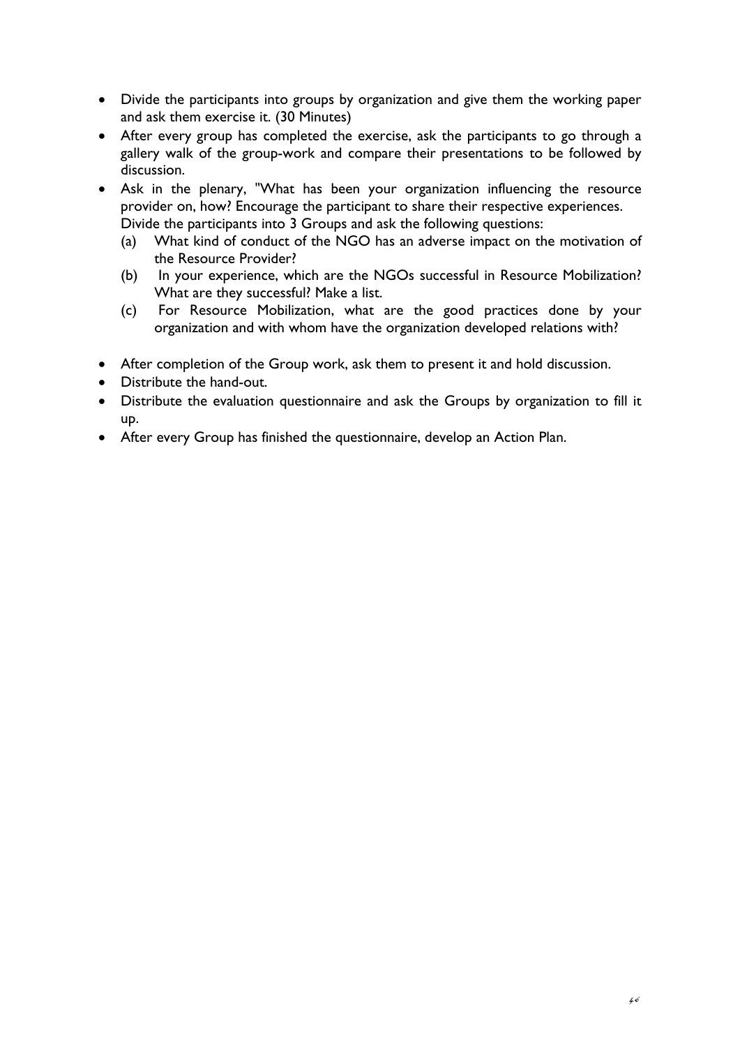- Divide the participants into groups by organization and give them the working paper and ask them exercise it. (30 Minutes)
- After every group has completed the exercise, ask the participants to go through a gallery walk of the group-work and compare their presentations to be followed by discussion.
- Ask in the plenary, "What has been your organization influencing the resource provider on, how? Encourage the participant to share their respective experiences. Divide the participants into 3 Groups and ask the following questions:
  - (a) What kind of conduct of the NGO has an adverse impact on the motivation of the Resource Provider?
  - (b) In your experience, which are the NGOs successful in Resource Mobilization? What are they successful? Make a list.
  - (c) For Resource Mobilization, what are the good practices done by your organization and with whom have the organization developed relations with?
- After completion of the Group work, ask them to present it and hold discussion.
- Distribute the hand-out.
- Distribute the evaluation questionnaire and ask the Groups by organization to fill it up.
- After every Group has finished the questionnaire, develop an Action Plan.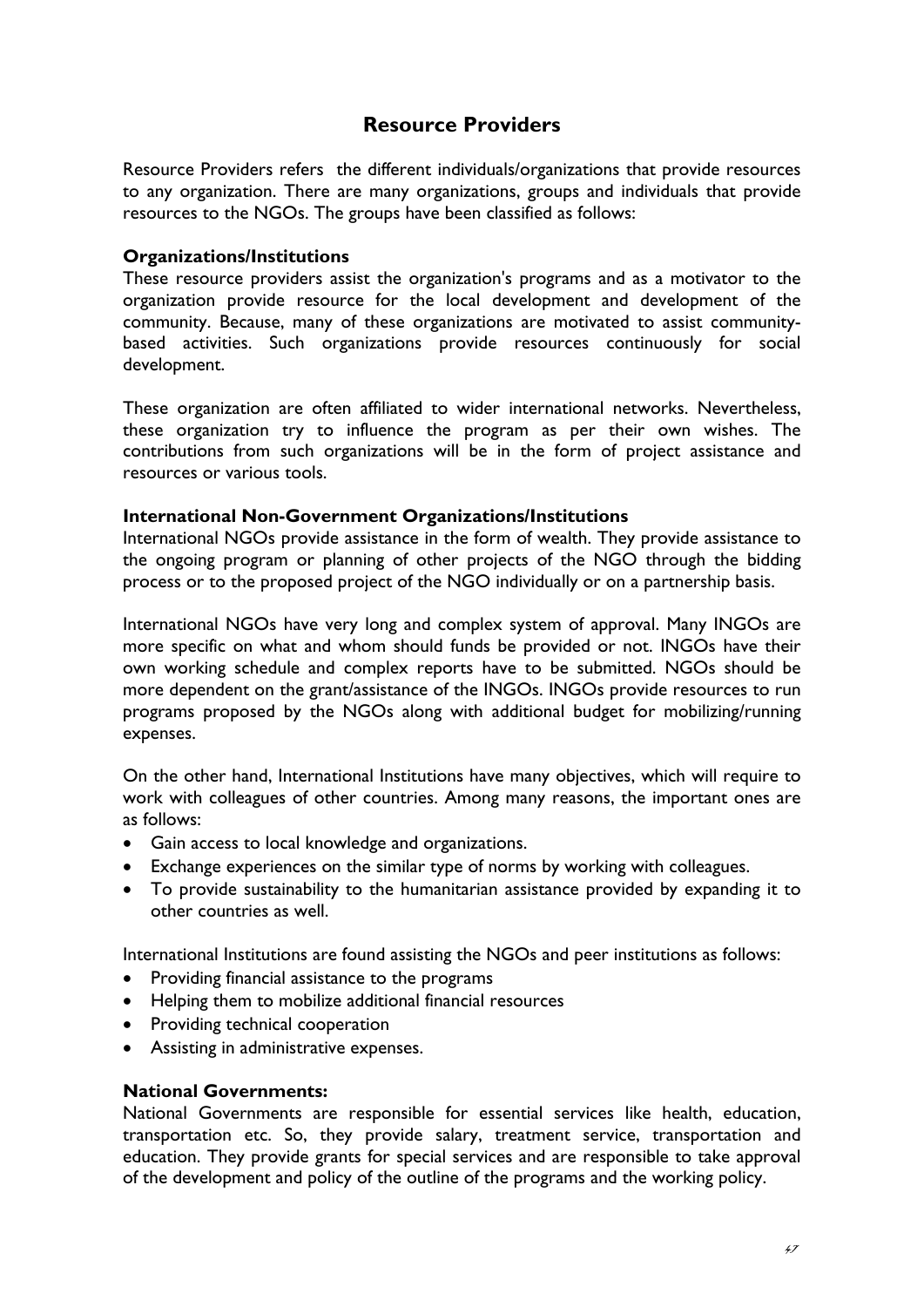## Resource Providers

Resource Providers refers the different individuals/organizations that provide resources to any organization. There are many organizations, groups and individuals that provide resources to the NGOs. The groups have been classified as follows:

### Organizations/Institutions

These resource providers assist the organization's programs and as a motivator to the organization provide resource for the local development and development of the community. Because, many of these organizations are motivated to assist community-based activities. Such organizations provide resources continuously for social development.

These organization are often affiliated to wider international networks. Nevertheless, these organization try to influence the program as per their own wishes. The contributions from such organizations will be in the form of project assistance and resources or various tools.

### International Non-Government Organizations/Institutions

International NGOs provide assistance in the form of wealth. They provide assistance to the ongoing program or planning of other projects of the NGO through the bidding process or to the proposed project of the NGO individually or on a partnership basis.

International NGOs have very long and complex system of approval. Many INGOs are more specific on what and whom should funds be provided or not. INGOs have their own working schedule and complex reports have to be submitted. NGOs should be more dependent on the grant/assistance of the INGOs. INGOs provide resources to run programs proposed by the NGOs along with additional budget for mobilizing/running expenses.

On the other hand, International Institutions have many objectives, which will require to work with colleagues of other countries. Among many reasons, the important ones are as follows:

- Gain access to local knowledge and organizations.
- Exchange experiences on the similar type of norms by working with colleagues.
- To provide sustainability to the humanitarian assistance provided by expanding it to other countries as well.

International Institutions are found assisting the NGOs and peer institutions as follows:

- Providing financial assistance to the programs
- Helping them to mobilize additional financial resources
- Providing technical cooperation
- Assisting in administrative expenses.

### National Governments:

National Governments are responsible for essential services like health, education, transportation etc. So, they provide salary, treatment service, transportation and education. They provide grants for special services and are responsible to take approval of the development and policy of the outline of the programs and the working policy.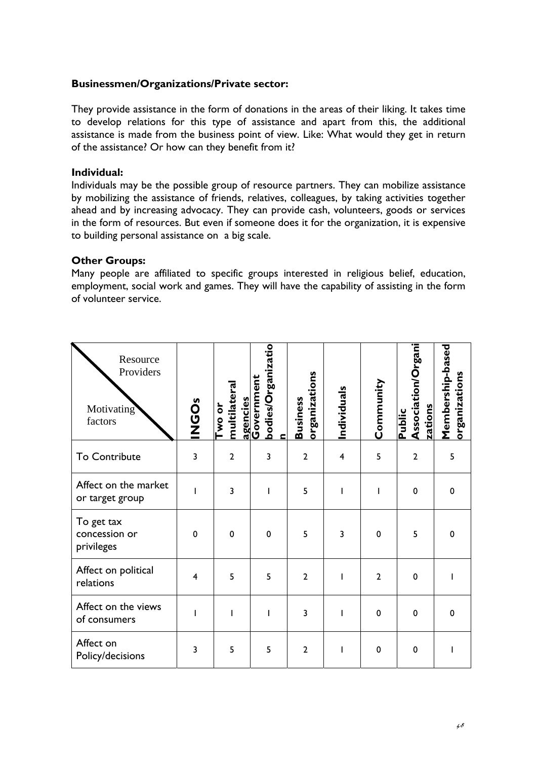**Businessmen/Organizations/Private sector:**

They provide assistance in the form of donations in the areas of their liking. It takes time to develop relations for this type of assistance and apart from this, the additional assistance is made from the business point of view. Like: What would they get in return of the assistance? Or how can they benefit from it?

**Individual:**

Individuals may be the possible group of resource partners. They can mobilize assistance by mobilizing the assistance of friends, relatives, colleagues, by taking activities together ahead and by increasing advocacy. They can provide cash, volunteers, goods or services in the form of resources. But even if someone does it for the organization, it is expensive to building personal assistance on a big scale.

**Other Groups:**

Many people are affiliated to specific groups interested in religious belief, education, employment, social work and games. They will have the capability of assisting in the form of volunteer service.

| Motivating factors / Resource Providers | INGOs | Two or multilateral agencies | Government bodies/Organization | Business organizations | Individuals | Community | Public Association/Organizations | Membership-based organizations |
|---|---|---|---|---|---|---|---|---|
| To Contribute | 3 | 2 | 3 | 2 | 4 | 5 | 2 | 5 |
| Affect on the market or target group | 1 | 3 | 1 | 5 | 1 | 1 | 0 | 0 |
| To get tax concession or privileges | 0 | 0 | 0 | 5 | 3 | 0 | 5 | 0 |
| Affect on political relations | 4 | 5 | 5 | 2 | 1 | 2 | 0 | 1 |
| Affect on the views of consumers | 1 | 1 | 1 | 3 | 1 | 0 | 0 | 0 |
| Affect on Policy/decisions | 3 | 5 | 5 | 2 | 1 | 0 | 0 | 1 |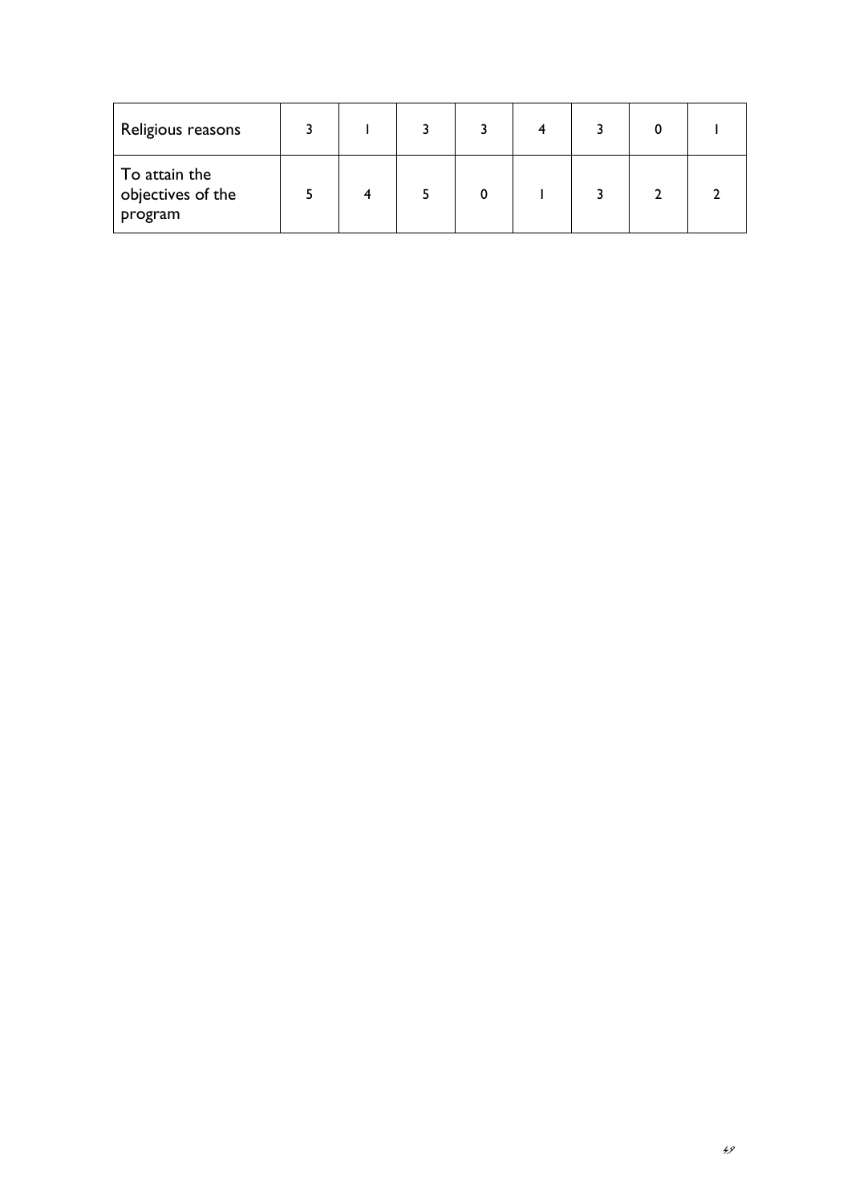| Religious reasons | 3 | I | 3 | 3 | 4 | 3 | 0 | I |
|---|---|---|---|---|---|---|---|---|
| To attain the objectives of the program | 5 | 4 | 5 | 0 | I | 3 | 2 | 2 |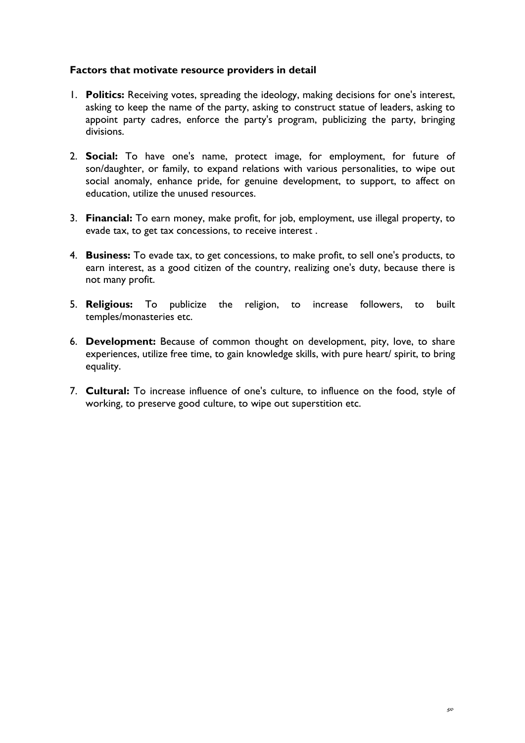**Factors that motivate resource providers in detail**

1. **Politics:** Receiving votes, spreading the ideology, making decisions for one's interest, asking to keep the name of the party, asking to construct statue of leaders, asking to appoint party cadres, enforce the party's program, publicizing the party, bringing divisions.

2. **Social:** To have one's name, protect image, for employment, for future of son/daughter, or family, to expand relations with various personalities, to wipe out social anomaly, enhance pride, for genuine development, to support, to affect on education, utilize the unused resources.

3. **Financial:** To earn money, make profit, for job, employment, use illegal property, to evade tax, to get tax concessions, to receive interest .

4. **Business:** To evade tax, to get concessions, to make profit, to sell one's products, to earn interest, as a good citizen of the country, realizing one's duty, because there is not many profit.

5. **Religious:** To publicize the religion, to increase followers, to built temples/monasteries etc.

6. **Development:** Because of common thought on development, pity, love, to share experiences, utilize free time, to gain knowledge skills, with pure heart/ spirit, to bring equality.

7. **Cultural:** To increase influence of one's culture, to influence on the food, style of working, to preserve good culture, to wipe out superstition etc.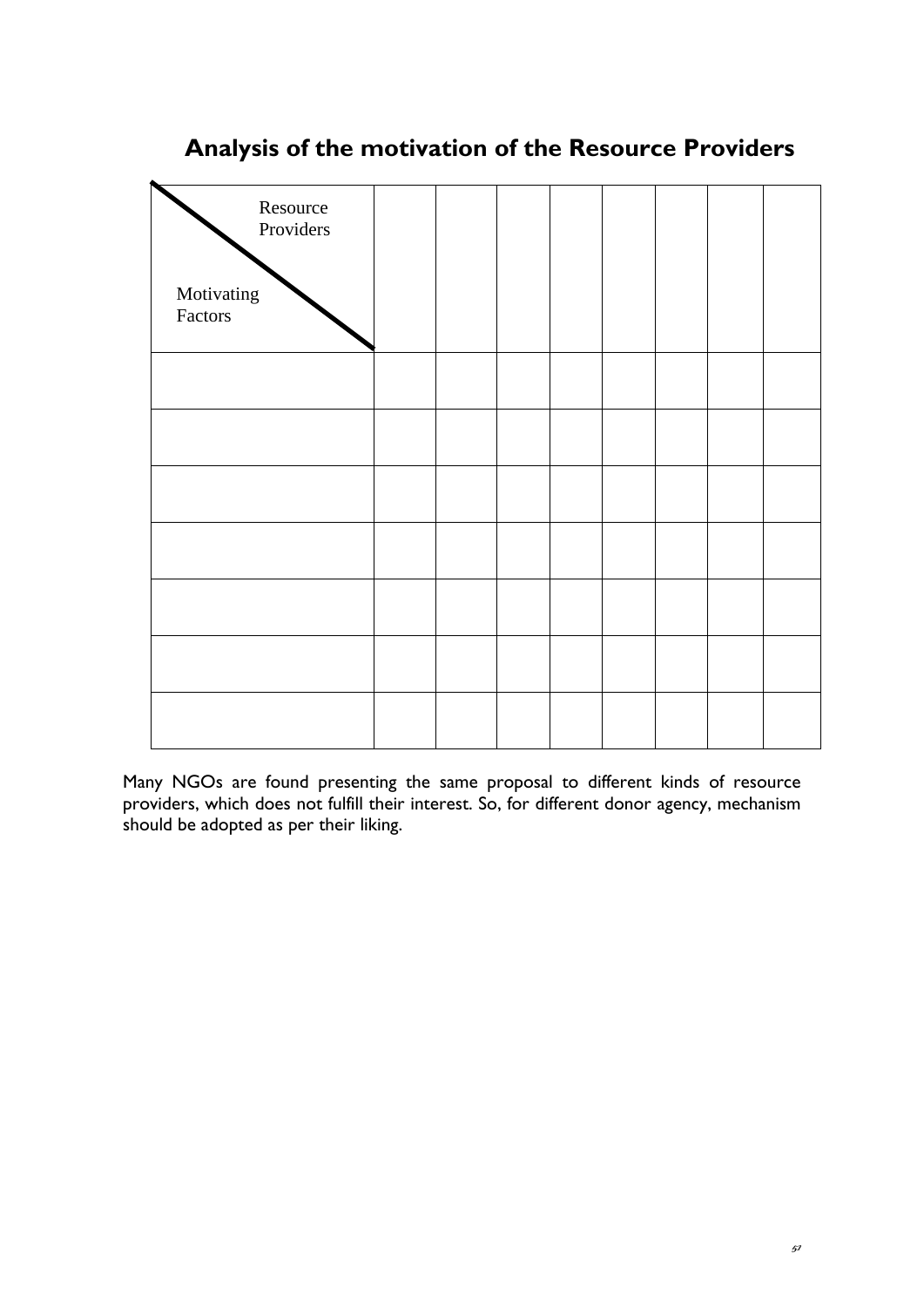## Analysis of the motivation of the Resource Providers

| Resource Providers / Motivating Factors | | | | | | | | |
|---|---|---|---|---|---|---|---|---|
| | | | | | | | | |
| | | | | | | | | |
| | | | | | | | | |
| | | | | | | | | |
| | | | | | | | | |
| | | | | | | | | |
| | | | | | | | | |

Many NGOs are found presenting the same proposal to different kinds of resource providers, which does not fulfill their interest. So, for different donor agency, mechanism should be adopted as per their liking.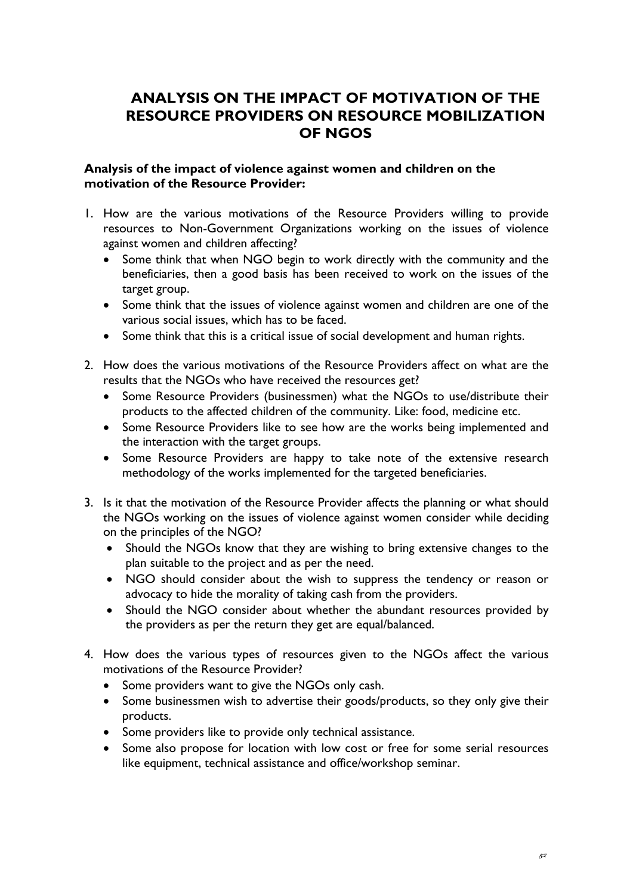# ANALYSIS ON THE IMPACT OF MOTIVATION OF THE RESOURCE PROVIDERS ON RESOURCE MOBILIZATION OF NGOS

**Analysis of the impact of violence against women and children on the motivation of the Resource Provider:**

1. How are the various motivations of the Resource Providers willing to provide resources to Non-Government Organizations working on the issues of violence against women and children affecting?
   - Some think that when NGO begin to work directly with the community and the beneficiaries, then a good basis has been received to work on the issues of the target group.
   - Some think that the issues of violence against women and children are one of the various social issues, which has to be faced.
   - Some think that this is a critical issue of social development and human rights.

2. How does the various motivations of the Resource Providers affect on what are the results that the NGOs who have received the resources get?
   - Some Resource Providers (businessmen) what the NGOs to use/distribute their products to the affected children of the community. Like: food, medicine etc.
   - Some Resource Providers like to see how are the works being implemented and the interaction with the target groups.
   - Some Resource Providers are happy to take note of the extensive research methodology of the works implemented for the targeted beneficiaries.

3. Is it that the motivation of the Resource Provider affects the planning or what should the NGOs working on the issues of violence against women consider while deciding on the principles of the NGO?
   - Should the NGOs know that they are wishing to bring extensive changes to the plan suitable to the project and as per the need.
   - NGO should consider about the wish to suppress the tendency or reason or advocacy to hide the morality of taking cash from the providers.
   - Should the NGO consider about whether the abundant resources provided by the providers as per the return they get are equal/balanced.

4. How does the various types of resources given to the NGOs affect the various motivations of the Resource Provider?
   - Some providers want to give the NGOs only cash.
   - Some businessmen wish to advertise their goods/products, so they only give their products.
   - Some providers like to provide only technical assistance.
   - Some also propose for location with low cost or free for some serial resources like equipment, technical assistance and office/workshop seminar.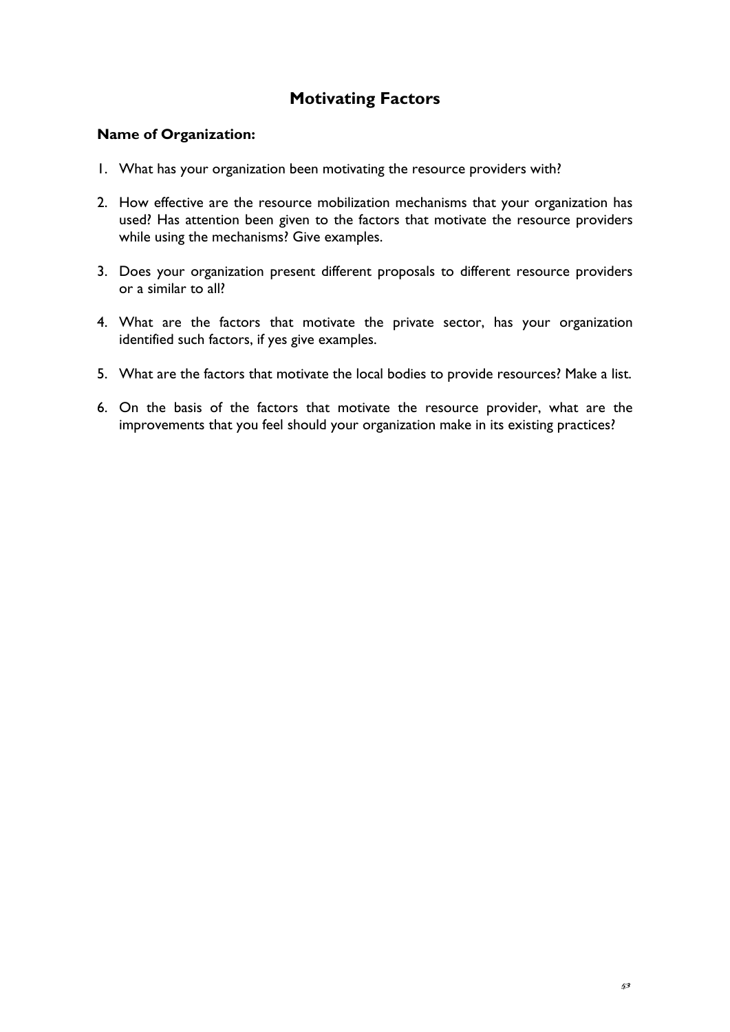# Motivating Factors

**Name of Organization:**

1. What has your organization been motivating the resource providers with?

2. How effective are the resource mobilization mechanisms that your organization has used? Has attention been given to the factors that motivate the resource providers while using the mechanisms? Give examples.

3. Does your organization present different proposals to different resource providers or a similar to all?

4. What are the factors that motivate the private sector, has your organization identified such factors, if yes give examples.

5. What are the factors that motivate the local bodies to provide resources? Make a list.

6. On the basis of the factors that motivate the resource provider, what are the improvements that you feel should your organization make in its existing practices?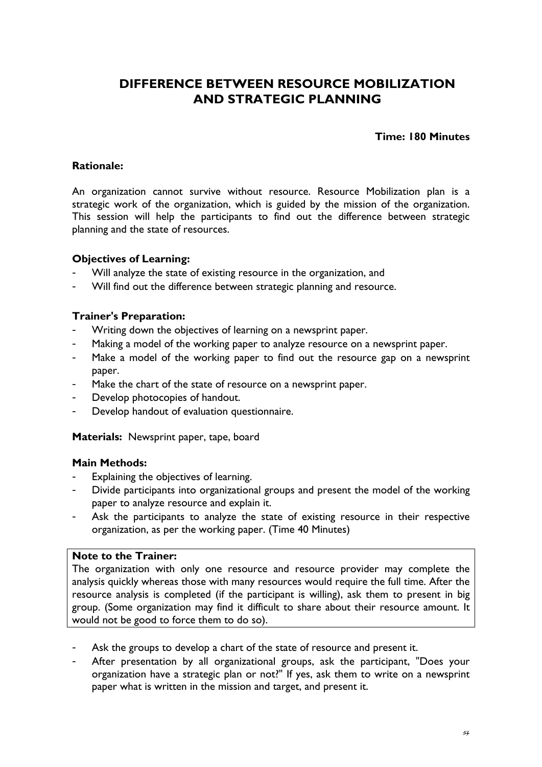# DIFFERENCE BETWEEN RESOURCE MOBILIZATION AND STRATEGIC PLANNING

**Time: 180 Minutes**

**Rationale:**

An organization cannot survive without resource. Resource Mobilization plan is a strategic work of the organization, which is guided by the mission of the organization. This session will help the participants to find out the difference between strategic planning and the state of resources.

**Objectives of Learning:**

- Will analyze the state of existing resource in the organization, and
- Will find out the difference between strategic planning and resource.

**Trainer's Preparation:**

- Writing down the objectives of learning on a newsprint paper.
- Making a model of the working paper to analyze resource on a newsprint paper.
- Make a model of the working paper to find out the resource gap on a newsprint paper.
- Make the chart of the state of resource on a newsprint paper.
- Develop photocopies of handout.
- Develop handout of evaluation questionnaire.

**Materials:** Newsprint paper, tape, board

**Main Methods:**

- Explaining the objectives of learning.
- Divide participants into organizational groups and present the model of the working paper to analyze resource and explain it.
- Ask the participants to analyze the state of existing resource in their respective organization, as per the working paper. (Time 40 Minutes)

> **Note to the Trainer:**
> The organization with only one resource and resource provider may complete the analysis quickly whereas those with many resources would require the full time. After the resource analysis is completed (if the participant is willing), ask them to present in big group. (Some organization may find it difficult to share about their resource amount. It would not be good to force them to do so).

- Ask the groups to develop a chart of the state of resource and present it.
- After presentation by all organizational groups, ask the participant, "Does your organization have a strategic plan or not?" If yes, ask them to write on a newsprint paper what is written in the mission and target, and present it.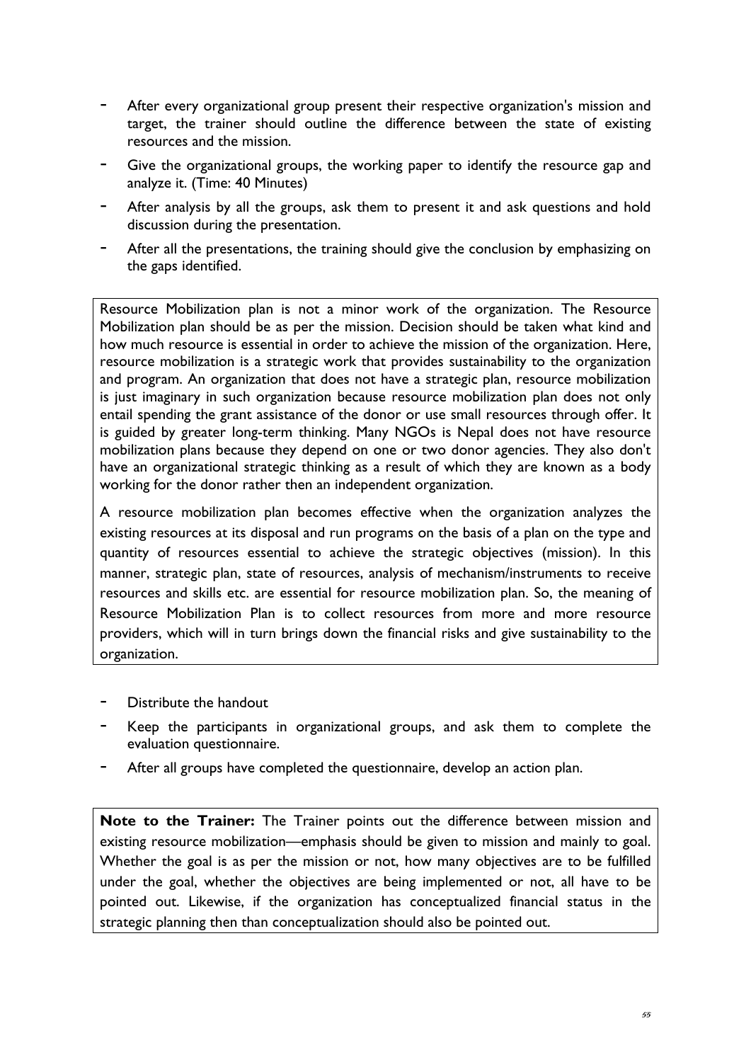- After every organizational group present their respective organization's mission and target, the trainer should outline the difference between the state of existing resources and the mission.
- Give the organizational groups, the working paper to identify the resource gap and analyze it. (Time: 40 Minutes)
- After analysis by all the groups, ask them to present it and ask questions and hold discussion during the presentation.
- After all the presentations, the training should give the conclusion by emphasizing on the gaps identified.

Resource Mobilization plan is not a minor work of the organization. The Resource Mobilization plan should be as per the mission. Decision should be taken what kind and how much resource is essential in order to achieve the mission of the organization. Here, resource mobilization is a strategic work that provides sustainability to the organization and program. An organization that does not have a strategic plan, resource mobilization is just imaginary in such organization because resource mobilization plan does not only entail spending the grant assistance of the donor or use small resources through offer. It is guided by greater long-term thinking. Many NGOs is Nepal does not have resource mobilization plans because they depend on one or two donor agencies. They also don't have an organizational strategic thinking as a result of which they are known as a body working for the donor rather then an independent organization.

A resource mobilization plan becomes effective when the organization analyzes the existing resources at its disposal and run programs on the basis of a plan on the type and quantity of resources essential to achieve the strategic objectives (mission). In this manner, strategic plan, state of resources, analysis of mechanism/instruments to receive resources and skills etc. are essential for resource mobilization plan. So, the meaning of Resource Mobilization Plan is to collect resources from more and more resource providers, which will in turn brings down the financial risks and give sustainability to the organization.

- Distribute the handout
- Keep the participants in organizational groups, and ask them to complete the evaluation questionnaire.
- After all groups have completed the questionnaire, develop an action plan.

**Note to the Trainer:** The Trainer points out the difference between mission and existing resource mobilization—emphasis should be given to mission and mainly to goal. Whether the goal is as per the mission or not, how many objectives are to be fulfilled under the goal, whether the objectives are being implemented or not, all have to be pointed out. Likewise, if the organization has conceptualized financial status in the strategic planning then than conceptualization should also be pointed out.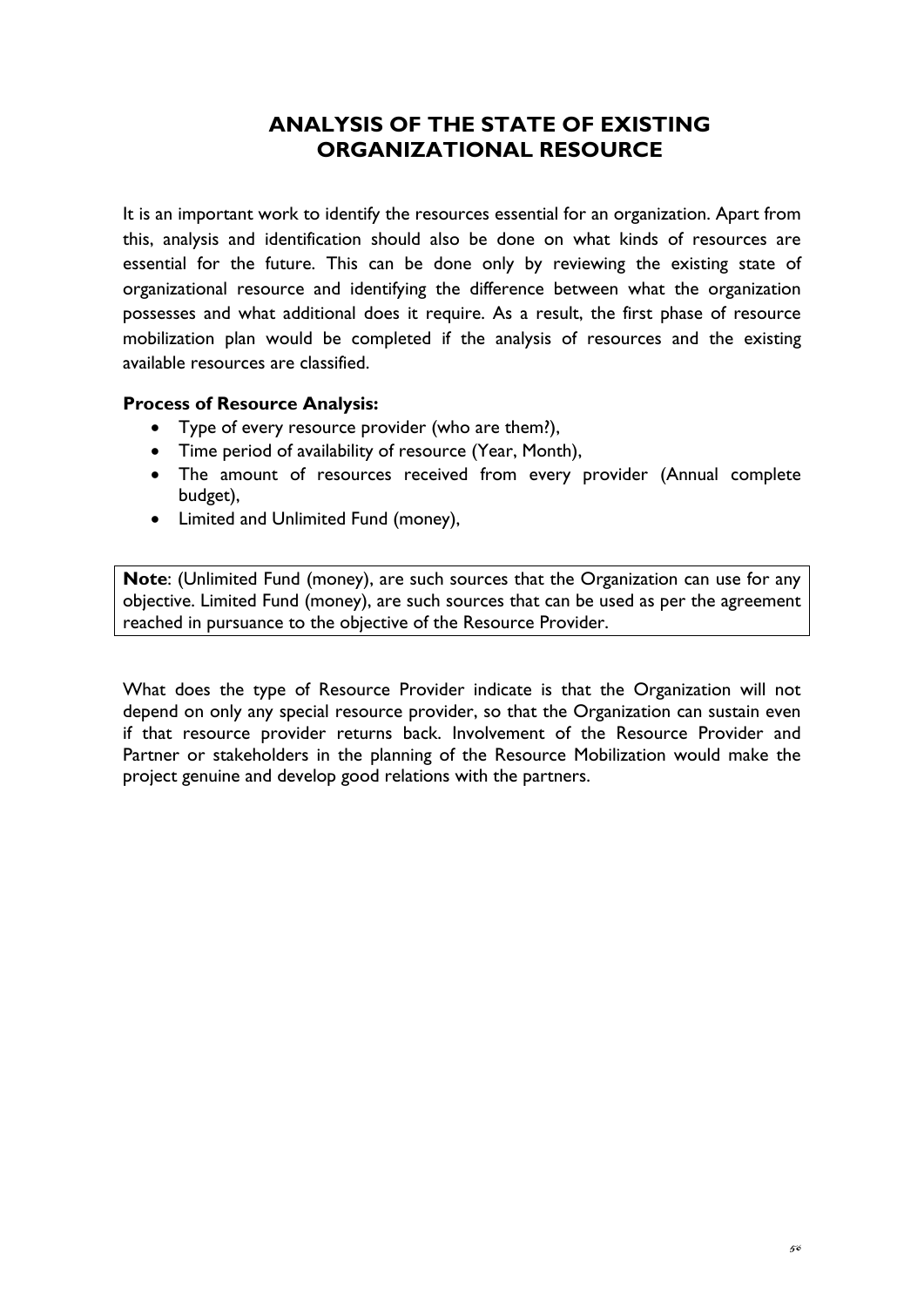# ANALYSIS OF THE STATE OF EXISTING ORGANIZATIONAL RESOURCE

It is an important work to identify the resources essential for an organization. Apart from this, analysis and identification should also be done on what kinds of resources are essential for the future. This can be done only by reviewing the existing state of organizational resource and identifying the difference between what the organization possesses and what additional does it require. As a result, the first phase of resource mobilization plan would be completed if the analysis of resources and the existing available resources are classified.

**Process of Resource Analysis:**

- Type of every resource provider (who are them?),
- Time period of availability of resource (Year, Month),
- The amount of resources received from every provider (Annual complete budget),
- Limited and Unlimited Fund (money),

**Note**: (Unlimited Fund (money), are such sources that the Organization can use for any objective. Limited Fund (money), are such sources that can be used as per the agreement reached in pursuance to the objective of the Resource Provider.

What does the type of Resource Provider indicate is that the Organization will not depend on only any special resource provider, so that the Organization can sustain even if that resource provider returns back. Involvement of the Resource Provider and Partner or stakeholders in the planning of the Resource Mobilization would make the project genuine and develop good relations with the partners.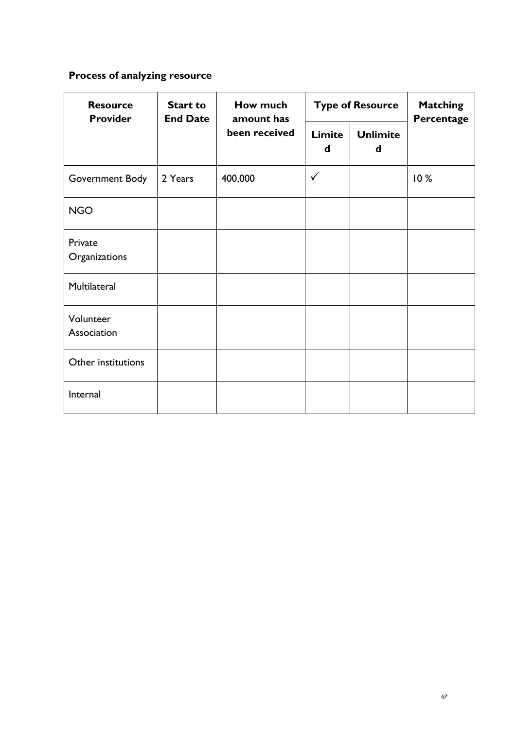**Process of analyzing resource**

| Resource Provider | Start to End Date | How much amount has been received | Type of Resource | | Matching Percentage |
|---|---|---|---|---|---|
| | | | Limited | Unlimited | |
| Government Body | 2 Years | 400,000 | ✓ | | 10 % |
| NGO | | | | | |
| Private Organizations | | | | | |
| Multilateral | | | | | |
| Volunteer Association | | | | | |
| Other institutions | | | | | |
| Internal | | | | | |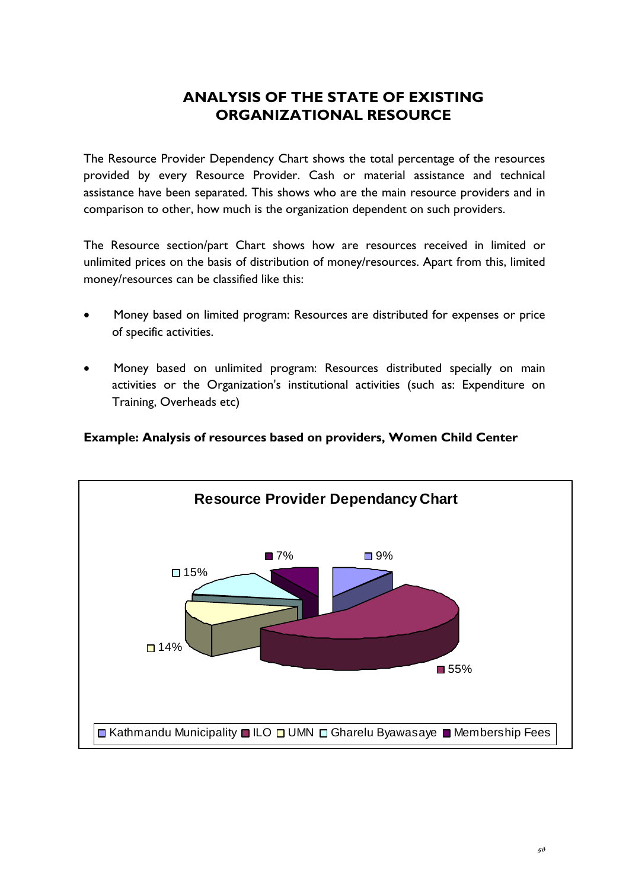# ANALYSIS OF THE STATE OF EXISTING ORGANIZATIONAL RESOURCE

The Resource Provider Dependency Chart shows the total percentage of the resources provided by every Resource Provider. Cash or material assistance and technical assistance have been separated. This shows who are the main resource providers and in comparison to other, how much is the organization dependent on such providers.

The Resource section/part Chart shows how are resources received in limited or unlimited prices on the basis of distribution of money/resources. Apart from this, limited money/resources can be classified like this:

- Money based on limited program: Resources are distributed for expenses or price of specific activities.
- Money based on unlimited program: Resources distributed specially on main activities or the Organization's institutional activities (such as: Expenditure on Training, Overheads etc)

**Example: Analysis of resources based on providers, Women Child Center**

**Resource Provider Dependancy Chart**

| Resource Provider | Percentage |
|---|---|
| Kathmandu Municipality | 9% |
| ILO | 55% |
| UMN | 14% |
| Gharelu Byawasaye | 15% |
| Membership Fees | 7% |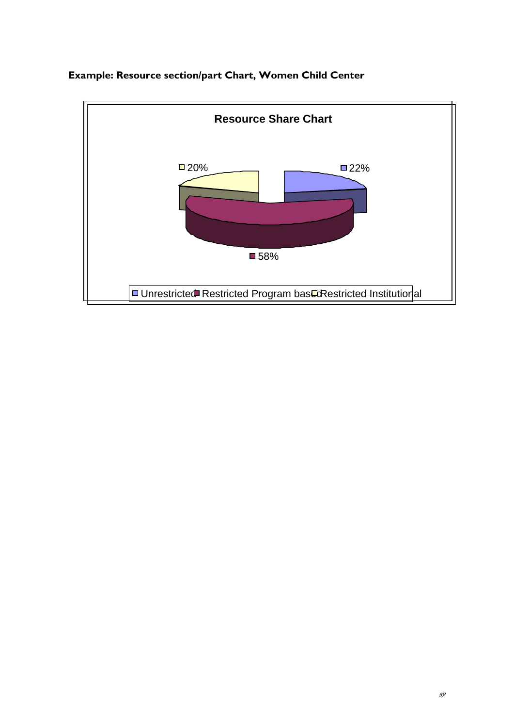**Example: Resource section/part Chart, Women Child Center**

Resource Share Chart

20%

22%

58%

Unrestricted Restricted Program based Restricted Institutional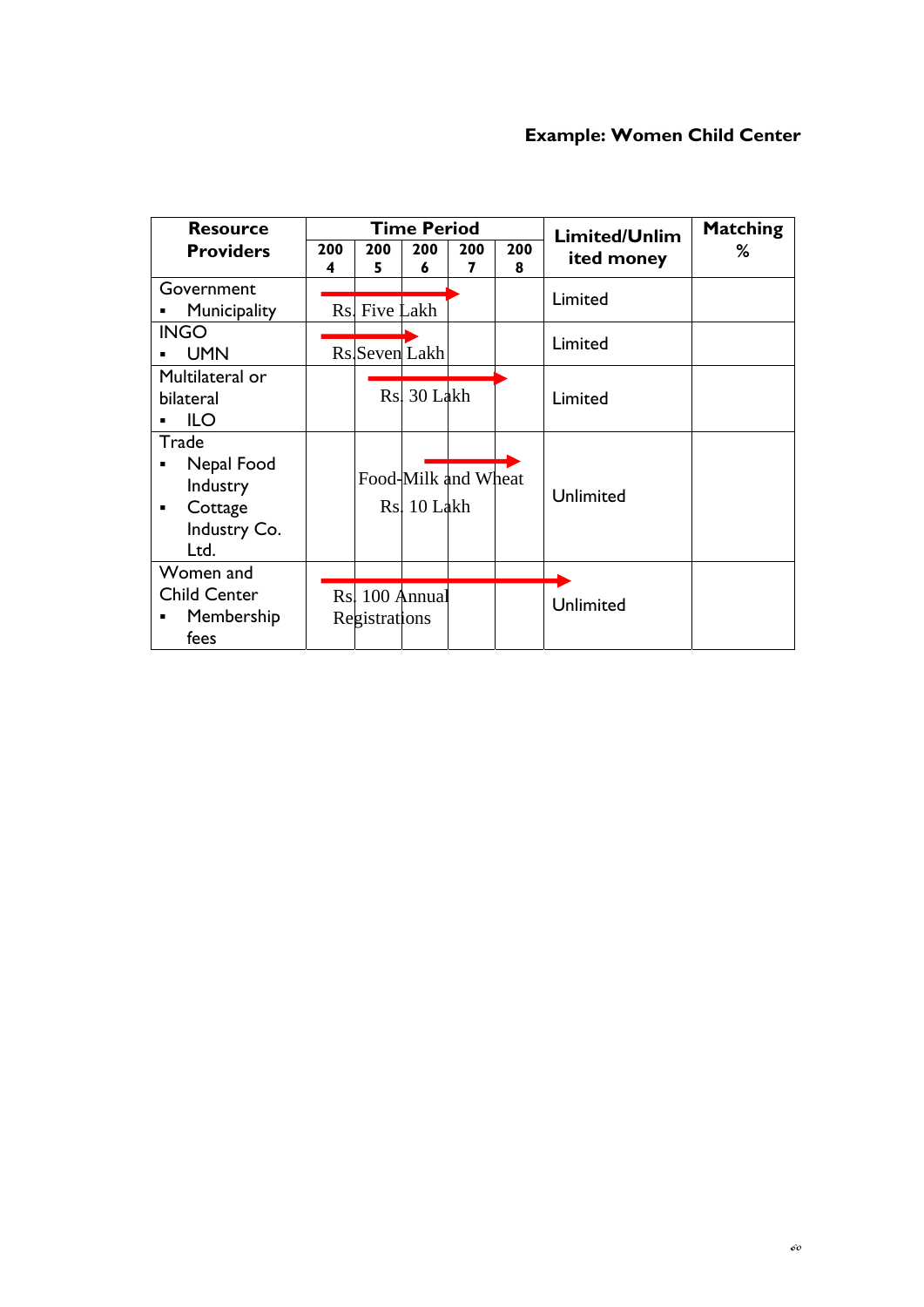**Example: Women Child Center**

| Resource Providers | Time Period | | | | | Limited/Unlimited money | Matching % |
|---|---|---|---|---|---|---|---|
| | 2004 | 2005 | 2006 | 2007 | 2008 | | |
| Government<br>▪ Municipality | Rs. Five Lakh | | | | | Limited | |
| INGO<br>▪ UMN | Rs.Seven Lakh | | | | | Limited | |
| Multilateral or bilateral<br>▪ ILO | | Rs. 30 Lakh | | | | Limited | |
| Trade<br>▪ Nepal Food Industry<br>▪ Cottage Industry Co. Ltd. | | Food-Milk and Wheat<br>Rs. 10 Lakh | | | | Unlimited | |
| Women and Child Center<br>▪ Membership fees | Rs. 100 Annual Registrations | | | | | Unlimited | |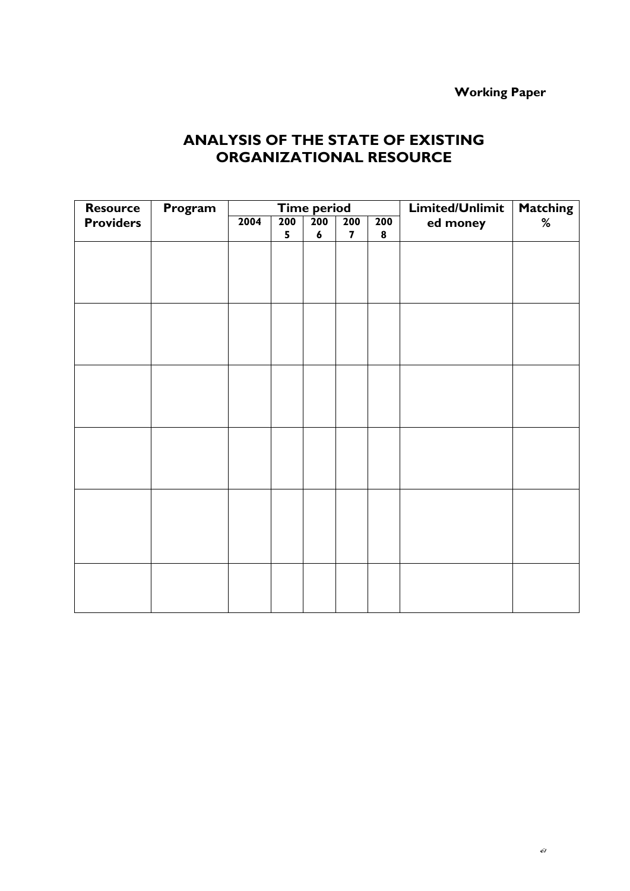**Working Paper**

# ANALYSIS OF THE STATE OF EXISTING ORGANIZATIONAL RESOURCE

| Resource Providers | Program | Time period | | | | | Limited/Unlimited money | Matching % |
|---|---|---|---|---|---|---|---|---|
| | | 2004 | 2005 | 2006 | 2007 | 2008 | | |
| | | | | | | | | |
| | | | | | | | | |
| | | | | | | | | |
| | | | | | | | | |
| | | | | | | | | |
| | | | | | | | | |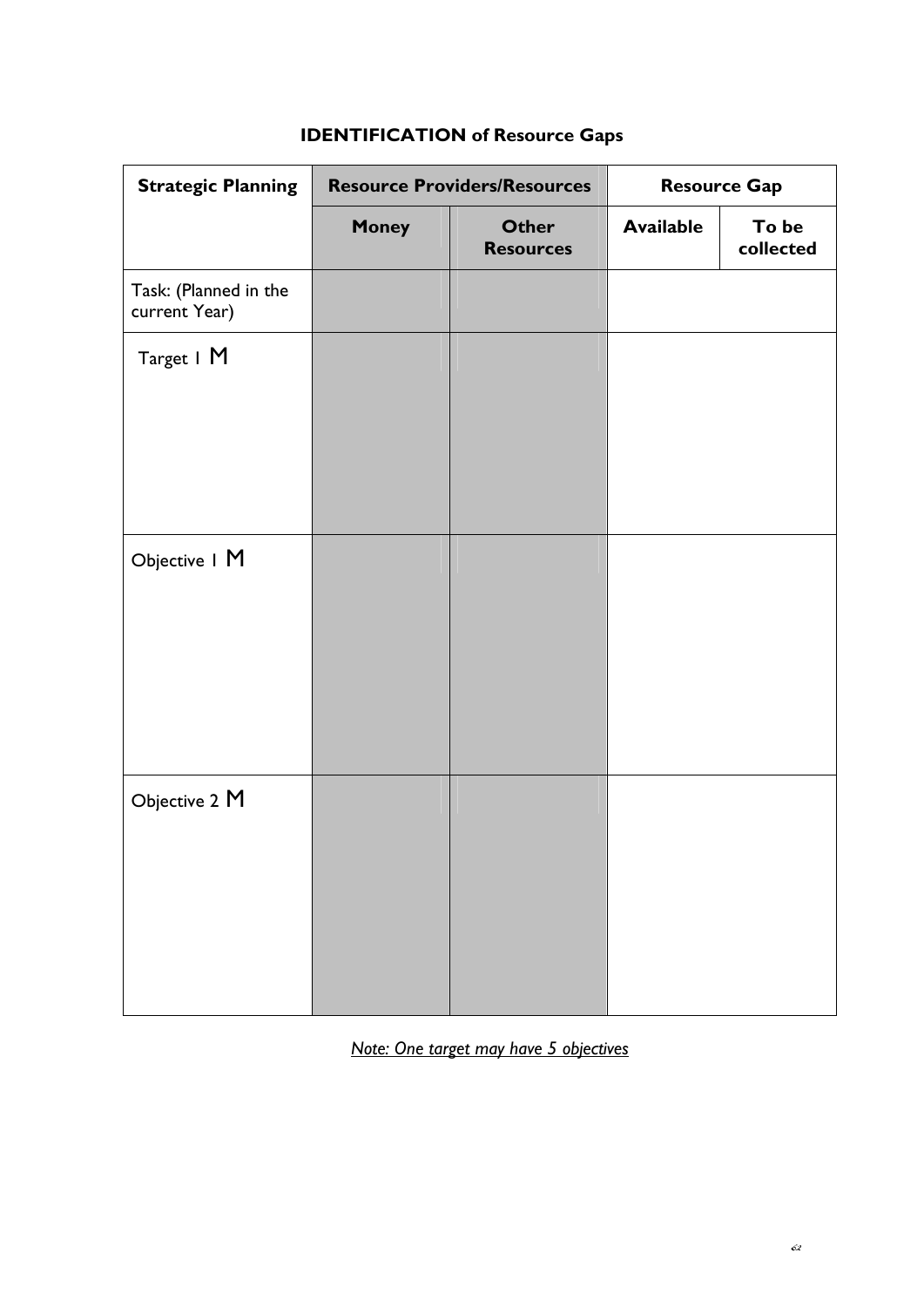## IDENTIFICATION of Resource Gaps

| Strategic Planning | Resource Providers/Resources | | Resource Gap | |
|---|---|---|---|---|
| | Money | Other Resources | Available | To be collected |
| Task: (Planned in the current Year) | | | | |
| Target 1 M | | | | |
| Objective 1 M | | | | |
| Objective 2 M | | | | |

*Note: One target may have 5 objectives*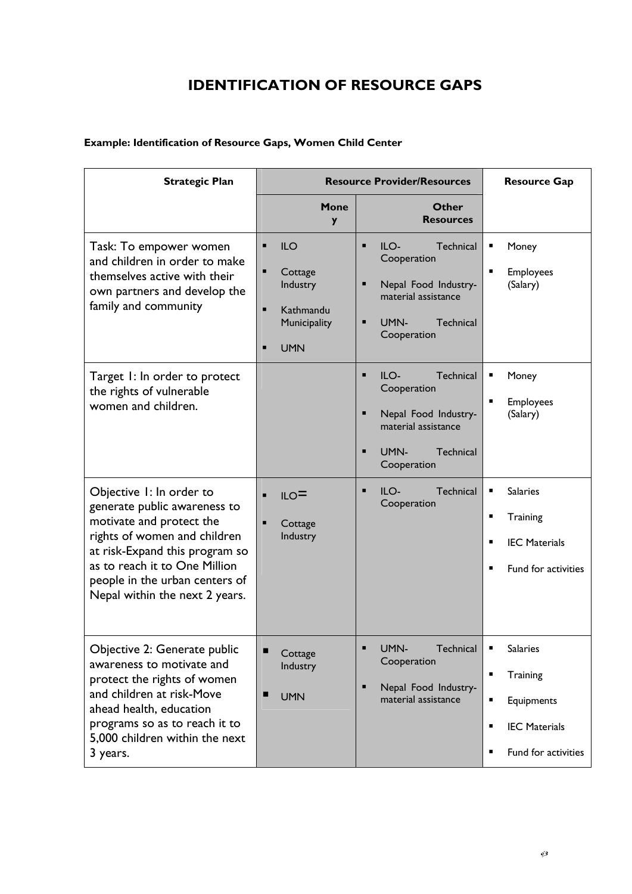# IDENTIFICATION OF RESOURCE GAPS

**Example: Identification of Resource Gaps, Women Child Center**

| Strategic Plan | Resource Provider/Resources | | Resource Gap |
|---|---|---|---|
| | Money | Other Resources | |
| Task: To empower women and children in order to make themselves active with their own partners and develop the family and community | ▪ ILO<br>▪ Cottage Industry<br>▪ Kathmandu Municipality<br>▪ UMN | ▪ ILO- Technical Cooperation<br>▪ Nepal Food Industry- material assistance<br>▪ UMN- Technical Cooperation | ▪ Money<br>▪ Employees (Salary) |
| Target 1: In order to protect the rights of vulnerable women and children. | | ▪ ILO- Technical Cooperation<br>▪ Nepal Food Industry- material assistance<br>▪ UMN- Technical Cooperation | ▪ Money<br>▪ Employees (Salary) |
| Objective 1: In order to generate public awareness to motivate and protect the rights of women and children at risk-Expand this program so as to reach it to One Million people in the urban centers of Nepal within the next 2 years. | ▪ ILO=<br>▪ Cottage Industry | ▪ ILO- Technical Cooperation | ▪ Salaries<br>▪ Training<br>▪ IEC Materials<br>▪ Fund for activities |
| Objective 2: Generate public awareness to motivate and protect the rights of women and children at risk-Move ahead health, education programs so as to reach it to 5,000 children within the next 3 years. | ▪ Cottage Industry<br>▪ UMN | ▪ UMN- Technical Cooperation<br>▪ Nepal Food Industry- material assistance | ▪ Salaries<br>▪ Training<br>▪ Equipments<br>▪ IEC Materials<br>▪ Fund for activities |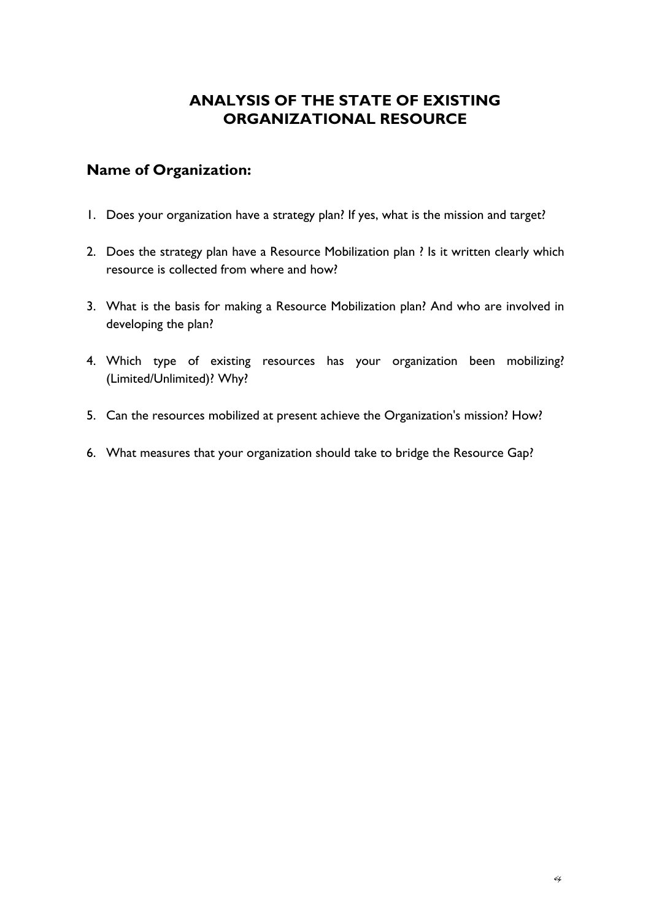# ANALYSIS OF THE STATE OF EXISTING ORGANIZATIONAL RESOURCE

## Name of Organization:

1. Does your organization have a strategy plan? If yes, what is the mission and target?

2. Does the strategy plan have a Resource Mobilization plan ? Is it written clearly which resource is collected from where and how?

3. What is the basis for making a Resource Mobilization plan? And who are involved in developing the plan?

4. Which type of existing resources has your organization been mobilizing? (Limited/Unlimited)? Why?

5. Can the resources mobilized at present achieve the Organization's mission? How?

6. What measures that your organization should take to bridge the Resource Gap?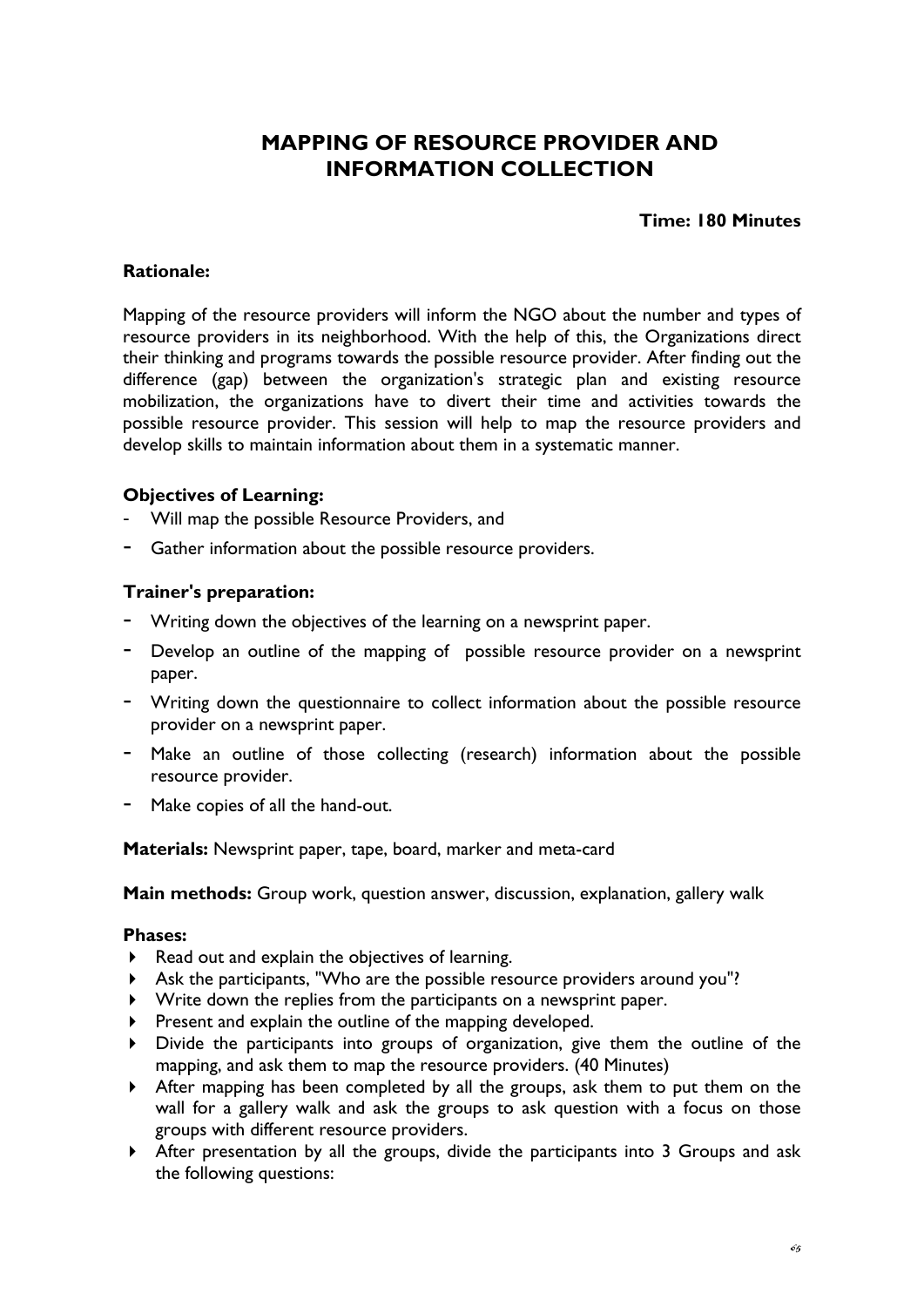# MAPPING OF RESOURCE PROVIDER AND INFORMATION COLLECTION

**Time: 180 Minutes**

**Rationale:**

Mapping of the resource providers will inform the NGO about the number and types of resource providers in its neighborhood. With the help of this, the Organizations direct their thinking and programs towards the possible resource provider. After finding out the difference (gap) between the organization's strategic plan and existing resource mobilization, the organizations have to divert their time and activities towards the possible resource provider. This session will help to map the resource providers and develop skills to maintain information about them in a systematic manner.

**Objectives of Learning:**

- Will map the possible Resource Providers, and
- Gather information about the possible resource providers.

**Trainer's preparation:**

- Writing down the objectives of the learning on a newsprint paper.
- Develop an outline of the mapping of possible resource provider on a newsprint paper.
- Writing down the questionnaire to collect information about the possible resource provider on a newsprint paper.
- Make an outline of those collecting (research) information about the possible resource provider.
- Make copies of all the hand-out.

**Materials:** Newsprint paper, tape, board, marker and meta-card

**Main methods:** Group work, question answer, discussion, explanation, gallery walk

**Phases:**

- Read out and explain the objectives of learning.
- Ask the participants, "Who are the possible resource providers around you"?
- Write down the replies from the participants on a newsprint paper.
- Present and explain the outline of the mapping developed.
- Divide the participants into groups of organization, give them the outline of the mapping, and ask them to map the resource providers. (40 Minutes)
- After mapping has been completed by all the groups, ask them to put them on the wall for a gallery walk and ask the groups to ask question with a focus on those groups with different resource providers.
- After presentation by all the groups, divide the participants into 3 Groups and ask the following questions: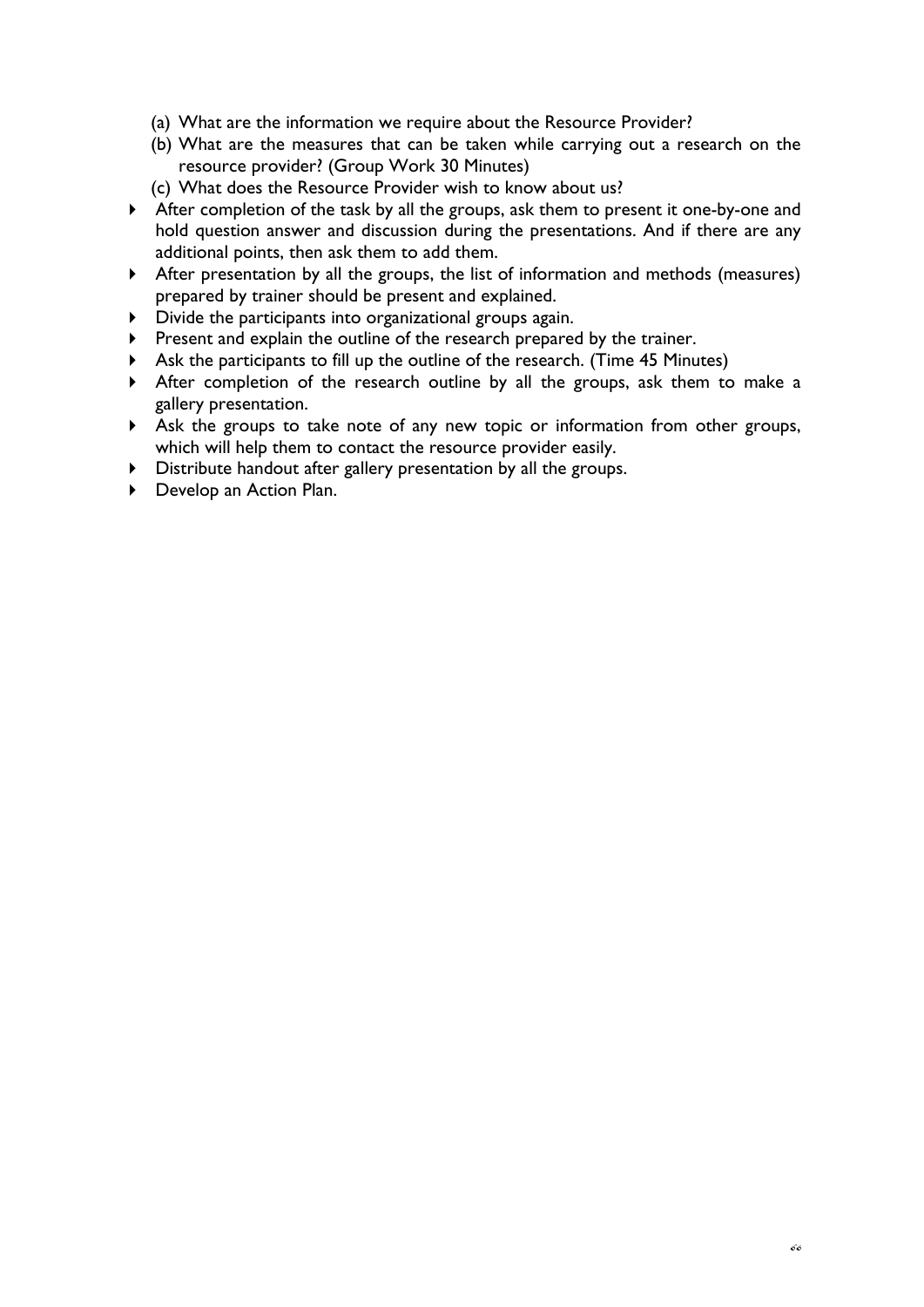(a) What are the information we require about the Resource Provider?
(b) What are the measures that can be taken while carrying out a research on the resource provider? (Group Work 30 Minutes)
(c) What does the Resource Provider wish to know about us?

- After completion of the task by all the groups, ask them to present it one-by-one and hold question answer and discussion during the presentations. And if there are any additional points, then ask them to add them.
- After presentation by all the groups, the list of information and methods (measures) prepared by trainer should be present and explained.
- Divide the participants into organizational groups again.
- Present and explain the outline of the research prepared by the trainer.
- Ask the participants to fill up the outline of the research. (Time 45 Minutes)
- After completion of the research outline by all the groups, ask them to make a gallery presentation.
- Ask the groups to take note of any new topic or information from other groups, which will help them to contact the resource provider easily.
- Distribute handout after gallery presentation by all the groups.
- Develop an Action Plan.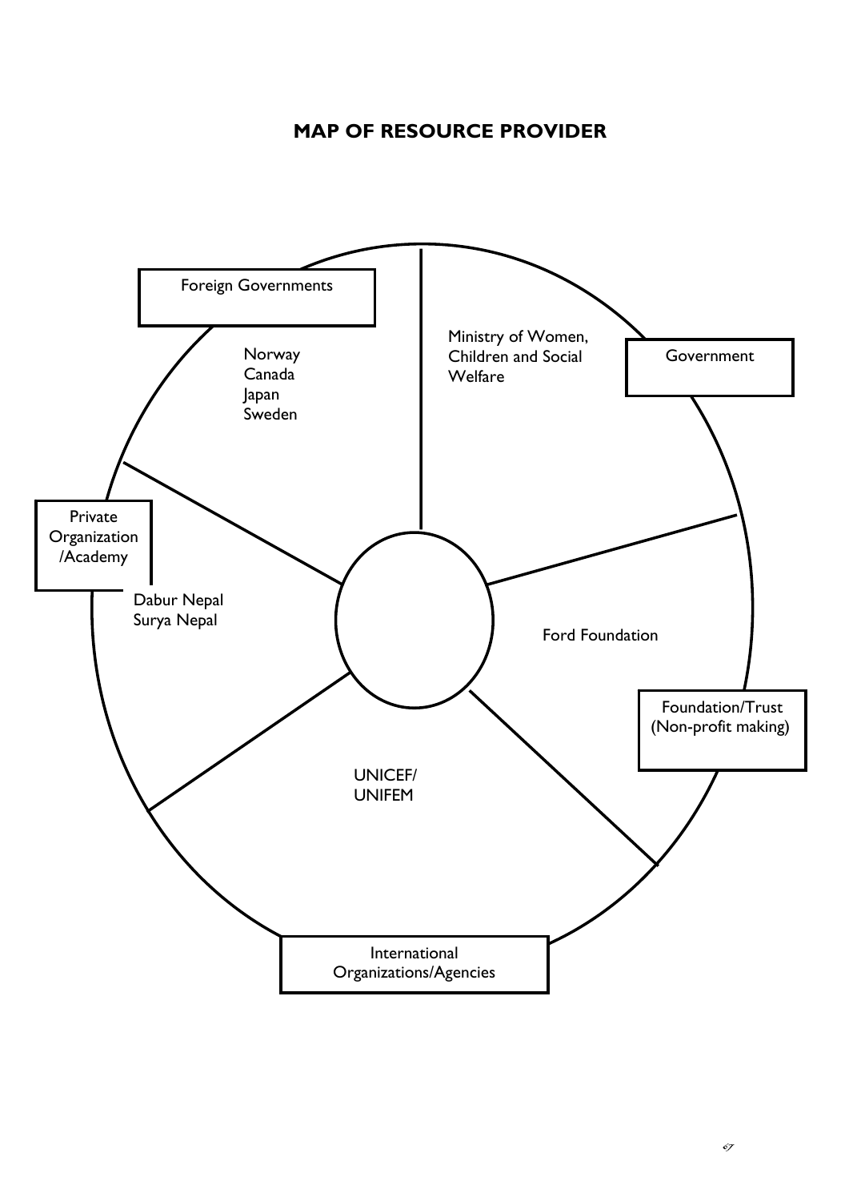## MAP OF RESOURCE PROVIDER

**Foreign Governments**
- Norway
- Canada
- Japan
- Sweden

**Government**
- Ministry of Women, Children and Social Welfare

**Foundation/Trust (Non-profit making)**
- Ford Foundation

**International Organizations/Agencies**
- UNICEF/ UNIFEM

**Private Organization /Academy**
- Dabur Nepal
- Surya Nepal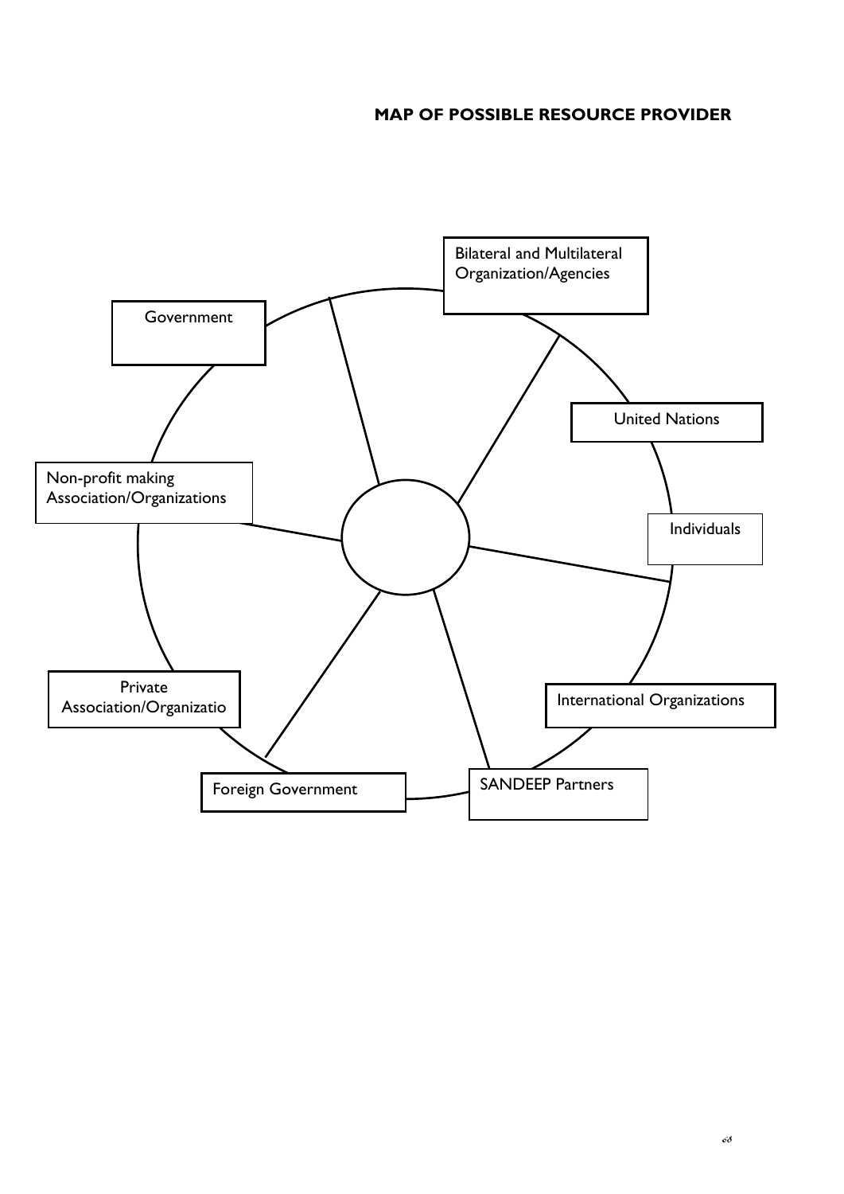## MAP OF POSSIBLE RESOURCE PROVIDER

- Government
- Bilateral and Multilateral Organization/Agencies
- United Nations
- Individuals
- International Organizations
- SANDEEP Partners
- Foreign Government
- Private Association/Organizatio
- Non-profit making Association/Organizations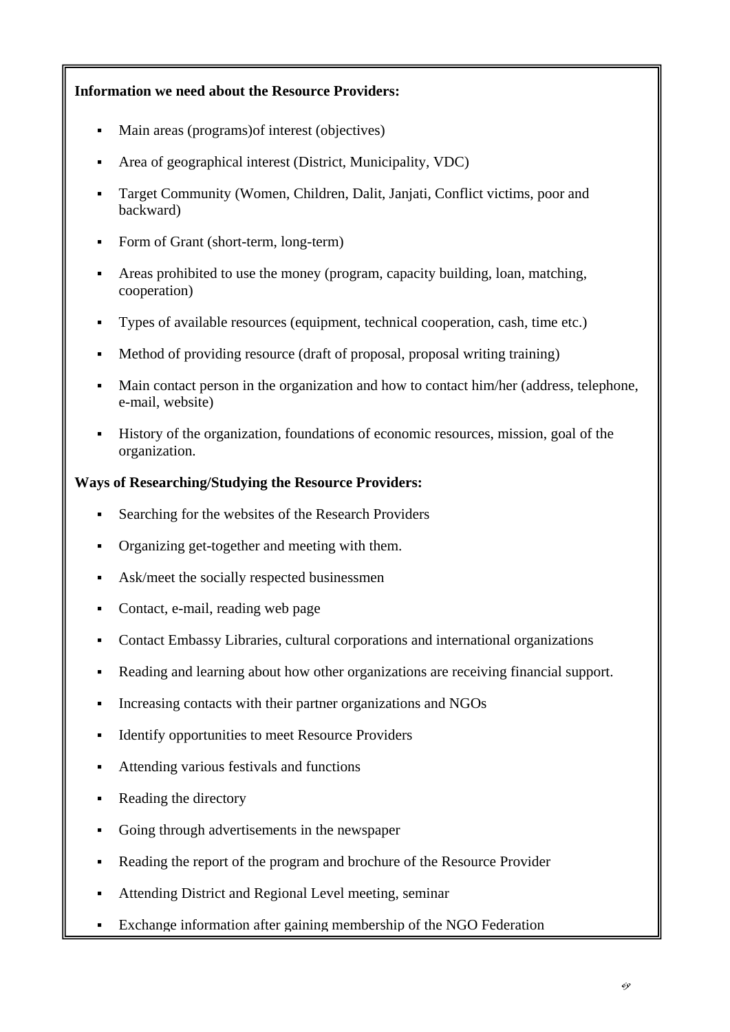**Information we need about the Resource Providers:**

- Main areas (programs)of interest (objectives)
- Area of geographical interest (District, Municipality, VDC)
- Target Community (Women, Children, Dalit, Janjati, Conflict victims, poor and backward)
- Form of Grant (short-term, long-term)
- Areas prohibited to use the money (program, capacity building, loan, matching, cooperation)
- Types of available resources (equipment, technical cooperation, cash, time etc.)
- Method of providing resource (draft of proposal, proposal writing training)
- Main contact person in the organization and how to contact him/her (address, telephone, e-mail, website)
- History of the organization, foundations of economic resources, mission, goal of the organization.

**Ways of Researching/Studying the Resource Providers:**

- Searching for the websites of the Research Providers
- Organizing get-together and meeting with them.
- Ask/meet the socially respected businessmen
- Contact, e-mail, reading web page
- Contact Embassy Libraries, cultural corporations and international organizations
- Reading and learning about how other organizations are receiving financial support.
- Increasing contacts with their partner organizations and NGOs
- Identify opportunities to meet Resource Providers
- Attending various festivals and functions
- Reading the directory
- Going through advertisements in the newspaper
- Reading the report of the program and brochure of the Resource Provider
- Attending District and Regional Level meeting, seminar
- Exchange information after gaining membership of the NGO Federation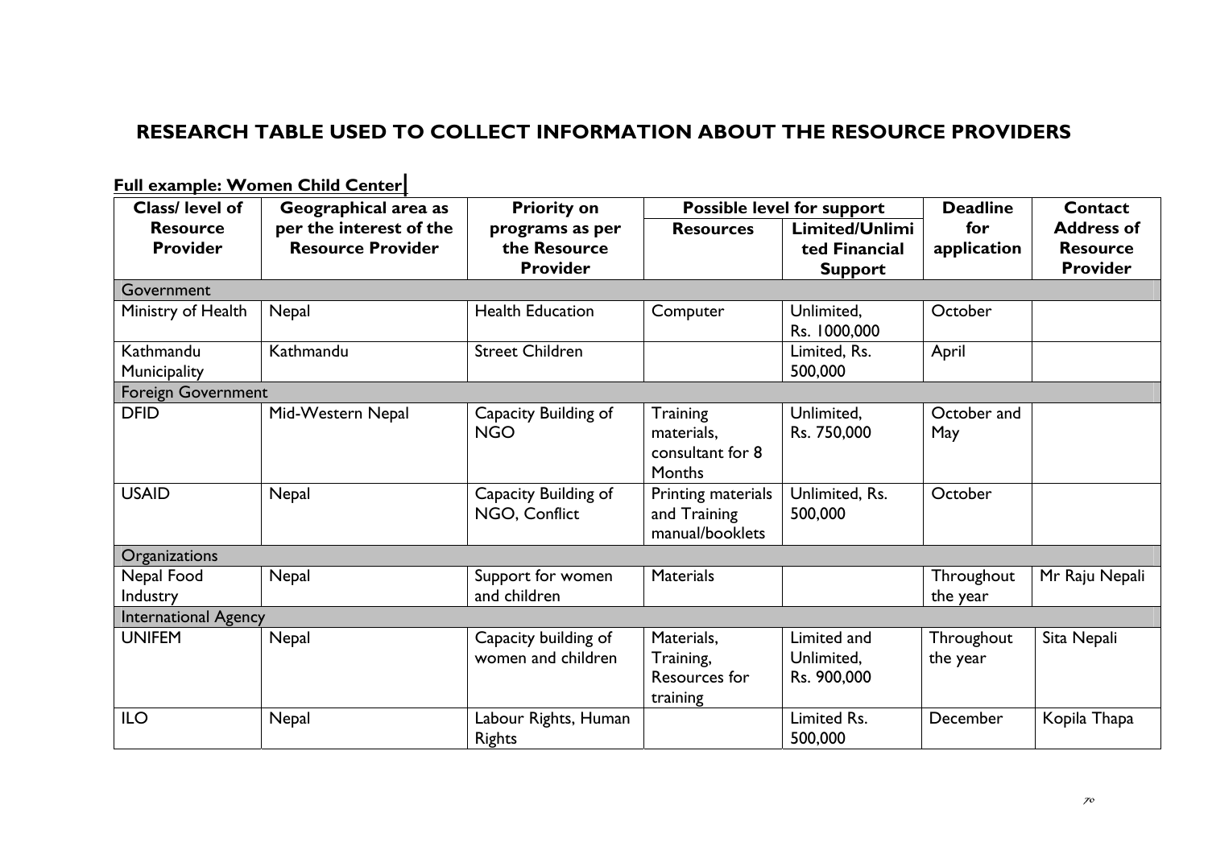# RESEARCH TABLE USED TO COLLECT INFORMATION ABOUT THE RESOURCE PROVIDERS

**Full example: Women Child Center**

| Class/ level of Resource Provider | Geographical area as per the interest of the Resource Provider | Priority on programs as per the Resource Provider | Possible level for support | | Deadline for application | Contact Address of Resource Provider |
|---|---|---|---|---|---|---|
| | | | Resources | Limited/Unlimited Financial Support | | |
| Government | | | | | | |
| Ministry of Health | Nepal | Health Education | Computer | Unlimited, Rs. 1000,000 | October | |
| Kathmandu Municipality | Kathmandu | Street Children | | Limited, Rs. 500,000 | April | |
| Foreign Government | | | | | | |
| DFID | Mid-Western Nepal | Capacity Building of NGO | Training materials, consultant for 8 Months | Unlimited, Rs. 750,000 | October and May | |
| USAID | Nepal | Capacity Building of NGO, Conflict | Printing materials and Training manual/booklets | Unlimited, Rs. 500,000 | October | |
| Organizations | | | | | | |
| Nepal Food Industry | Nepal | Support for women and children | Materials | | Throughout the year | Mr Raju Nepali |
| International Agency | | | | | | |
| UNIFEM | Nepal | Capacity building of women and children | Materials, Training, Resources for training | Limited and Unlimited, Rs. 900,000 | Throughout the year | Sita Nepali |
| ILO | Nepal | Labour Rights, Human Rights | | Limited Rs. 500,000 | December | Kopila Thapa |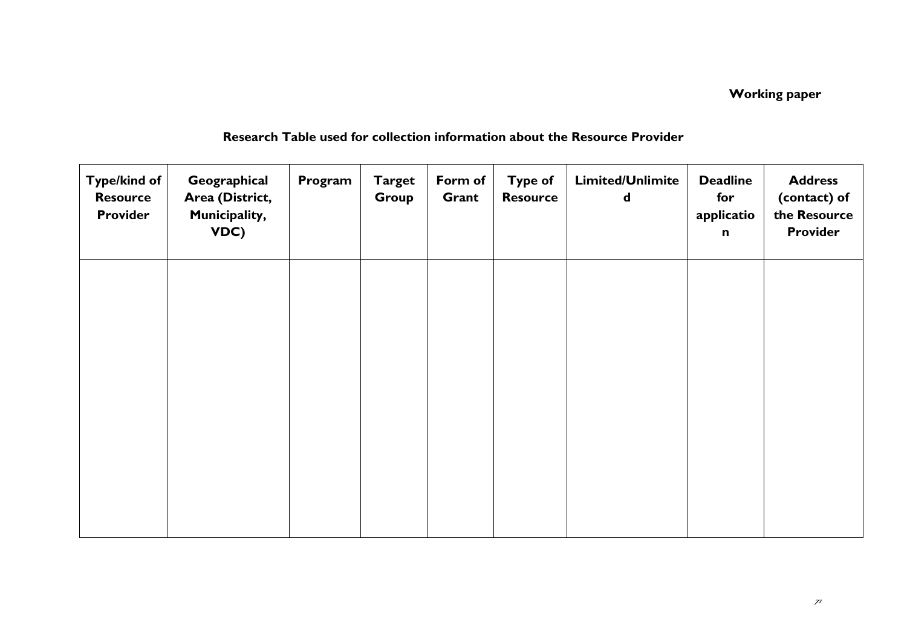**Working paper**

## Research Table used for collection information about the Resource Provider

| Type/kind of Resource Provider | Geographical Area (District, Municipality, VDC) | Program | Target Group | Form of Grant | Type of Resource | Limited/Unlimited | Deadline for application | Address (contact) of the Resource Provider |
|---|---|---|---|---|---|---|---|---|
| | | | | | | | | |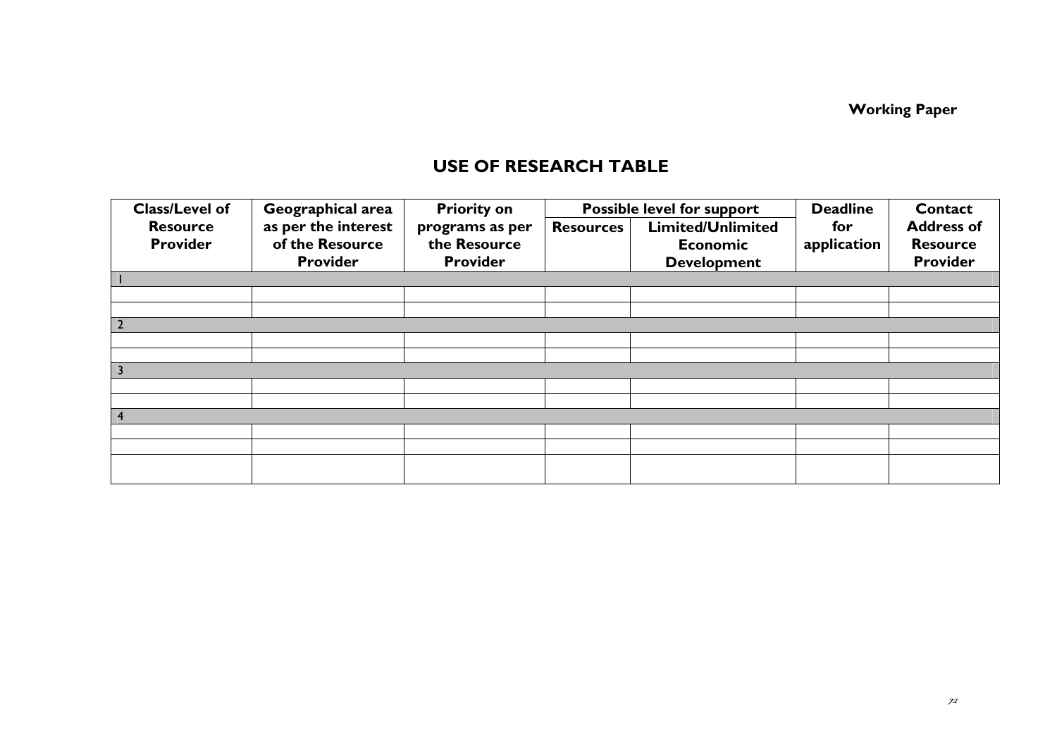# USE OF RESEARCH TABLE

| Class/Level of Resource Provider | Geographical area as per the interest of the Resource Provider | Priority on programs as per the Resource Provider | Possible level for support | | Deadline for application | Contact Address of Resource Provider |
|---|---|---|---|---|---|---|
| | | | Resources | Limited/Unlimited Economic Development | | |
| 1 | | | | | | |
| | | | | | | |
| | | | | | | |
| 2 | | | | | | |
| | | | | | | |
| | | | | | | |
| 3 | | | | | | |
| | | | | | | |
| | | | | | | |
| 4 | | | | | | |
| | | | | | | |
| | | | | | | |
| | | | | | | |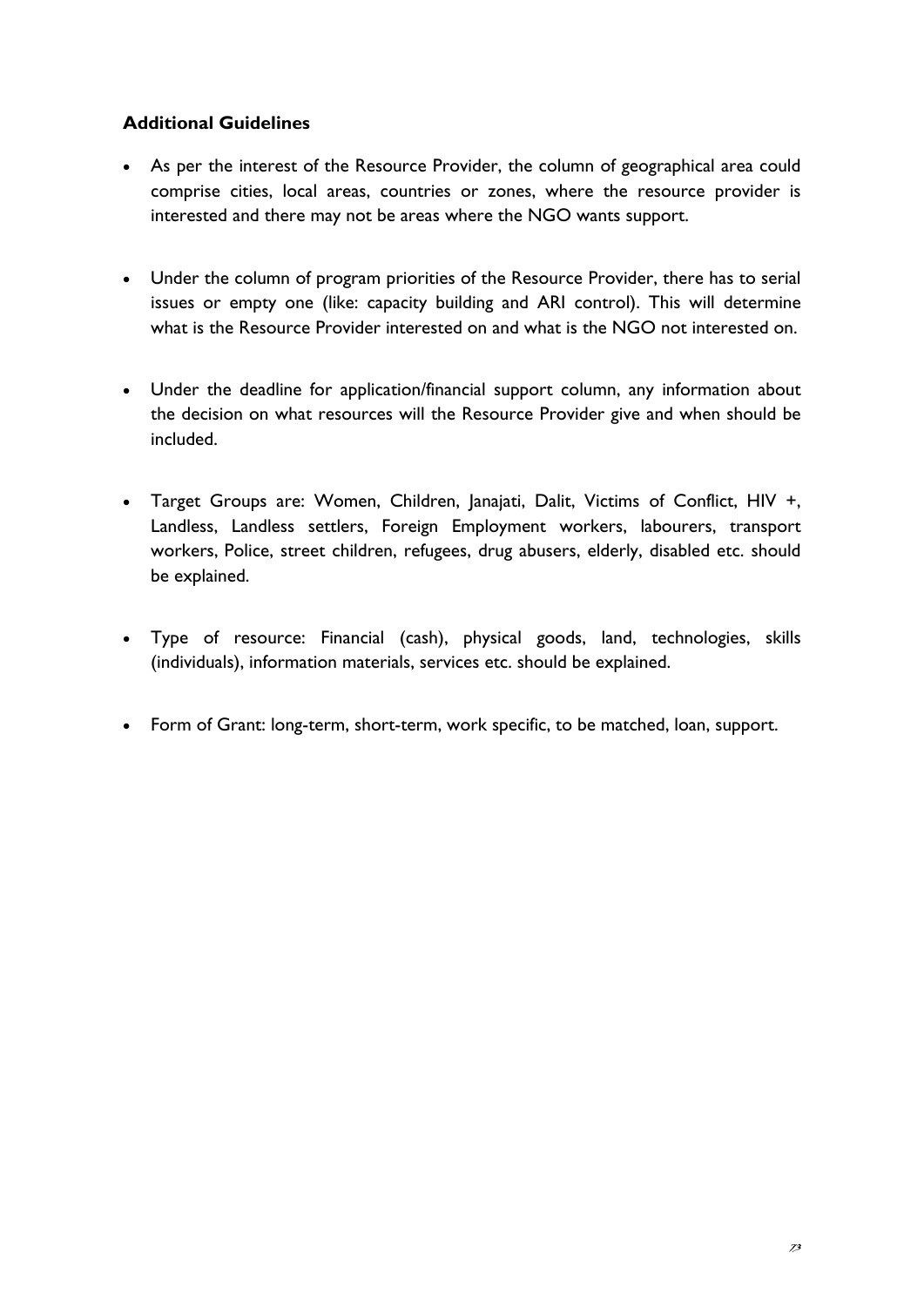### Additional Guidelines

- As per the interest of the Resource Provider, the column of geographical area could comprise cities, local areas, countries or zones, where the resource provider is interested and there may not be areas where the NGO wants support.
- Under the column of program priorities of the Resource Provider, there has to serial issues or empty one (like: capacity building and ARI control). This will determine what is the Resource Provider interested on and what is the NGO not interested on.
- Under the deadline for application/financial support column, any information about the decision on what resources will the Resource Provider give and when should be included.
- Target Groups are: Women, Children, Janajati, Dalit, Victims of Conflict, HIV +, Landless, Landless settlers, Foreign Employment workers, labourers, transport workers, Police, street children, refugees, drug abusers, elderly, disabled etc. should be explained.
- Type of resource: Financial (cash), physical goods, land, technologies, skills (individuals), information materials, services etc. should be explained.
- Form of Grant: long-term, short-term, work specific, to be matched, loan, support.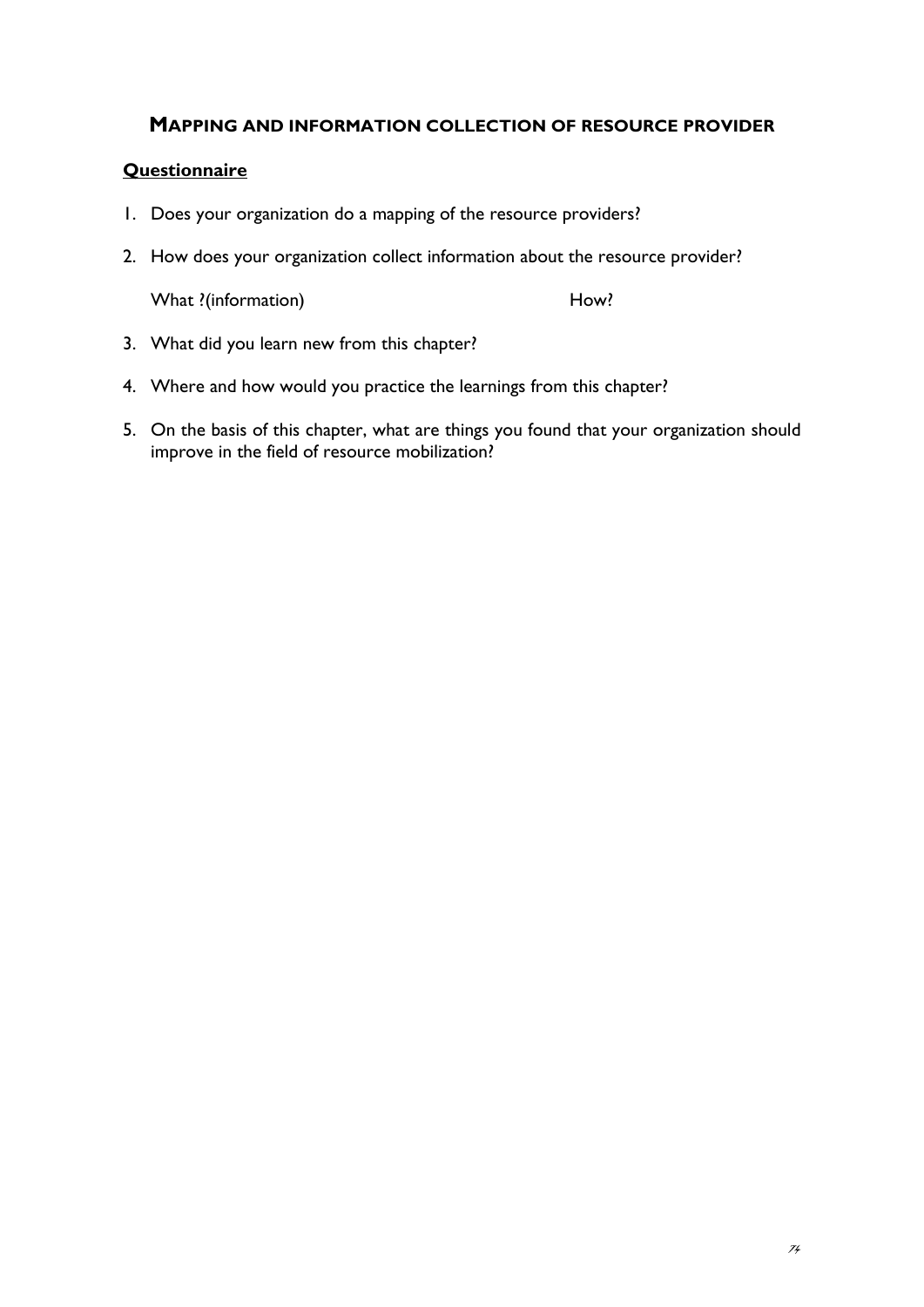## MAPPING AND INFORMATION COLLECTION OF RESOURCE PROVIDER

**Questionnaire**

1. Does your organization do a mapping of the resource providers?
2. How does your organization collect information about the resource provider?

   What ?(information) How?

3. What did you learn new from this chapter?
4. Where and how would you practice the learnings from this chapter?
5. On the basis of this chapter, what are things you found that your organization should improve in the field of resource mobilization?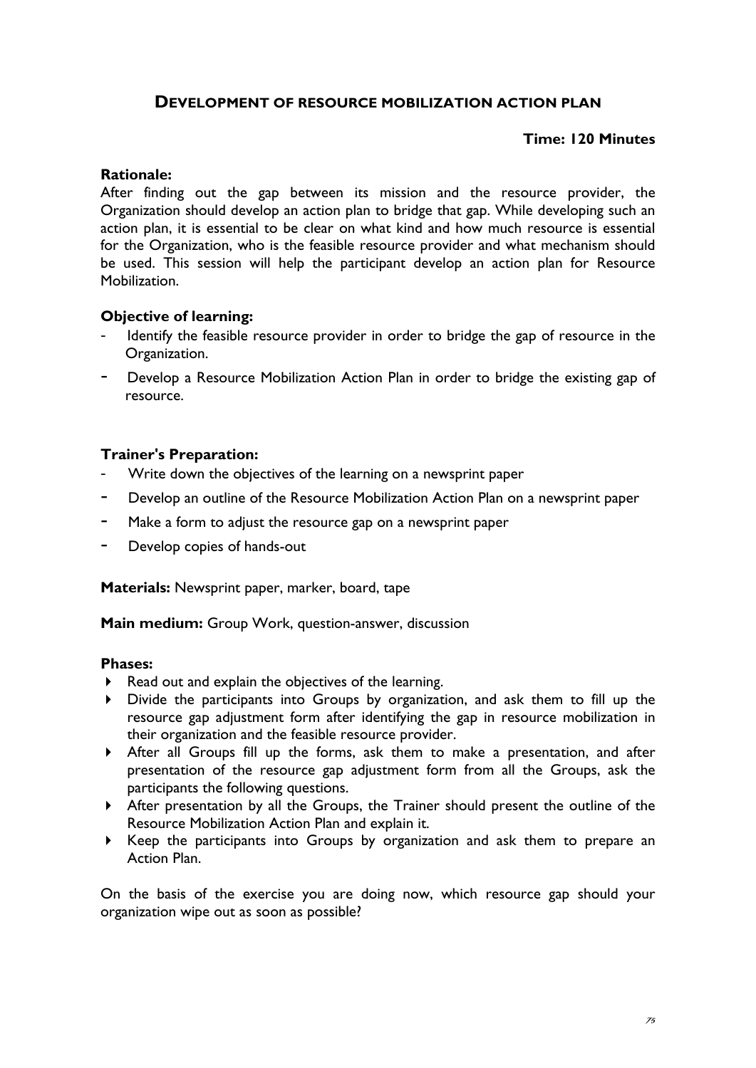## DEVELOPMENT OF RESOURCE MOBILIZATION ACTION PLAN

**Time: 120 Minutes**

**Rationale:**

After finding out the gap between its mission and the resource provider, the Organization should develop an action plan to bridge that gap. While developing such an action plan, it is essential to be clear on what kind and how much resource is essential for the Organization, who is the feasible resource provider and what mechanism should be used. This session will help the participant develop an action plan for Resource Mobilization.

**Objective of learning:**

- Identify the feasible resource provider in order to bridge the gap of resource in the Organization.
- Develop a Resource Mobilization Action Plan in order to bridge the existing gap of resource.

**Trainer's Preparation:**

- Write down the objectives of the learning on a newsprint paper
- Develop an outline of the Resource Mobilization Action Plan on a newsprint paper
- Make a form to adjust the resource gap on a newsprint paper
- Develop copies of hands-out

**Materials:** Newsprint paper, marker, board, tape

**Main medium:** Group Work, question-answer, discussion

**Phases:**

- Read out and explain the objectives of the learning.
- Divide the participants into Groups by organization, and ask them to fill up the resource gap adjustment form after identifying the gap in resource mobilization in their organization and the feasible resource provider.
- After all Groups fill up the forms, ask them to make a presentation, and after presentation of the resource gap adjustment form from all the Groups, ask the participants the following questions.
- After presentation by all the Groups, the Trainer should present the outline of the Resource Mobilization Action Plan and explain it.
- Keep the participants into Groups by organization and ask them to prepare an Action Plan.

On the basis of the exercise you are doing now, which resource gap should your organization wipe out as soon as possible?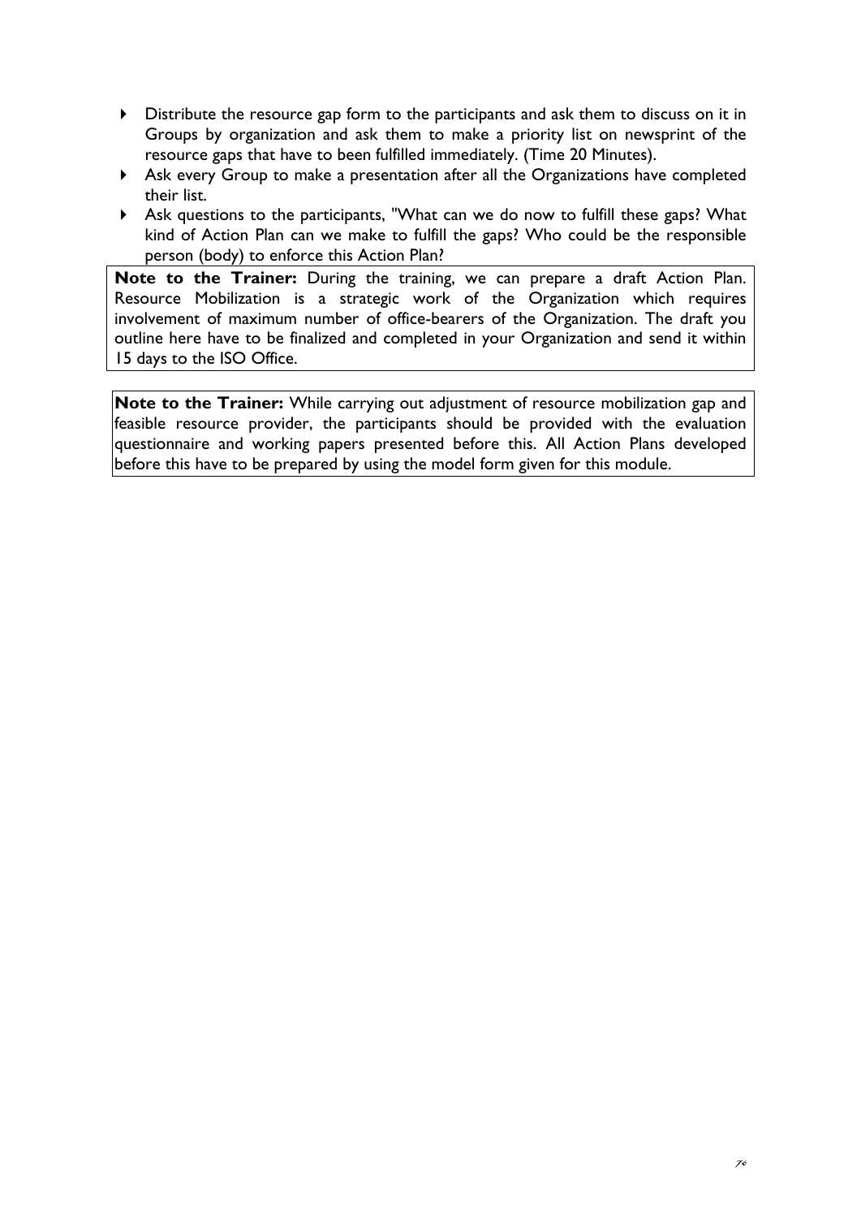- Distribute the resource gap form to the participants and ask them to discuss on it in Groups by organization and ask them to make a priority list on newsprint of the resource gaps that have to been fulfilled immediately. (Time 20 Minutes).
- Ask every Group to make a presentation after all the Organizations have completed their list.
- Ask questions to the participants, "What can we do now to fulfill these gaps? What kind of Action Plan can we make to fulfill the gaps? Who could be the responsible person (body) to enforce this Action Plan?

**Note to the Trainer:** During the training, we can prepare a draft Action Plan. Resource Mobilization is a strategic work of the Organization which requires involvement of maximum number of office-bearers of the Organization. The draft you outline here have to be finalized and completed in your Organization and send it within 15 days to the ISO Office.

**Note to the Trainer:** While carrying out adjustment of resource mobilization gap and feasible resource provider, the participants should be provided with the evaluation questionnaire and working papers presented before this. All Action Plans developed before this have to be prepared by using the model form given for this module.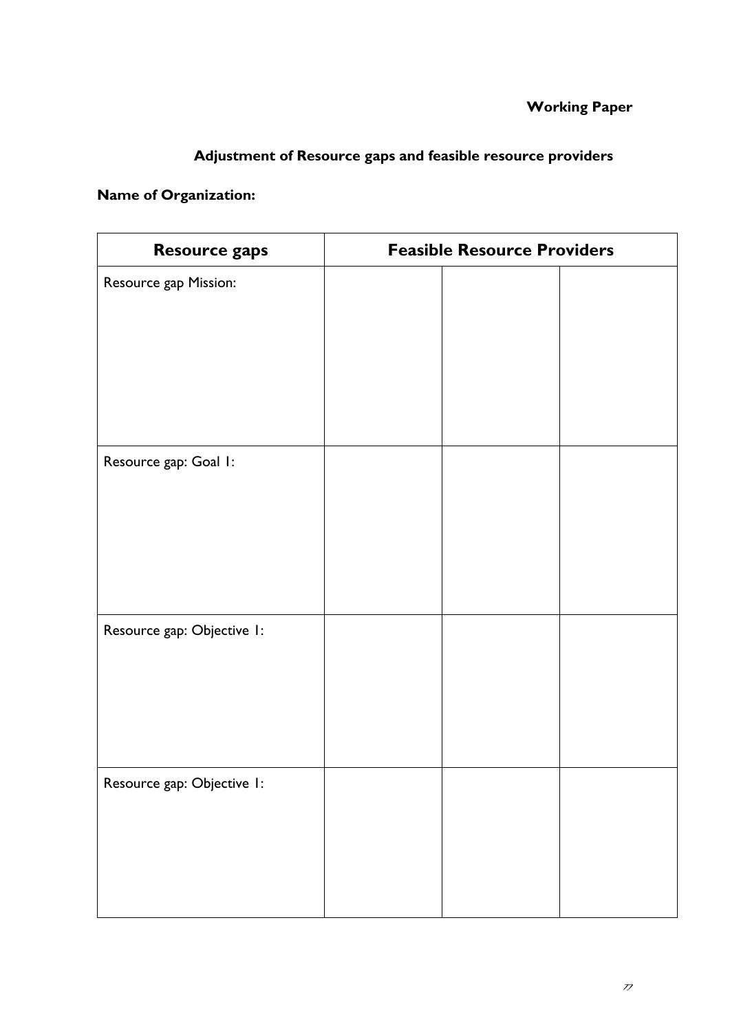**Working Paper**

## Adjustment of Resource gaps and feasible resource providers

**Name of Organization:**

| Resource gaps | Feasible Resource Providers | | |
|---|---|---|---|
| Resource gap Mission: | | | |
| Resource gap: Goal 1: | | | |
| Resource gap: Objective 1: | | | |
| Resource gap: Objective 1: | | | |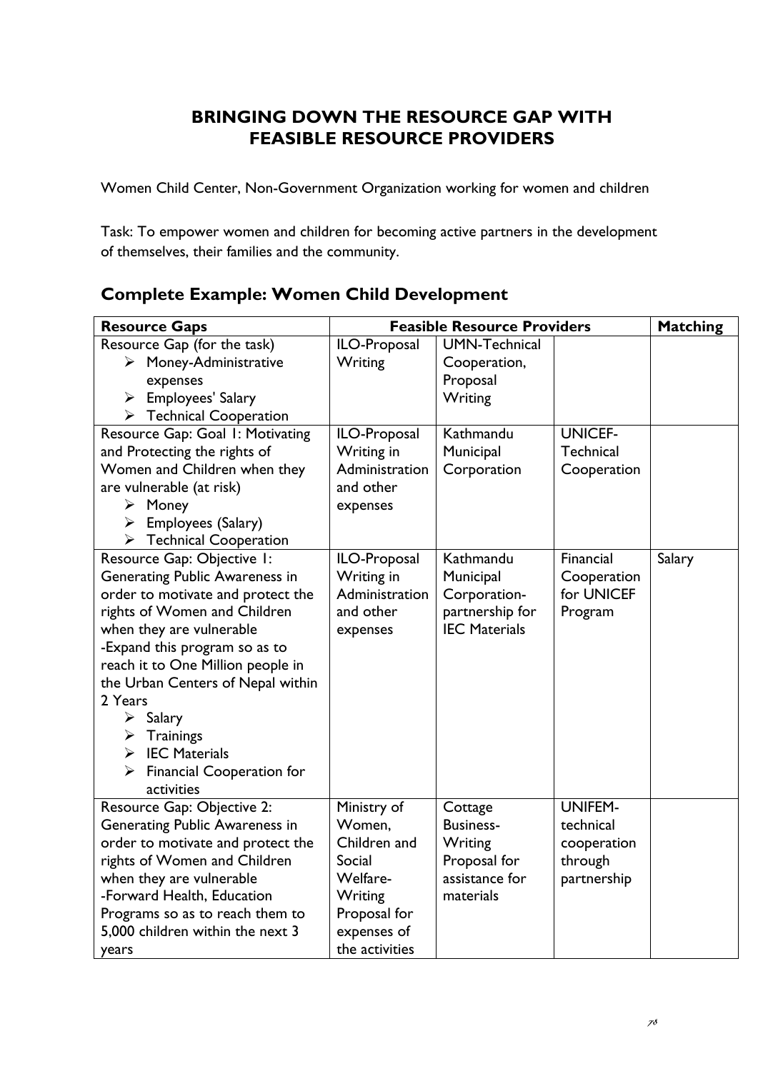# BRINGING DOWN THE RESOURCE GAP WITH FEASIBLE RESOURCE PROVIDERS

Women Child Center, Non-Government Organization working for women and children

Task: To empower women and children for becoming active partners in the development of themselves, their families and the community.

## Complete Example: Women Child Development

| Resource Gaps | Feasible Resource Providers | | | Matching |
|---|---|---|---|---|
| Resource Gap (for the task)<br>➢ Money-Administrative expenses<br>➢ Employees' Salary<br>➢ Technical Cooperation | ILO-Proposal Writing | UMN-Technical Cooperation, Proposal Writing | | |
| Resource Gap: Goal 1: Motivating and Protecting the rights of Women and Children when they are vulnerable (at risk)<br>➢ Money<br>➢ Employees (Salary)<br>➢ Technical Cooperation | ILO-Proposal Writing in Administration and other expenses | Kathmandu Municipal Corporation | UNICEF-Technical Cooperation | |
| Resource Gap: Objective 1: Generating Public Awareness in order to motivate and protect the rights of Women and Children when they are vulnerable<br>-Expand this program so as to reach it to One Million people in the Urban Centers of Nepal within 2 Years<br>➢ Salary<br>➢ Trainings<br>➢ IEC Materials<br>➢ Financial Cooperation for activities | ILO-Proposal Writing in Administration and other expenses | Kathmandu Municipal Corporation-partnership for IEC Materials | Financial Cooperation for UNICEF Program | Salary |
| Resource Gap: Objective 2: Generating Public Awareness in order to motivate and protect the rights of Women and Children when they are vulnerable<br>-Forward Health, Education Programs so as to reach them to 5,000 children within the next 3 years | Ministry of Women, Children and Social Welfare-Writing Proposal for expenses of the activities | Cottage Business-Writing Proposal for assistance for materials | UNIFEM-technical cooperation through partnership | |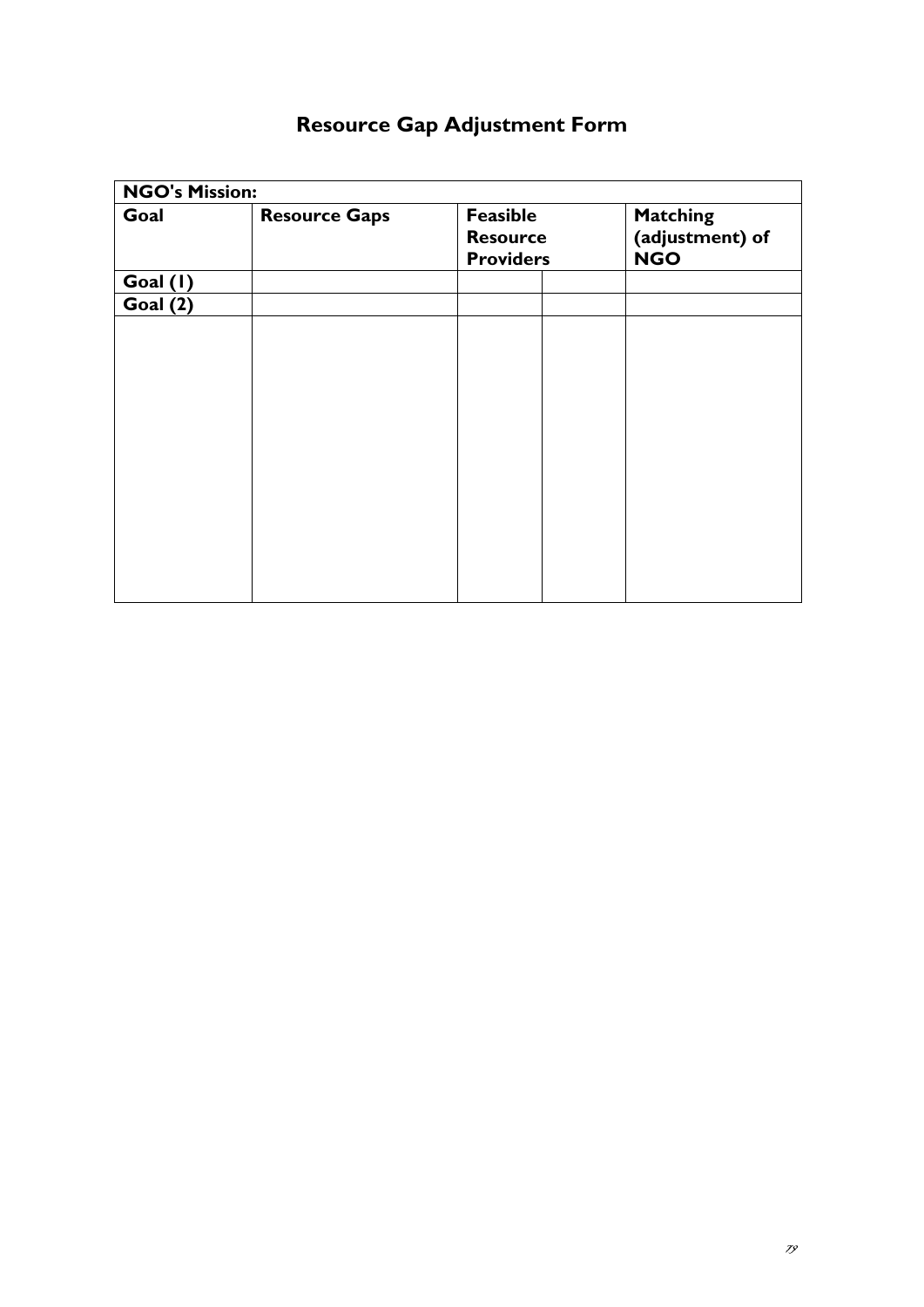# Resource Gap Adjustment Form

| NGO's Mission: | | | | |
|---|---|---|---|---|
| **Goal** | **Resource Gaps** | **Feasible Resource Providers** | | **Matching (adjustment) of NGO** |
| **Goal (1)** | | | | |
| **Goal (2)** | | | | |
| | | | | |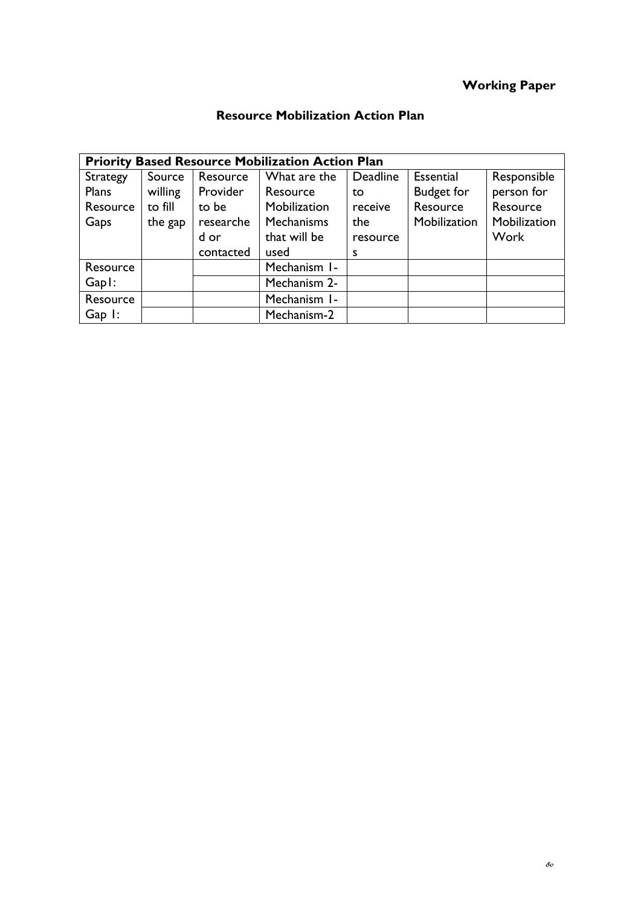**Working Paper**

## Resource Mobilization Action Plan

| **Priority Based Resource Mobilization Action Plan** | | | | | | |
|---|---|---|---|---|---|---|
| Strategy Plans Resource Gaps | Source willing to fill the gap | Resource Provider to be researched or contacted | What are the Resource Mobilization Mechanisms that will be used | Deadline to receive the resources | Essential Budget for Resource Mobilization | Responsible person for Resource Mobilization Work |
| Resource Gap1: | | | Mechanism 1- | | | |
| | | | Mechanism 2- | | | |
| Resource Gap 1: | | | Mechanism 1- | | | |
| | | | Mechanism-2 | | | |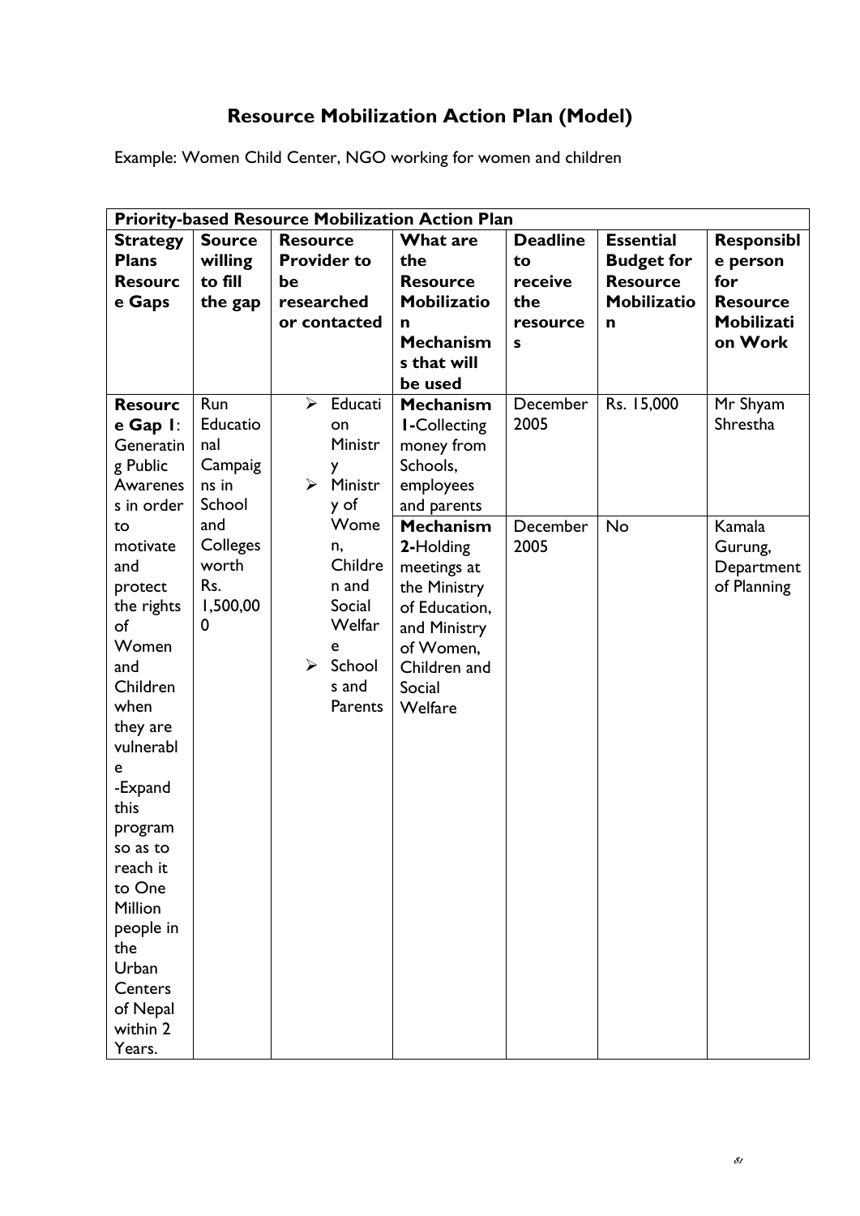# Resource Mobilization Action Plan (Model)

Example: Women Child Center, NGO working for women and children

| Priority-based Resource Mobilization Action Plan | | | | | | |
|---|---|---|---|---|---|---|
| **Strategy Plans Resource Gaps** | **Source willing to fill the gap** | **Resource Provider to be researched or contacted** | **What are the Resource Mobilization Mechanisms that will be used** | **Deadline to receive the resources** | **Essential Budget for Resource Mobilization** | **Responsible person for Resource Mobilization Work** |
| **Resource Gap 1**: Generating Public Awareness in order to motivate and protect the rights of Women and Children when they are vulnerable<br>-Expand this program so as to reach it to One Million people in the Urban Centers of Nepal within 2 Years. | Run Educational Campaigns in School and Colleges worth Rs. 1,500,000 | ➢ Education Ministry<br>➢ Ministry of Women, Children and Social Welfare<br>➢ Schools and Parents | **Mechanism 1-**Collecting money from Schools, employees and parents | December 2005 | Rs. 15,000 | Mr Shyam Shrestha |
| | | | **Mechanism 2-**Holding meetings at the Ministry of Education, and Ministry of Women, Children and Social Welfare | December 2005 | No | Kamala Gurung, Department of Planning |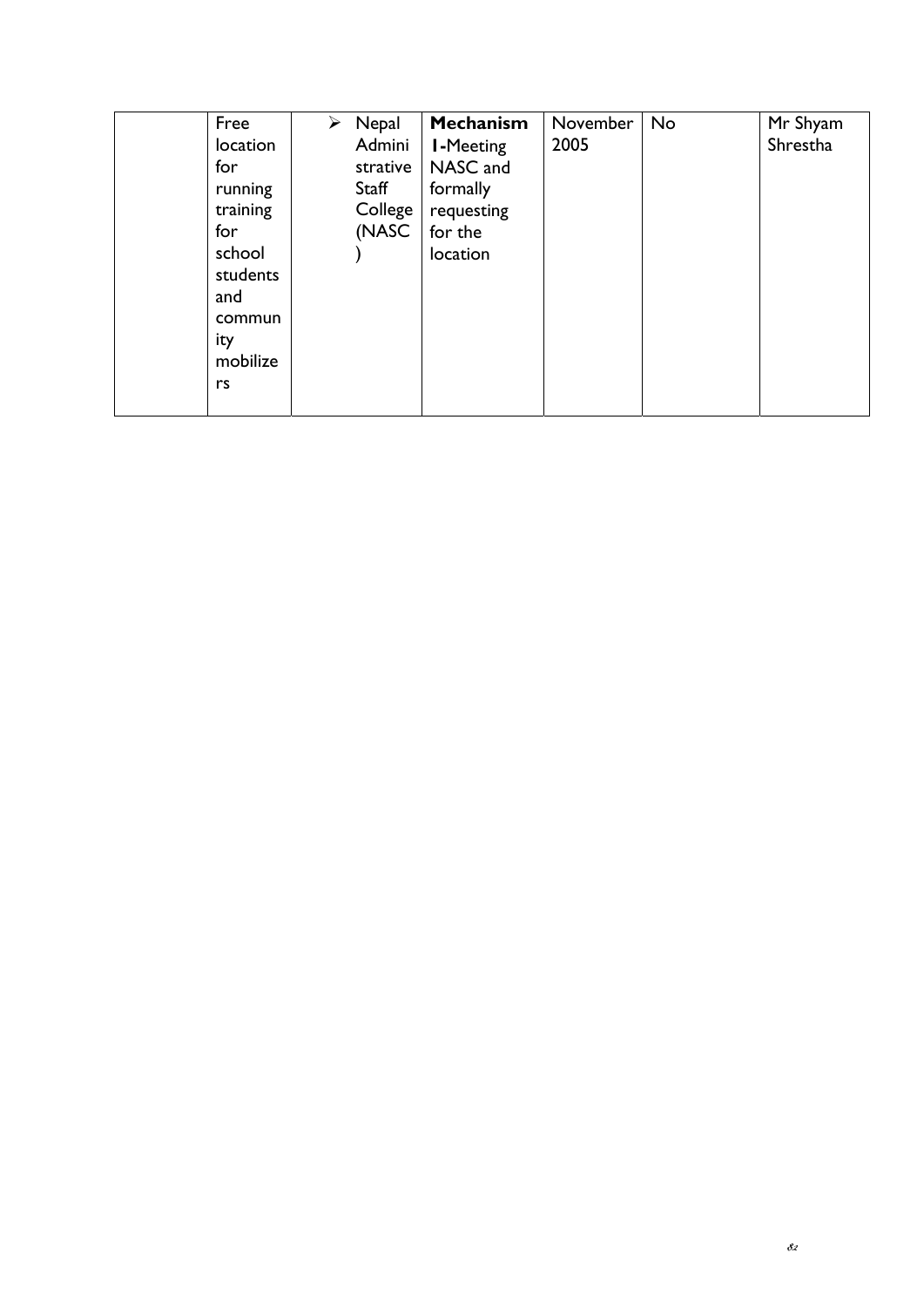| | | | | | | |
|---|---|---|---|---|---|---|
| | Free location for running training for school students and community mobilizers | ➢ Nepal Administrative Staff College (NASC) | **Mechanism 1**-Meeting NASC and formally requesting for the location | November 2005 | No | Mr Shyam Shrestha |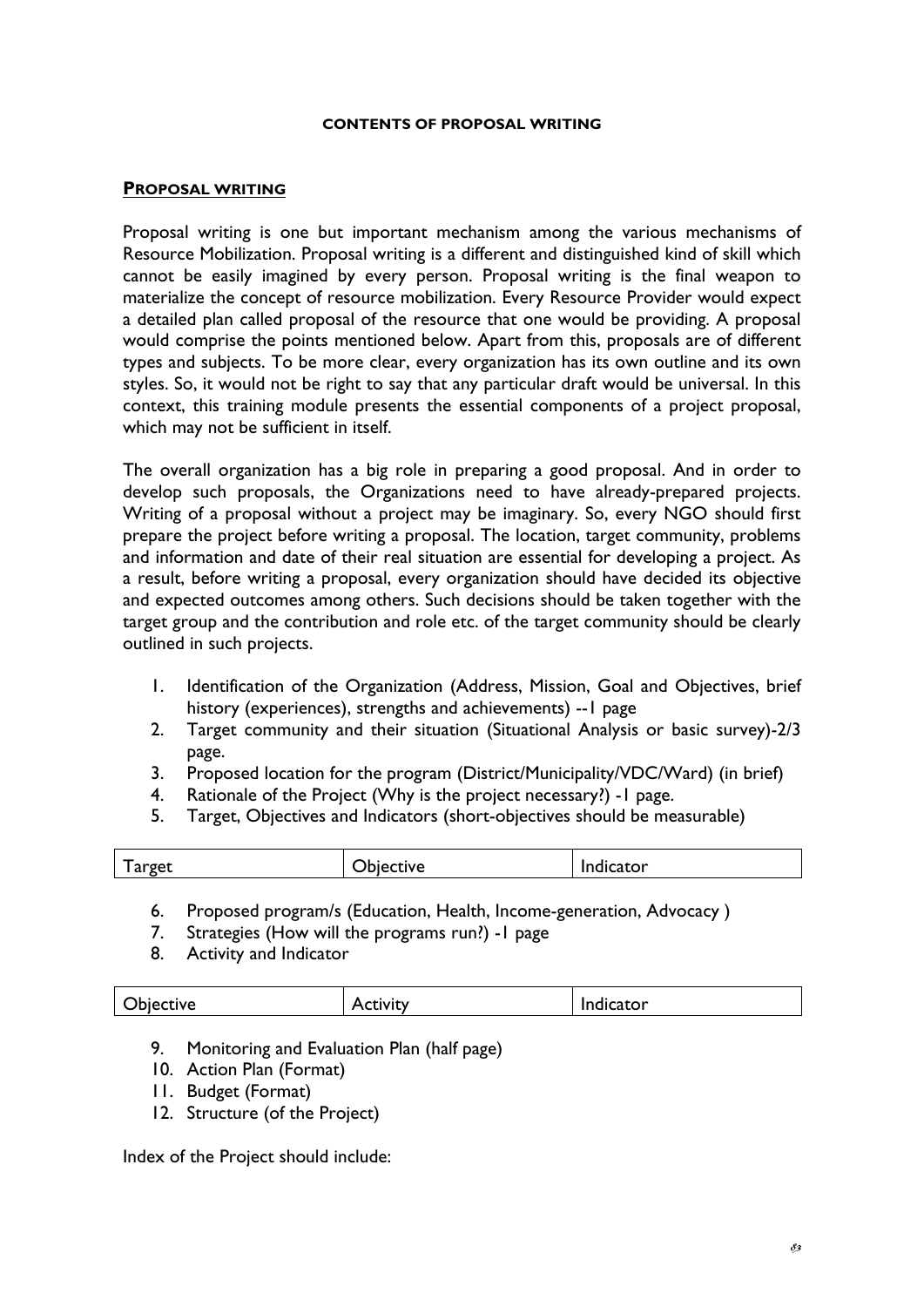**CONTENTS OF PROPOSAL WRITING**

## PROPOSAL WRITING

Proposal writing is one but important mechanism among the various mechanisms of Resource Mobilization. Proposal writing is a different and distinguished kind of skill which cannot be easily imagined by every person. Proposal writing is the final weapon to materialize the concept of resource mobilization. Every Resource Provider would expect a detailed plan called proposal of the resource that one would be providing. A proposal would comprise the points mentioned below. Apart from this, proposals are of different types and subjects. To be more clear, every organization has its own outline and its own styles. So, it would not be right to say that any particular draft would be universal. In this context, this training module presents the essential components of a project proposal, which may not be sufficient in itself.

The overall organization has a big role in preparing a good proposal. And in order to develop such proposals, the Organizations need to have already-prepared projects. Writing of a proposal without a project may be imaginary. So, every NGO should first prepare the project before writing a proposal. The location, target community, problems and information and date of their real situation are essential for developing a project. As a result, before writing a proposal, every organization should have decided its objective and expected outcomes among others. Such decisions should be taken together with the target group and the contribution and role etc. of the target community should be clearly outlined in such projects.

1. Identification of the Organization (Address, Mission, Goal and Objectives, brief history (experiences), strengths and achievements) --1 page
2. Target community and their situation (Situational Analysis or basic survey)-2/3 page.
3. Proposed location for the program (District/Municipality/VDC/Ward) (in brief)
4. Rationale of the Project (Why is the project necessary?) -1 page.
5. Target, Objectives and Indicators (short-objectives should be measurable)

| Target | Objective | Indicator |
|---|---|---|

6. Proposed program/s (Education, Health, Income-generation, Advocacy )
7. Strategies (How will the programs run?) -1 page
8. Activity and Indicator

| Objective | Activity | Indicator |
|---|---|---|

9. Monitoring and Evaluation Plan (half page)
10. Action Plan (Format)
11. Budget (Format)
12. Structure (of the Project)

Index of the Project should include: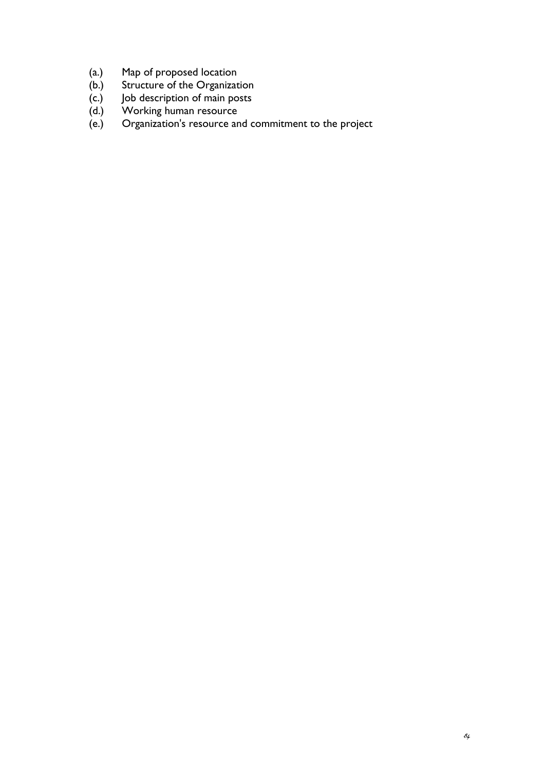- (a.) Map of proposed location
- (b.) Structure of the Organization
- (c.) Job description of main posts
- (d.) Working human resource
- (e.) Organization's resource and commitment to the project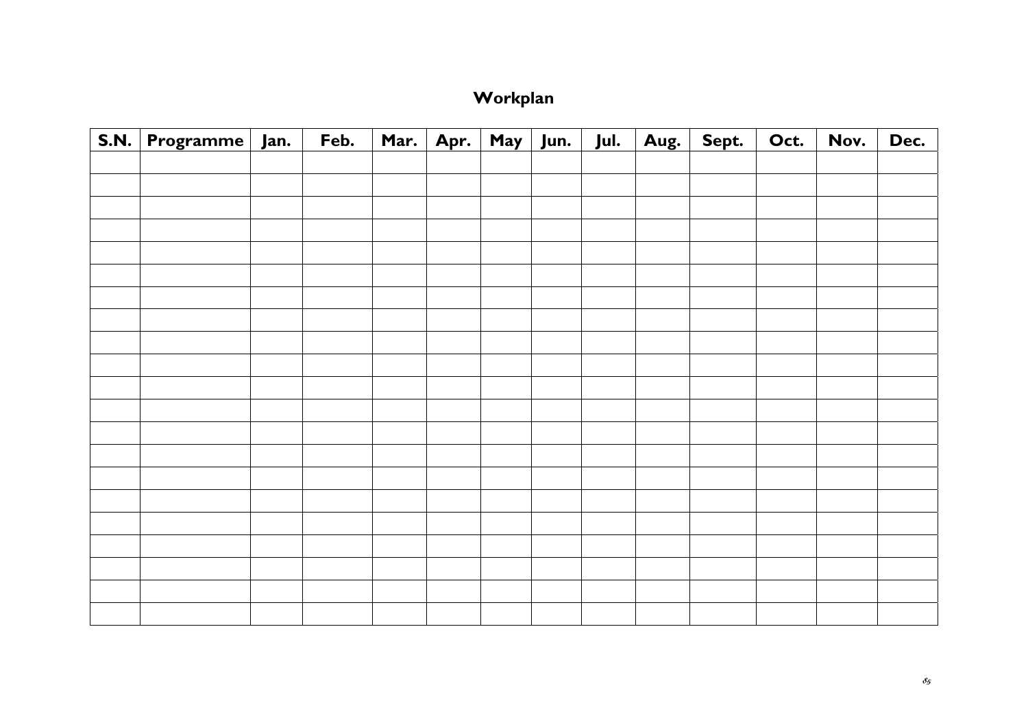## Workplan

| S.N. | Programme | Jan. | Feb. | Mar. | Apr. | May | Jun. | Jul. | Aug. | Sept. | Oct. | Nov. | Dec. |
|---|---|---|---|---|---|---|---|---|---|---|---|---|---|
| | | | | | | | | | | | | | |
| | | | | | | | | | | | | | |
| | | | | | | | | | | | | | |
| | | | | | | | | | | | | | |
| | | | | | | | | | | | | | |
| | | | | | | | | | | | | | |
| | | | | | | | | | | | | | |
| | | | | | | | | | | | | | |
| | | | | | | | | | | | | | |
| | | | | | | | | | | | | | |
| | | | | | | | | | | | | | |
| | | | | | | | | | | | | | |
| | | | | | | | | | | | | | |
| | | | | | | | | | | | | | |
| | | | | | | | | | | | | | |
| | | | | | | | | | | | | | |
| | | | | | | | | | | | | | |
| | | | | | | | | | | | | | |
| | | | | | | | | | | | | | |
| | | | | | | | | | | | | | |
| | | | | | | | | | | | | | |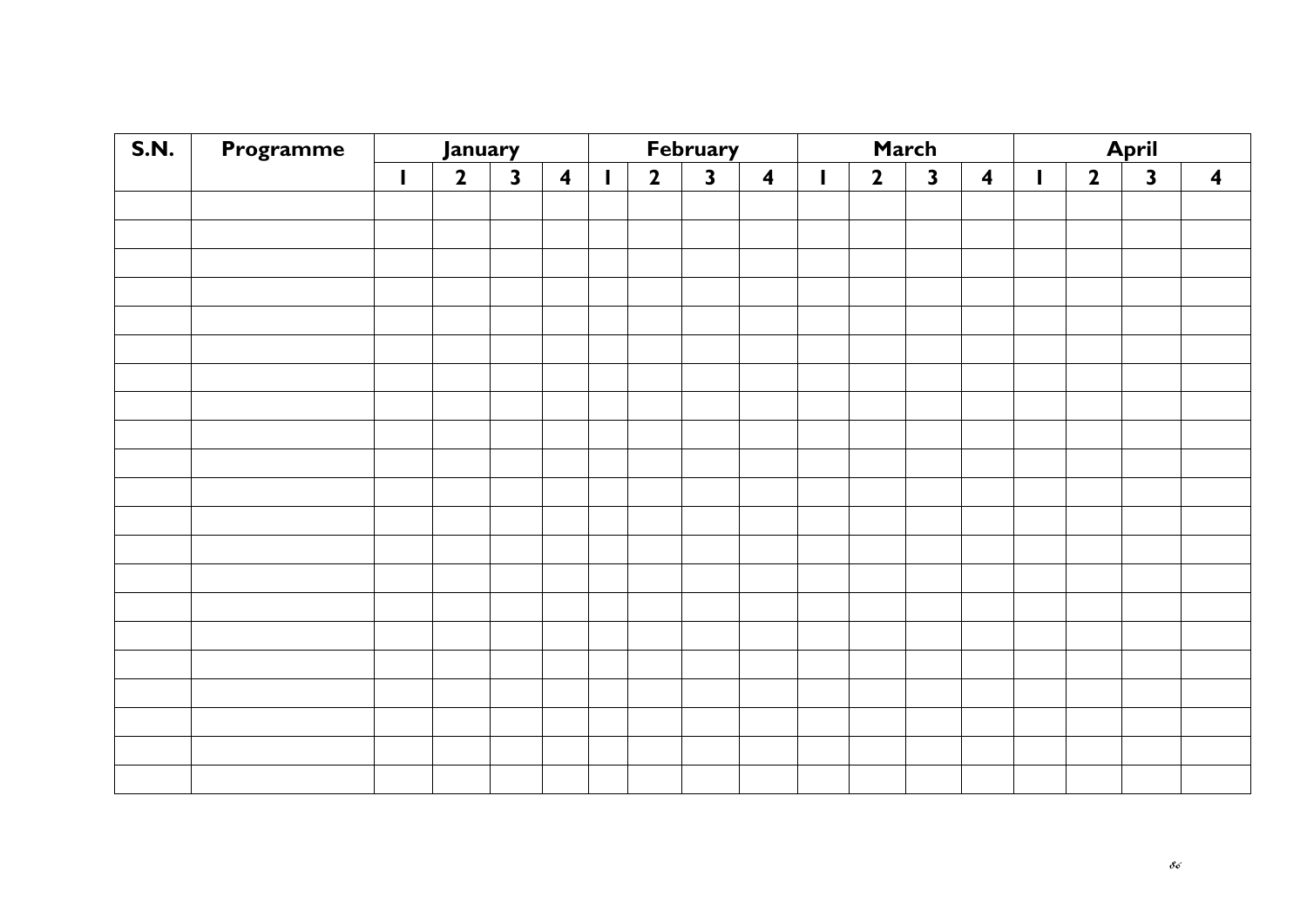| S.N. | Programme | January | | | | February | | | | March | | | | April | | | |
|---|---|---|---|---|---|---|---|---|---|---|---|---|---|---|---|---|---|
| | | 1 | 2 | 3 | 4 | 1 | 2 | 3 | 4 | 1 | 2 | 3 | 4 | 1 | 2 | 3 | 4 |
| | | | | | | | | | | | | | | | | | |
| | | | | | | | | | | | | | | | | | |
| | | | | | | | | | | | | | | | | | |
| | | | | | | | | | | | | | | | | | |
| | | | | | | | | | | | | | | | | | |
| | | | | | | | | | | | | | | | | | |
| | | | | | | | | | | | | | | | | | |
| | | | | | | | | | | | | | | | | | |
| | | | | | | | | | | | | | | | | | |
| | | | | | | | | | | | | | | | | | |
| | | | | | | | | | | | | | | | | | |
| | | | | | | | | | | | | | | | | | |
| | | | | | | | | | | | | | | | | | |
| | | | | | | | | | | | | | | | | | |
| | | | | | | | | | | | | | | | | | |
| | | | | | | | | | | | | | | | | | |
| | | | | | | | | | | | | | | | | | |
| | | | | | | | | | | | | | | | | | |
| | | | | | | | | | | | | | | | | | |
| | | | | | | | | | | | | | | | | | |
| | | | | | | | | | | | | | | | | | |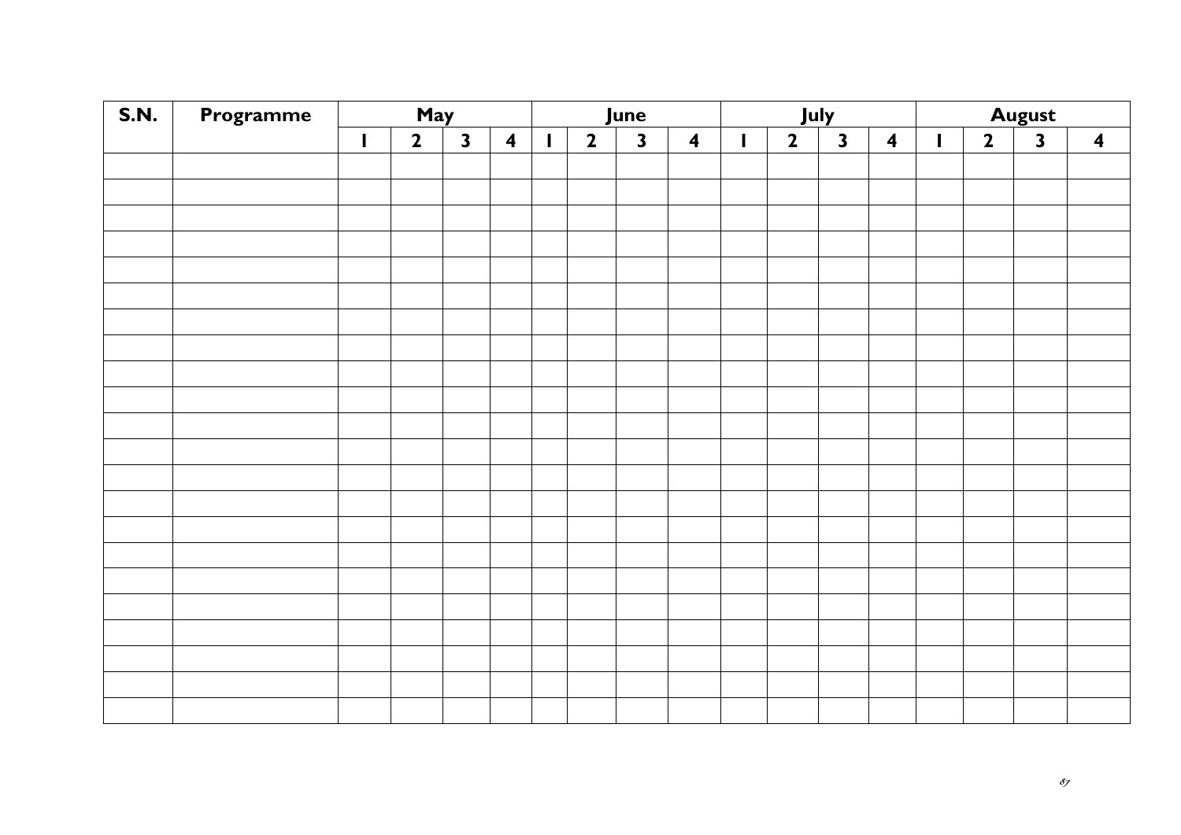| S.N. | Programme | May | | | | June | | | | July | | | | August | | | |
|---|---|---|---|---|---|---|---|---|---|---|---|---|---|---|---|---|---|
| | | 1 | 2 | 3 | 4 | 1 | 2 | 3 | 4 | 1 | 2 | 3 | 4 | 1 | 2 | 3 | 4 |
| | | | | | | | | | | | | | | | | | |
| | | | | | | | | | | | | | | | | | |
| | | | | | | | | | | | | | | | | | |
| | | | | | | | | | | | | | | | | | |
| | | | | | | | | | | | | | | | | | |
| | | | | | | | | | | | | | | | | | |
| | | | | | | | | | | | | | | | | | |
| | | | | | | | | | | | | | | | | | |
| | | | | | | | | | | | | | | | | | |
| | | | | | | | | | | | | | | | | | |
| | | | | | | | | | | | | | | | | | |
| | | | | | | | | | | | | | | | | | |
| | | | | | | | | | | | | | | | | | |
| | | | | | | | | | | | | | | | | | |
| | | | | | | | | | | | | | | | | | |
| | | | | | | | | | | | | | | | | | |
| | | | | | | | | | | | | | | | | | |
| | | | | | | | | | | | | | | | | | |
| | | | | | | | | | | | | | | | | | |
| | | | | | | | | | | | | | | | | | |
| | | | | | | | | | | | | | | | | | |
| | | | | | | | | | | | | | | | | | |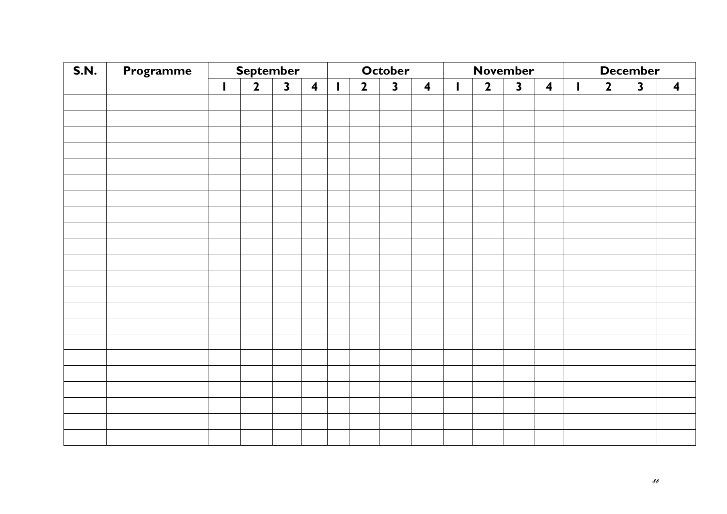| S.N. | Programme | September | | | | October | | | | November | | | | December | | | |
|---|---|---|---|---|---|---|---|---|---|---|---|---|---|---|---|---|---|
| | | 1 | 2 | 3 | 4 | 1 | 2 | 3 | 4 | 1 | 2 | 3 | 4 | 1 | 2 | 3 | 4 |
| | | | | | | | | | | | | | | | | | |
| | | | | | | | | | | | | | | | | | |
| | | | | | | | | | | | | | | | | | |
| | | | | | | | | | | | | | | | | | |
| | | | | | | | | | | | | | | | | | |
| | | | | | | | | | | | | | | | | | |
| | | | | | | | | | | | | | | | | | |
| | | | | | | | | | | | | | | | | | |
| | | | | | | | | | | | | | | | | | |
| | | | | | | | | | | | | | | | | | |
| | | | | | | | | | | | | | | | | | |
| | | | | | | | | | | | | | | | | | |
| | | | | | | | | | | | | | | | | | |
| | | | | | | | | | | | | | | | | | |
| | | | | | | | | | | | | | | | | | |
| | | | | | | | | | | | | | | | | | |
| | | | | | | | | | | | | | | | | | |
| | | | | | | | | | | | | | | | | | |
| | | | | | | | | | | | | | | | | | |
| | | | | | | | | | | | | | | | | | |
| | | | | | | | | | | | | | | | | | |
| | | | | | | | | | | | | | | | | | |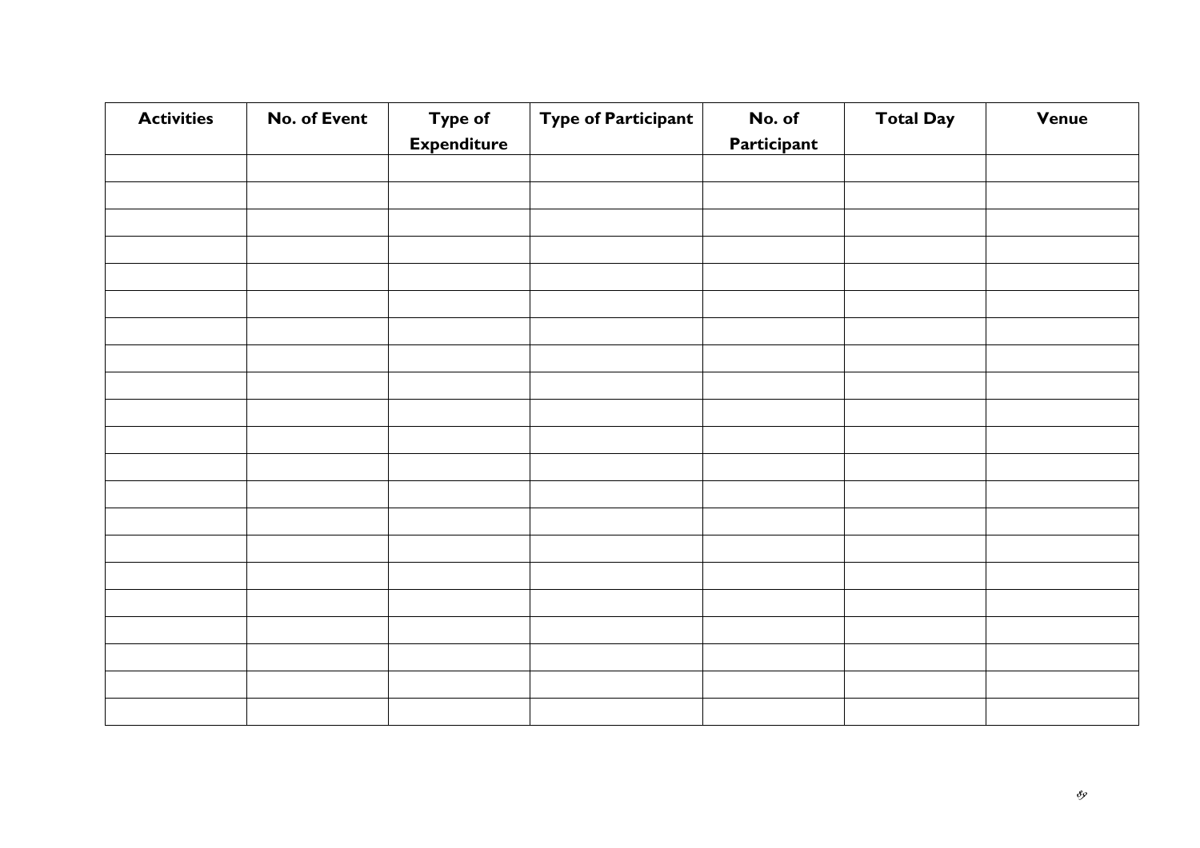| Activities | No. of Event | Type of Expenditure | Type of Participant | No. of Participant | Total Day | Venue |
|---|---|---|---|---|---|---|
| | | | | | | |
| | | | | | | |
| | | | | | | |
| | | | | | | |
| | | | | | | |
| | | | | | | |
| | | | | | | |
| | | | | | | |
| | | | | | | |
| | | | | | | |
| | | | | | | |
| | | | | | | |
| | | | | | | |
| | | | | | | |
| | | | | | | |
| | | | | | | |
| | | | | | | |
| | | | | | | |
| | | | | | | |
| | | | | | | |
| | | | | | | |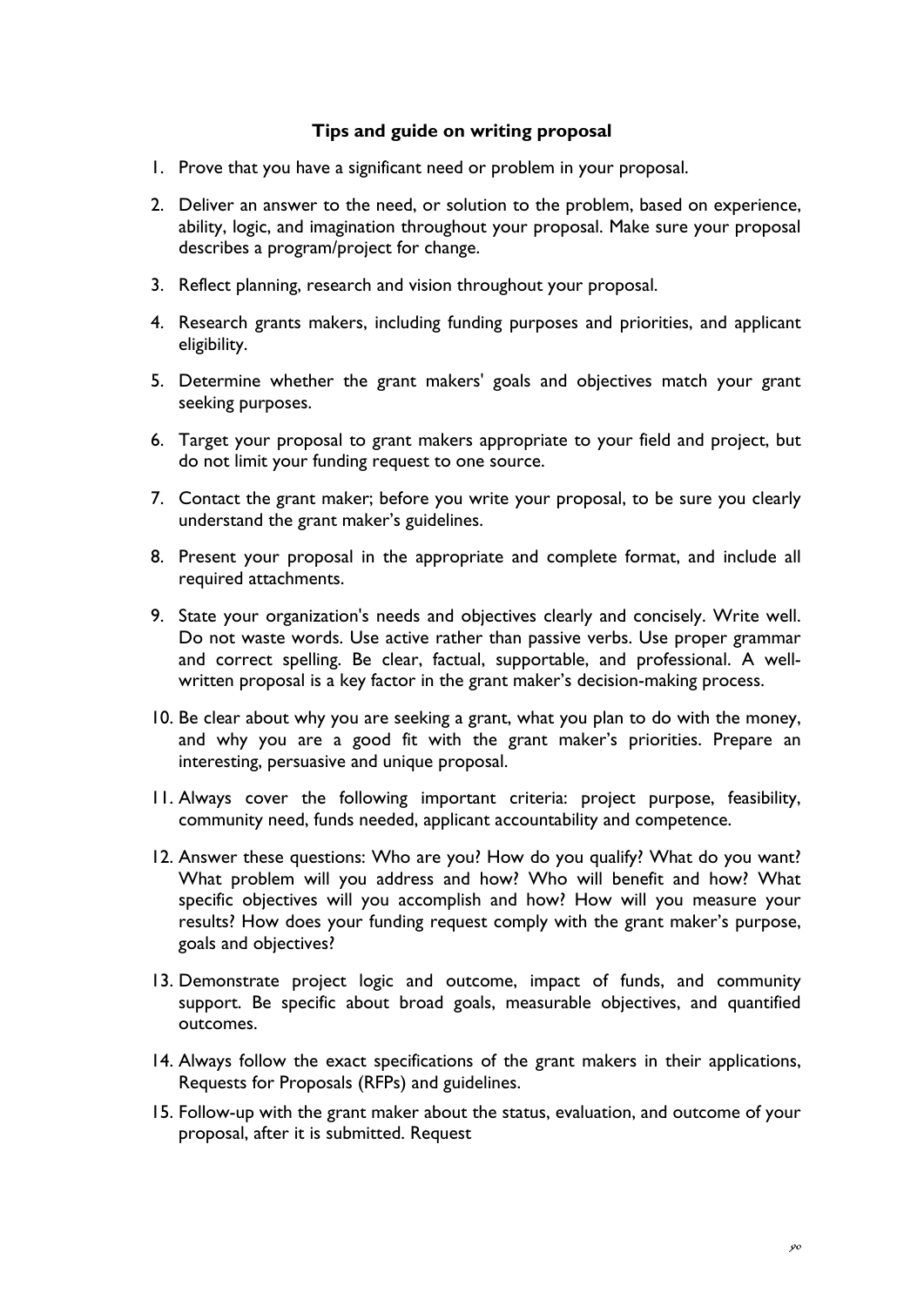**Tips and guide on writing proposal**

1. Prove that you have a significant need or problem in your proposal.
2. Deliver an answer to the need, or solution to the problem, based on experience, ability, logic, and imagination throughout your proposal. Make sure your proposal describes a program/project for change.
3. Reflect planning, research and vision throughout your proposal.
4. Research grants makers, including funding purposes and priorities, and applicant eligibility.
5. Determine whether the grant makers' goals and objectives match your grant seeking purposes.
6. Target your proposal to grant makers appropriate to your field and project, but do not limit your funding request to one source.
7. Contact the grant maker; before you write your proposal, to be sure you clearly understand the grant maker's guidelines.
8. Present your proposal in the appropriate and complete format, and include all required attachments.
9. State your organization's needs and objectives clearly and concisely. Write well. Do not waste words. Use active rather than passive verbs. Use proper grammar and correct spelling. Be clear, factual, supportable, and professional. A well-written proposal is a key factor in the grant maker's decision-making process.
10. Be clear about why you are seeking a grant, what you plan to do with the money, and why you are a good fit with the grant maker's priorities. Prepare an interesting, persuasive and unique proposal.
11. Always cover the following important criteria: project purpose, feasibility, community need, funds needed, applicant accountability and competence.
12. Answer these questions: Who are you? How do you qualify? What do you want? What problem will you address and how? Who will benefit and how? What specific objectives will you accomplish and how? How will you measure your results? How does your funding request comply with the grant maker's purpose, goals and objectives?
13. Demonstrate project logic and outcome, impact of funds, and community support. Be specific about broad goals, measurable objectives, and quantified outcomes.
14. Always follow the exact specifications of the grant makers in their applications, Requests for Proposals (RFPs) and guidelines.
15. Follow-up with the grant maker about the status, evaluation, and outcome of your proposal, after it is submitted. Request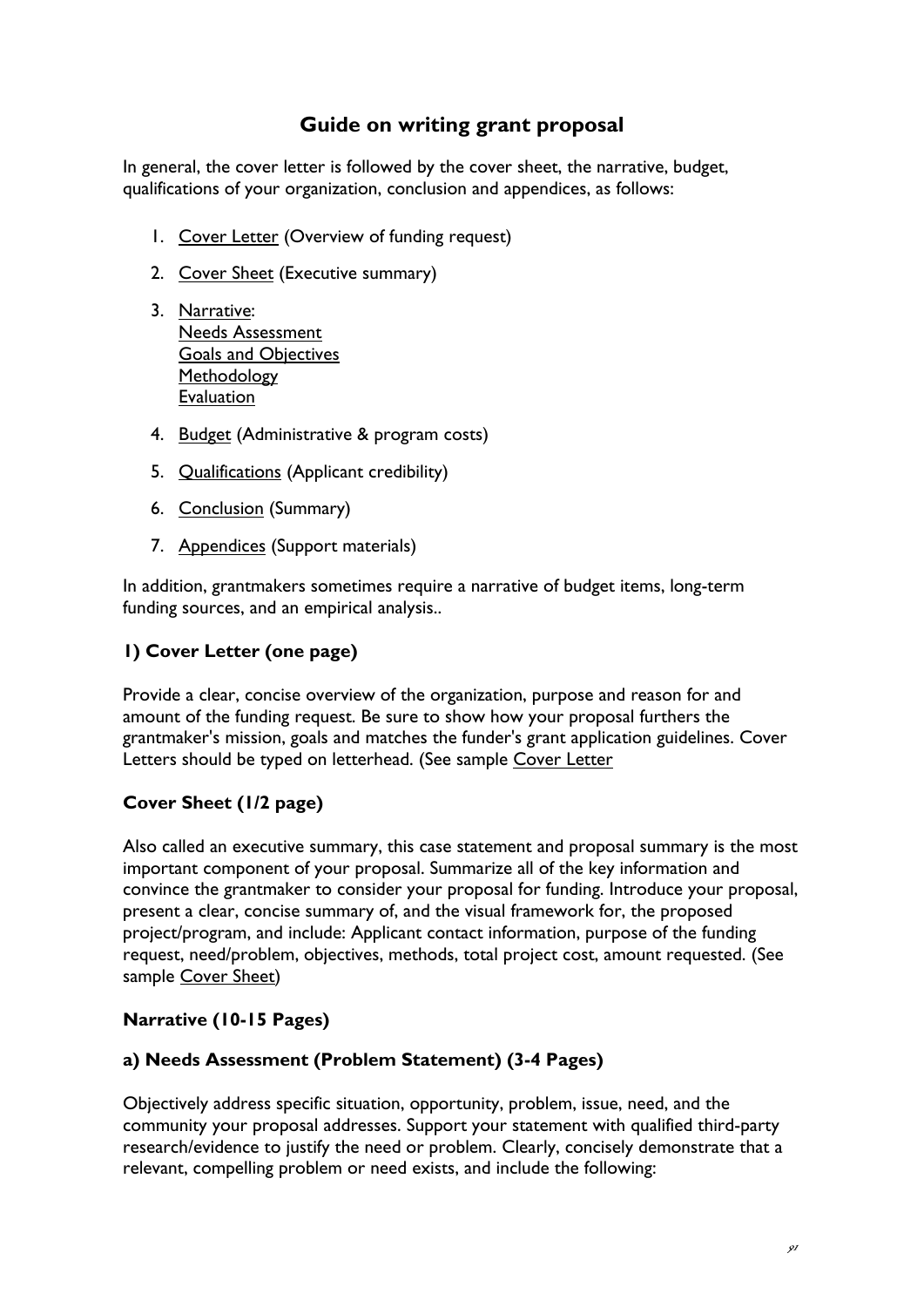# Guide on writing grant proposal

In general, the cover letter is followed by the cover sheet, the narrative, budget, qualifications of your organization, conclusion and appendices, as follows:

1. Cover Letter (Overview of funding request)
2. Cover Sheet (Executive summary)
3. Narrative:
   Needs Assessment
   Goals and Objectives
   Methodology
   Evaluation
4. Budget (Administrative & program costs)
5. Qualifications (Applicant credibility)
6. Conclusion (Summary)
7. Appendices (Support materials)

In addition, grantmakers sometimes require a narrative of budget items, long-term funding sources, and an empirical analysis..

### 1) Cover Letter (one page)

Provide a clear, concise overview of the organization, purpose and reason for and amount of the funding request. Be sure to show how your proposal furthers the grantmaker's mission, goals and matches the funder's grant application guidelines. Cover Letters should be typed on letterhead. (See sample Cover Letter

### Cover Sheet (1/2 page)

Also called an executive summary, this case statement and proposal summary is the most important component of your proposal. Summarize all of the key information and convince the grantmaker to consider your proposal for funding. Introduce your proposal, present a clear, concise summary of, and the visual framework for, the proposed project/program, and include: Applicant contact information, purpose of the funding request, need/problem, objectives, methods, total project cost, amount requested. (See sample Cover Sheet)

### Narrative (10-15 Pages)

### a) Needs Assessment (Problem Statement) (3-4 Pages)

Objectively address specific situation, opportunity, problem, issue, need, and the community your proposal addresses. Support your statement with qualified third-party research/evidence to justify the need or problem. Clearly, concisely demonstrate that a relevant, compelling problem or need exists, and include the following: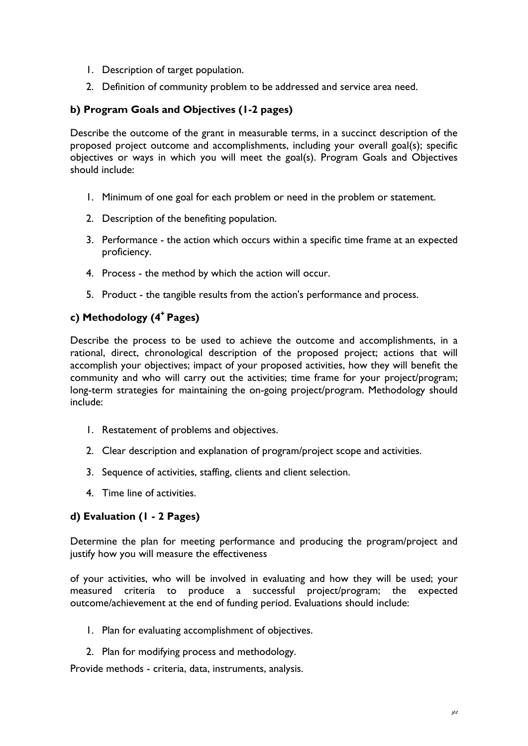1. Description of target population.
2. Definition of community problem to be addressed and service area need.

### b) Program Goals and Objectives (1-2 pages)

Describe the outcome of the grant in measurable terms, in a succinct description of the proposed project outcome and accomplishments, including your overall goal(s); specific objectives or ways in which you will meet the goal(s). Program Goals and Objectives should include:

1. Minimum of one goal for each problem or need in the problem or statement.
2. Description of the benefiting population.
3. Performance - the action which occurs within a specific time frame at an expected proficiency.
4. Process - the method by which the action will occur.
5. Product - the tangible results from the action's performance and process.

### c) Methodology (4+ Pages)

Describe the process to be used to achieve the outcome and accomplishments, in a rational, direct, chronological description of the proposed project; actions that will accomplish your objectives; impact of your proposed activities, how they will benefit the community and who will carry out the activities; time frame for your project/program; long-term strategies for maintaining the on-going project/program. Methodology should include:

1. Restatement of problems and objectives.
2. Clear description and explanation of program/project scope and activities.
3. Sequence of activities, staffing, clients and client selection.
4. Time line of activities.

### d) Evaluation (1 - 2 Pages)

Determine the plan for meeting performance and producing the program/project and justify how you will measure the effectiveness

of your activities, who will be involved in evaluating and how they will be used; your measured criteria to produce a successful project/program; the expected outcome/achievement at the end of funding period. Evaluations should include:

1. Plan for evaluating accomplishment of objectives.
2. Plan for modifying process and methodology.

Provide methods - criteria, data, instruments, analysis.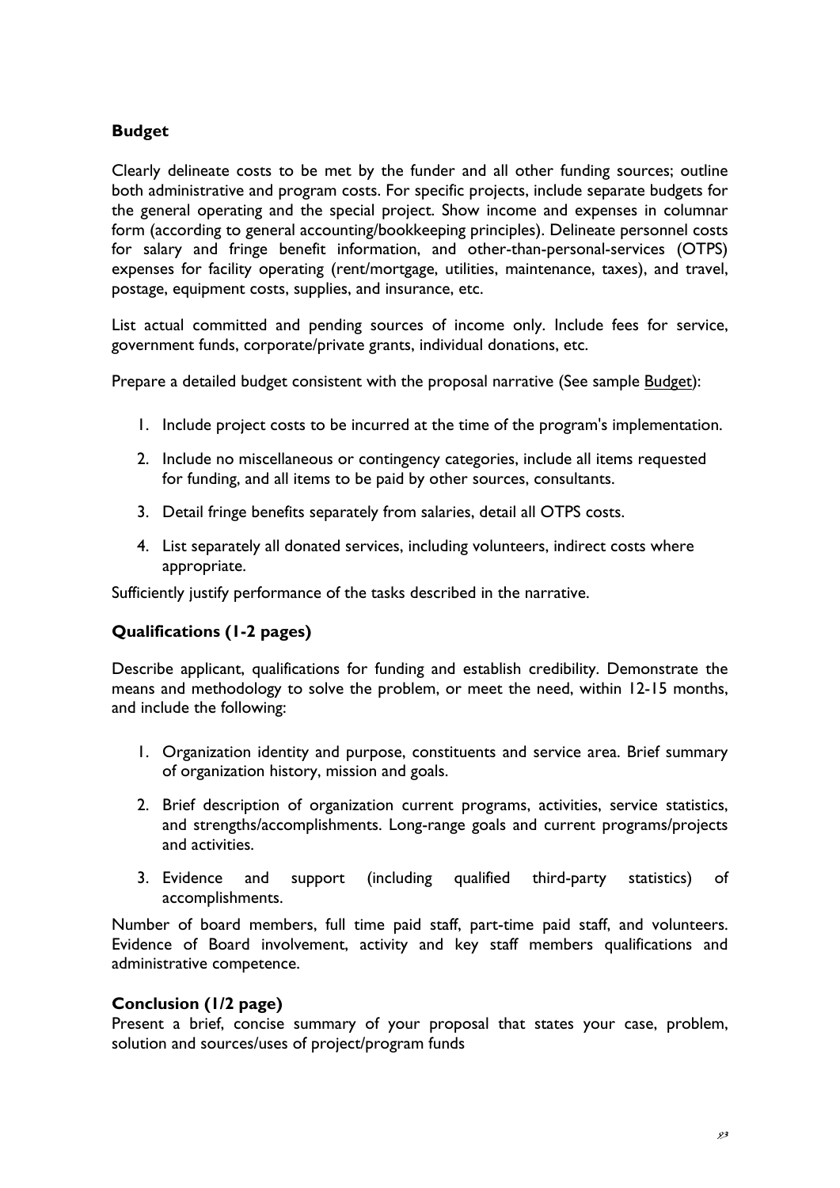## Budget

Clearly delineate costs to be met by the funder and all other funding sources; outline both administrative and program costs. For specific projects, include separate budgets for the general operating and the special project. Show income and expenses in columnar form (according to general accounting/bookkeeping principles). Delineate personnel costs for salary and fringe benefit information, and other-than-personal-services (OTPS) expenses for facility operating (rent/mortgage, utilities, maintenance, taxes), and travel, postage, equipment costs, supplies, and insurance, etc.

List actual committed and pending sources of income only. Include fees for service, government funds, corporate/private grants, individual donations, etc.

Prepare a detailed budget consistent with the proposal narrative (See sample Budget):

1. Include project costs to be incurred at the time of the program's implementation.
2. Include no miscellaneous or contingency categories, include all items requested for funding, and all items to be paid by other sources, consultants.
3. Detail fringe benefits separately from salaries, detail all OTPS costs.
4. List separately all donated services, including volunteers, indirect costs where appropriate.

Sufficiently justify performance of the tasks described in the narrative.

## Qualifications (1-2 pages)

Describe applicant, qualifications for funding and establish credibility. Demonstrate the means and methodology to solve the problem, or meet the need, within 12-15 months, and include the following:

1. Organization identity and purpose, constituents and service area. Brief summary of organization history, mission and goals.
2. Brief description of organization current programs, activities, service statistics, and strengths/accomplishments. Long-range goals and current programs/projects and activities.
3. Evidence and support (including qualified third-party statistics) of accomplishments.

Number of board members, full time paid staff, part-time paid staff, and volunteers. Evidence of Board involvement, activity and key staff members qualifications and administrative competence.

## Conclusion (1/2 page)

Present a brief, concise summary of your proposal that states your case, problem, solution and sources/uses of project/program funds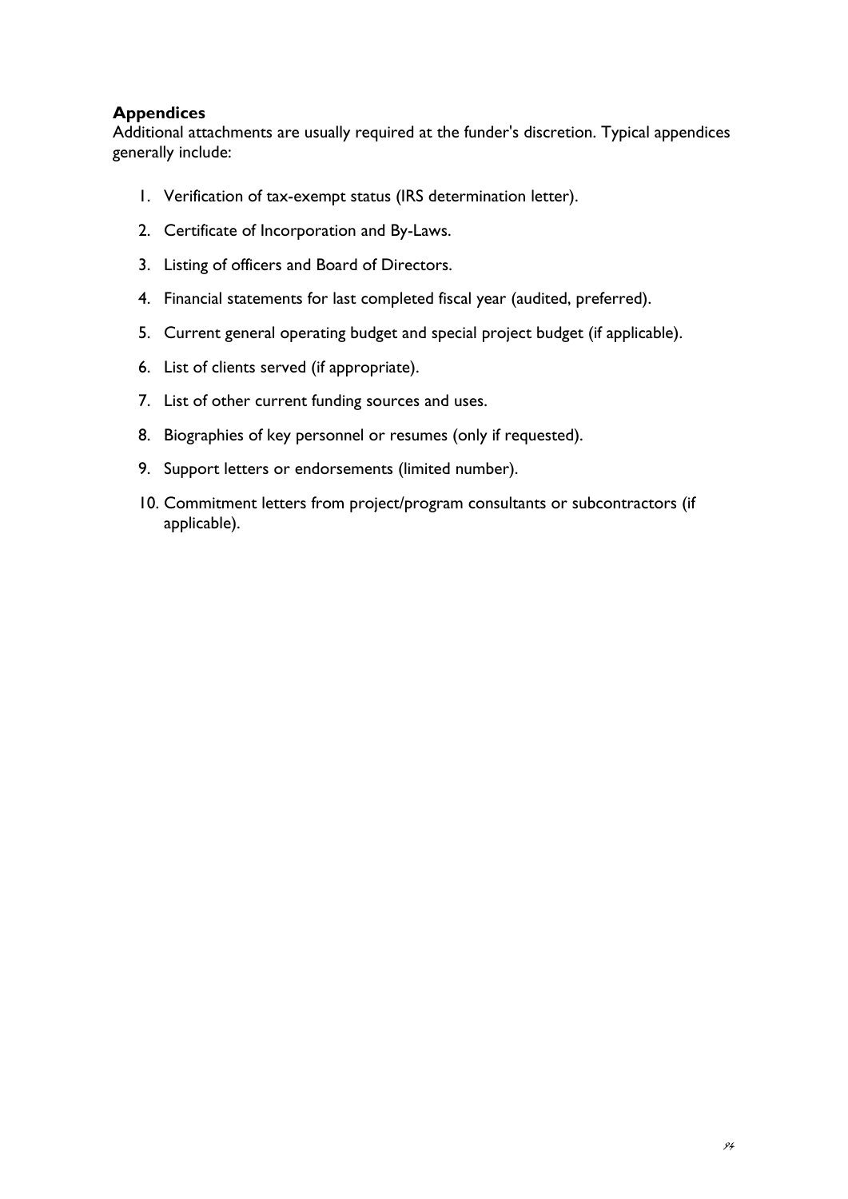### Appendices

Additional attachments are usually required at the funder's discretion. Typical appendices generally include:

1. Verification of tax-exempt status (IRS determination letter).
2. Certificate of Incorporation and By-Laws.
3. Listing of officers and Board of Directors.
4. Financial statements for last completed fiscal year (audited, preferred).
5. Current general operating budget and special project budget (if applicable).
6. List of clients served (if appropriate).
7. List of other current funding sources and uses.
8. Biographies of key personnel or resumes (only if requested).
9. Support letters or endorsements (limited number).
10. Commitment letters from project/program consultants or subcontractors (if applicable).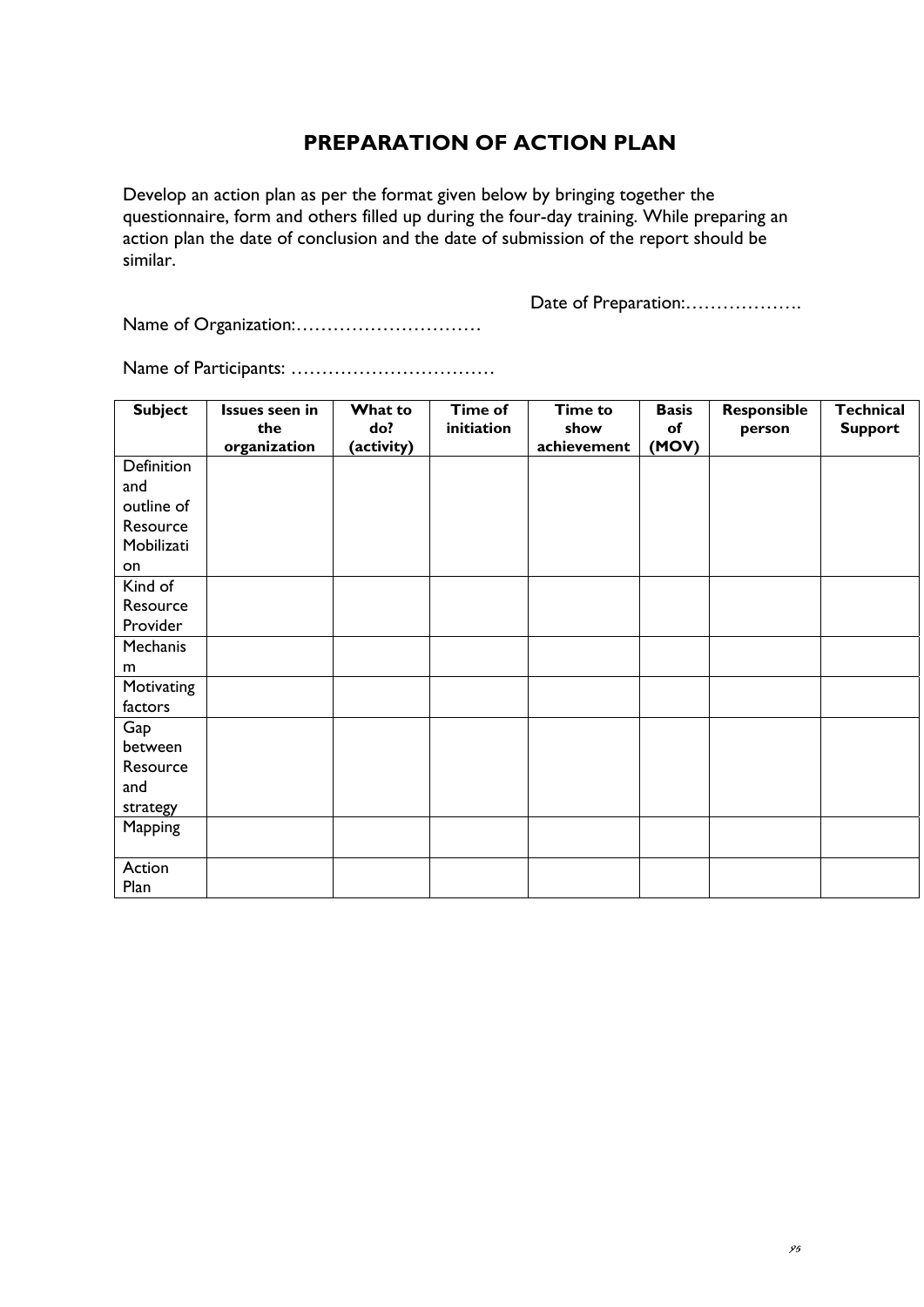# PREPARATION OF ACTION PLAN

Develop an action plan as per the format given below by bringing together the questionnaire, form and others filled up during the four-day training. While preparing an action plan the date of conclusion and the date of submission of the report should be similar.

Date of Preparation:……………….

Name of Organization:…………………………

Name of Participants: ……………………………

| Subject | Issues seen in the organization | What to do? (activity) | Time of initiation | Time to show achievement | Basis of (MOV) | Responsible person | Technical Support |
|---|---|---|---|---|---|---|---|
| Definition and outline of Resource Mobilization | | | | | | | |
| Kind of Resource Provider | | | | | | | |
| Mechanism | | | | | | | |
| Motivating factors | | | | | | | |
| Gap between Resource and strategy | | | | | | | |
| Mapping | | | | | | | |
| Action Plan | | | | | | | |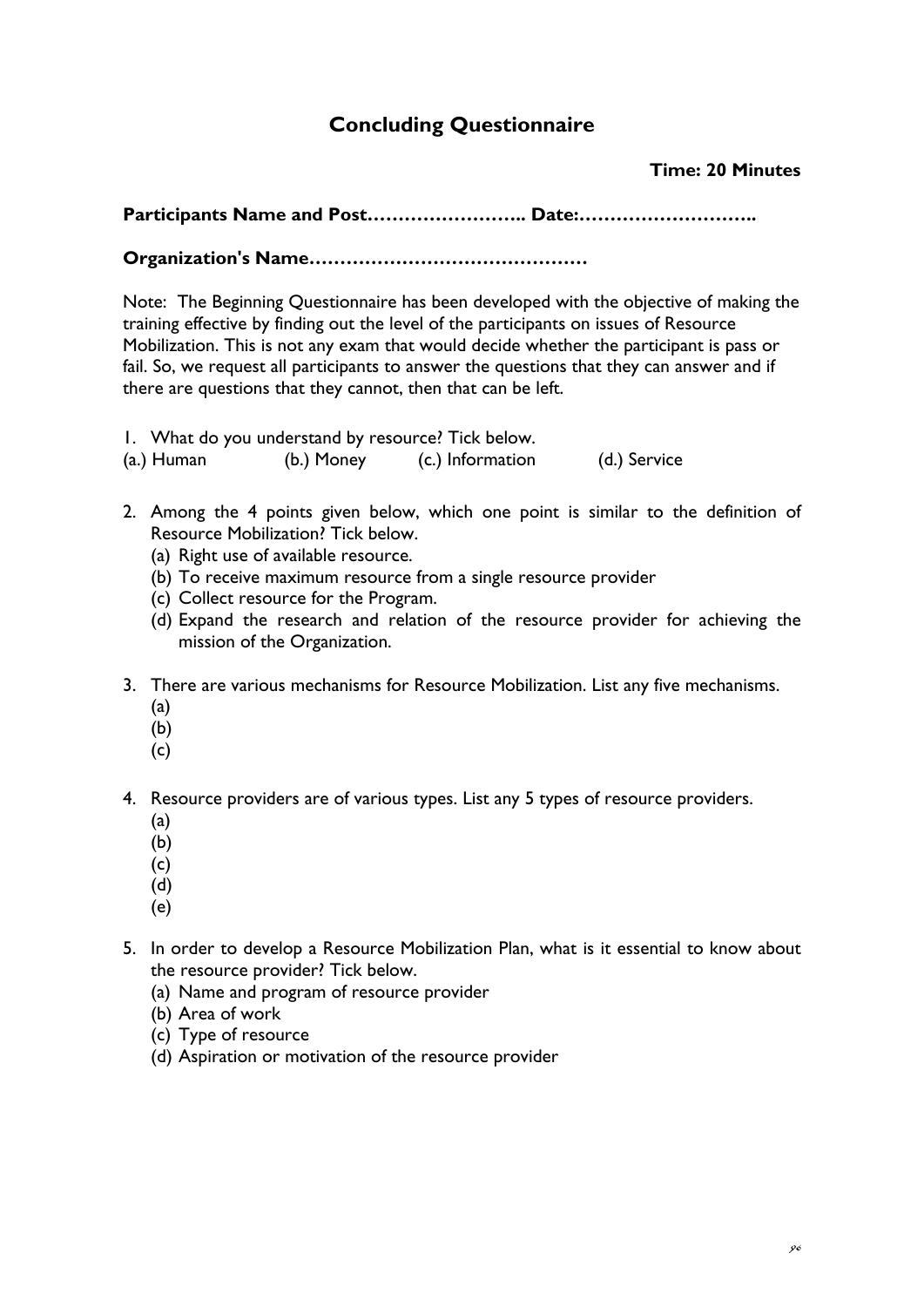# Concluding Questionnaire

**Time: 20 Minutes**

**Participants Name and Post…………………….. Date:………………………..**

**Organization's Name………………………………………**

Note: The Beginning Questionnaire has been developed with the objective of making the training effective by finding out the level of the participants on issues of Resource Mobilization. This is not any exam that would decide whether the participant is pass or fail. So, we request all participants to answer the questions that they can answer and if there are questions that they cannot, then that can be left.

1. What do you understand by resource? Tick below.

(a.) Human (b.) Money (c.) Information (d.) Service

2. Among the 4 points given below, which one point is similar to the definition of Resource Mobilization? Tick below.
   (a) Right use of available resource.
   (b) To receive maximum resource from a single resource provider
   (c) Collect resource for the Program.
   (d) Expand the research and relation of the resource provider for achieving the mission of the Organization.

3. There are various mechanisms for Resource Mobilization. List any five mechanisms.
   (a)
   (b)
   (c)

4. Resource providers are of various types. List any 5 types of resource providers.
   (a)
   (b)
   (c)
   (d)
   (e)

5. In order to develop a Resource Mobilization Plan, what is it essential to know about the resource provider? Tick below.
   (a) Name and program of resource provider
   (b) Area of work
   (c) Type of resource
   (d) Aspiration or motivation of the resource provider